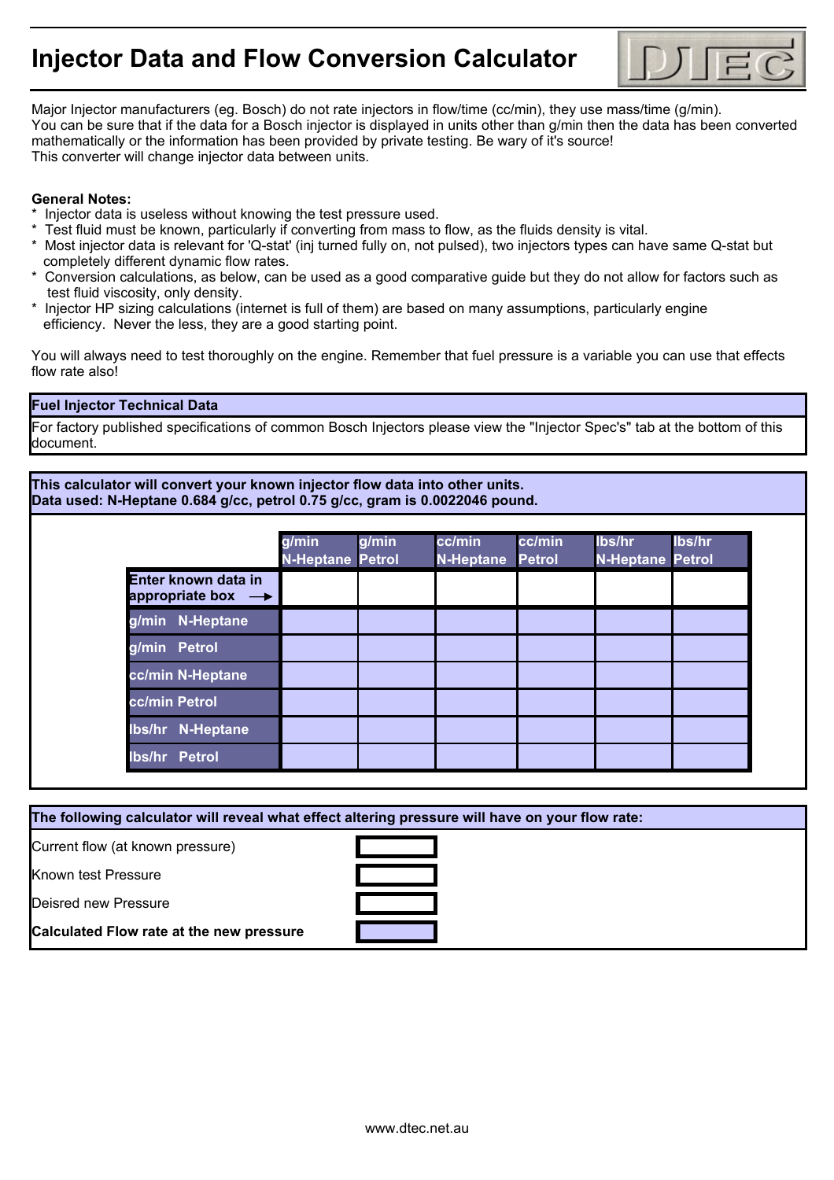# Injector Data and Flow Conversion Calculator

Major Injector manufacturers (eg. Bosch) do not rate injectors in flow/time (cc/min), they use mass/time (g/min).
You can be sure that if the data for a Bosch injector is displayed in units other than g/min then the data has been converted mathematically or the information has been provided by private testing. Be wary of it's source!
This converter will change injector data between units.

**General Notes:**

* Injector data is useless without knowing the test pressure used.
* Test fluid must be known, particularly if converting from mass to flow, as the fluids density is vital.
* Most injector data is relevant for 'Q-stat' (inj turned fully on, not pulsed), two injectors types can have same Q-stat but completely different dynamic flow rates.
* Conversion calculations, as below, can be used as a good comparative guide but they do not allow for factors such as test fluid viscosity, only density.
* Injector HP sizing calculations (internet is full of them) are based on many assumptions, particularly engine efficiency. Never the less, they are a good starting point.

You will always need to test thoroughly on the engine. Remember that fuel pressure is a variable you can use that effects flow rate also!

**Fuel Injector Technical Data**

For factory published specifications of common Bosch Injectors please view the "Injector Spec's" tab at the bottom of this document.

**This calculator will convert your known injector flow data into other units.**
**Data used: N-Heptane 0.684 g/cc, petrol 0.75 g/cc, gram is 0.0022046 pound.**

| | g/min N-Heptane | g/min Petrol | cc/min N-Heptane | cc/min Petrol | lbs/hr N-Heptane | lbs/hr Petrol |
|---|---|---|---|---|---|---|
| Enter known data in appropriate box → | | | | | | |
| g/min N-Heptane | | | | | | |
| g/min Petrol | | | | | | |
| cc/min N-Heptane | | | | | | |
| cc/min Petrol | | | | | | |
| lbs/hr N-Heptane | | | | | | |
| lbs/hr Petrol | | | | | | |

**The following calculator will reveal what effect altering pressure will have on your flow rate:**

| | |
|---|---|
| Current flow (at known pressure) | |
| Known test Pressure | |
| Deisred new Pressure | |
| **Calculated Flow rate at the new pressure** | |

www.dtec.net.au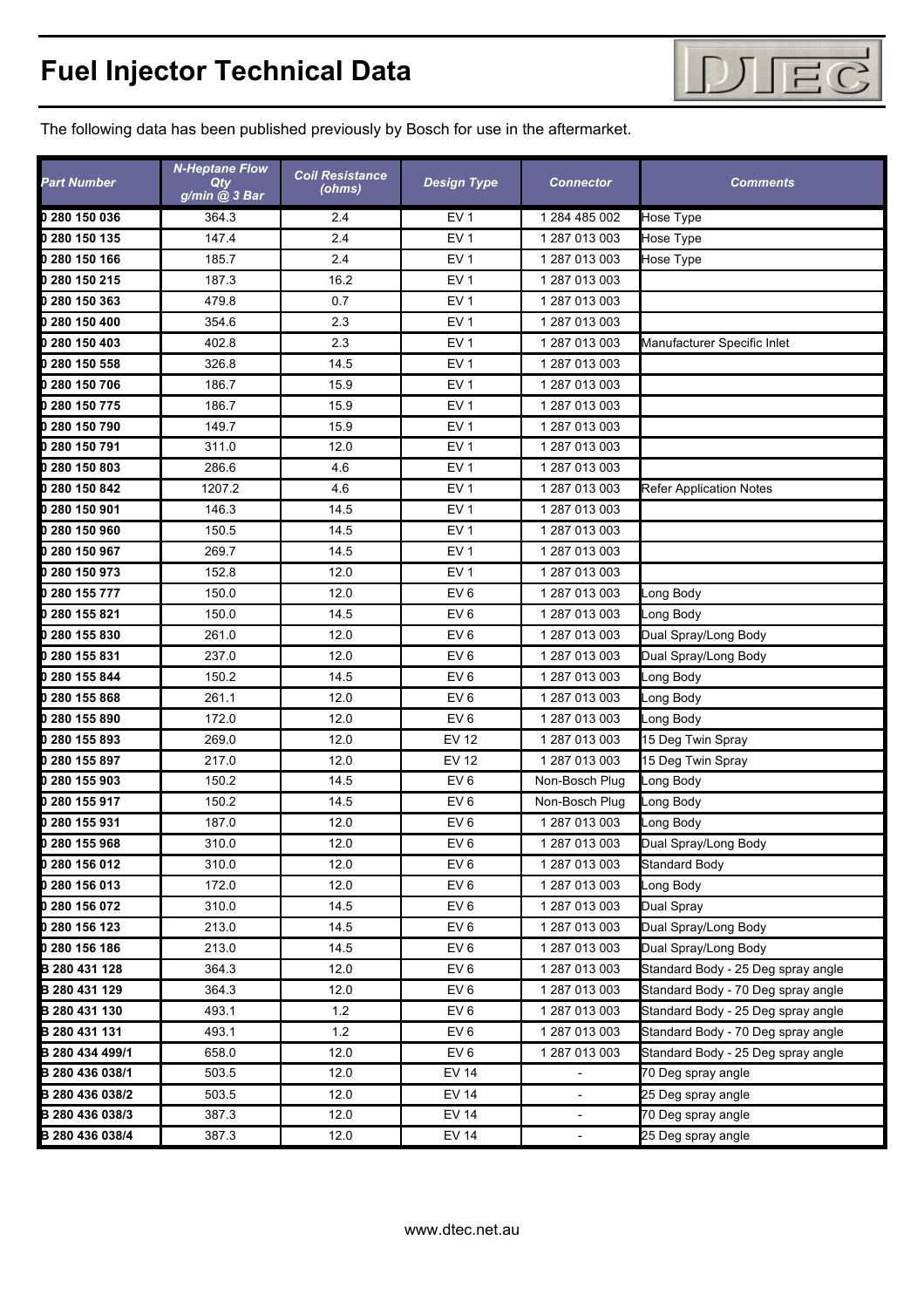# Fuel Injector Technical Data

The following data has been published previously by Bosch for use in the aftermarket.

| Part Number | N-Heptane Flow Qty g/min @ 3 Bar | Coil Resistance (ohms) | Design Type | Connector | Comments |
|---|---|---|---|---|---|
| 0 280 150 036 | 364.3 | 2.4 | EV 1 | 1 284 485 002 | Hose Type |
| 0 280 150 135 | 147.4 | 2.4 | EV 1 | 1 287 013 003 | Hose Type |
| 0 280 150 166 | 185.7 | 2.4 | EV 1 | 1 287 013 003 | Hose Type |
| 0 280 150 215 | 187.3 | 16.2 | EV 1 | 1 287 013 003 | |
| 0 280 150 363 | 479.8 | 0.7 | EV 1 | 1 287 013 003 | |
| 0 280 150 400 | 354.6 | 2.3 | EV 1 | 1 287 013 003 | |
| 0 280 150 403 | 402.8 | 2.3 | EV 1 | 1 287 013 003 | Manufacturer Specific Inlet |
| 0 280 150 558 | 326.8 | 14.5 | EV 1 | 1 287 013 003 | |
| 0 280 150 706 | 186.7 | 15.9 | EV 1 | 1 287 013 003 | |
| 0 280 150 775 | 186.7 | 15.9 | EV 1 | 1 287 013 003 | |
| 0 280 150 790 | 149.7 | 15.9 | EV 1 | 1 287 013 003 | |
| 0 280 150 791 | 311.0 | 12.0 | EV 1 | 1 287 013 003 | |
| 0 280 150 803 | 286.6 | 4.6 | EV 1 | 1 287 013 003 | |
| 0 280 150 842 | 1207.2 | 4.6 | EV 1 | 1 287 013 003 | Refer Application Notes |
| 0 280 150 901 | 146.3 | 14.5 | EV 1 | 1 287 013 003 | |
| 0 280 150 960 | 150.5 | 14.5 | EV 1 | 1 287 013 003 | |
| 0 280 150 967 | 269.7 | 14.5 | EV 1 | 1 287 013 003 | |
| 0 280 150 973 | 152.8 | 12.0 | EV 1 | 1 287 013 003 | |
| 0 280 155 777 | 150.0 | 12.0 | EV 6 | 1 287 013 003 | Long Body |
| 0 280 155 821 | 150.0 | 14.5 | EV 6 | 1 287 013 003 | Long Body |
| 0 280 155 830 | 261.0 | 12.0 | EV 6 | 1 287 013 003 | Dual Spray/Long Body |
| 0 280 155 831 | 237.0 | 12.0 | EV 6 | 1 287 013 003 | Dual Spray/Long Body |
| 0 280 155 844 | 150.2 | 14.5 | EV 6 | 1 287 013 003 | Long Body |
| 0 280 155 868 | 261.1 | 12.0 | EV 6 | 1 287 013 003 | Long Body |
| 0 280 155 890 | 172.0 | 12.0 | EV 6 | 1 287 013 003 | Long Body |
| 0 280 155 893 | 269.0 | 12.0 | EV 12 | 1 287 013 003 | 15 Deg Twin Spray |
| 0 280 155 897 | 217.0 | 12.0 | EV 12 | 1 287 013 003 | 15 Deg Twin Spray |
| 0 280 155 903 | 150.2 | 14.5 | EV 6 | Non-Bosch Plug | Long Body |
| 0 280 155 917 | 150.2 | 14.5 | EV 6 | Non-Bosch Plug | Long Body |
| 0 280 155 931 | 187.0 | 12.0 | EV 6 | 1 287 013 003 | Long Body |
| 0 280 155 968 | 310.0 | 12.0 | EV 6 | 1 287 013 003 | Dual Spray/Long Body |
| 0 280 156 012 | 310.0 | 12.0 | EV 6 | 1 287 013 003 | Standard Body |
| 0 280 156 013 | 172.0 | 12.0 | EV 6 | 1 287 013 003 | Long Body |
| 0 280 156 072 | 310.0 | 14.5 | EV 6 | 1 287 013 003 | Dual Spray |
| 0 280 156 123 | 213.0 | 14.5 | EV 6 | 1 287 013 003 | Dual Spray/Long Body |
| 0 280 156 186 | 213.0 | 14.5 | EV 6 | 1 287 013 003 | Dual Spray/Long Body |
| B 280 431 128 | 364.3 | 12.0 | EV 6 | 1 287 013 003 | Standard Body - 25 Deg spray angle |
| B 280 431 129 | 364.3 | 12.0 | EV 6 | 1 287 013 003 | Standard Body - 70 Deg spray angle |
| B 280 431 130 | 493.1 | 1.2 | EV 6 | 1 287 013 003 | Standard Body - 25 Deg spray angle |
| B 280 431 131 | 493.1 | 1.2 | EV 6 | 1 287 013 003 | Standard Body - 70 Deg spray angle |
| B 280 434 499/1 | 658.0 | 12.0 | EV 6 | 1 287 013 003 | Standard Body - 25 Deg spray angle |
| B 280 436 038/1 | 503.5 | 12.0 | EV 14 | - | 70 Deg spray angle |
| B 280 436 038/2 | 503.5 | 12.0 | EV 14 | - | 25 Deg spray angle |
| B 280 436 038/3 | 387.3 | 12.0 | EV 14 | - | 70 Deg spray angle |
| B 280 436 038/4 | 387.3 | 12.0 | EV 14 | - | 25 Deg spray angle |

www.dtec.net.au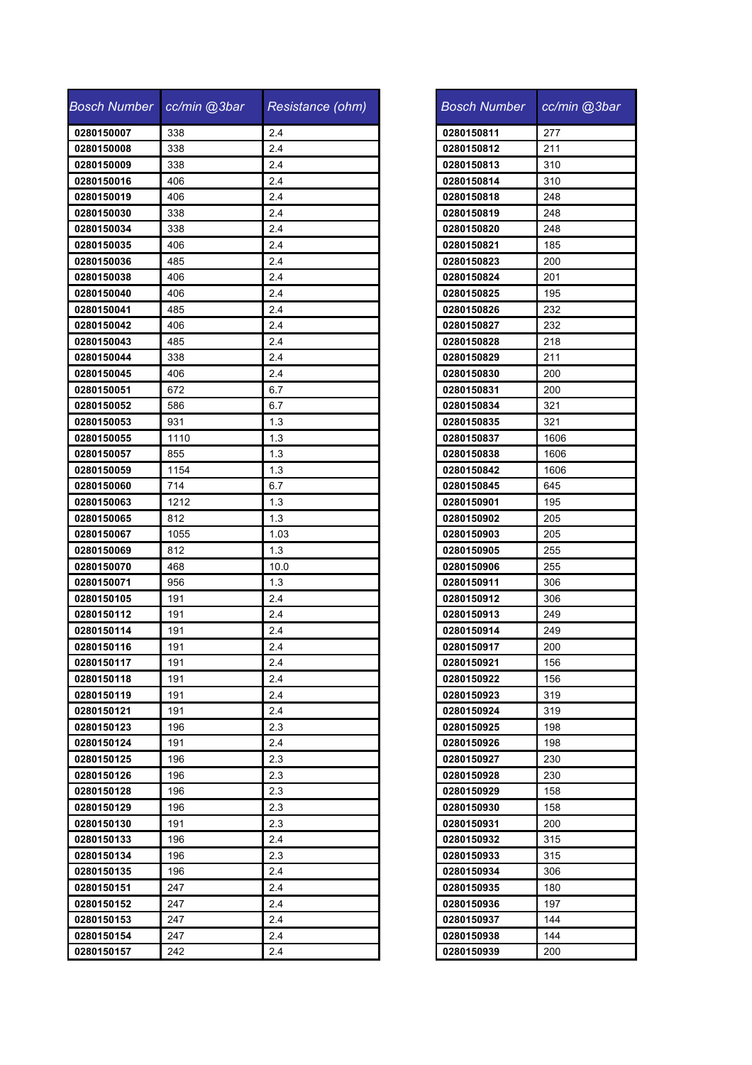| Bosch Number | cc/min @3bar | Resistance (ohm) |
|---|---|---|
| 0280150007 | 338 | 2.4 |
| 0280150008 | 338 | 2.4 |
| 0280150009 | 338 | 2.4 |
| 0280150016 | 406 | 2.4 |
| 0280150019 | 406 | 2.4 |
| 0280150030 | 338 | 2.4 |
| 0280150034 | 338 | 2.4 |
| 0280150035 | 406 | 2.4 |
| 0280150036 | 485 | 2.4 |
| 0280150038 | 406 | 2.4 |
| 0280150040 | 406 | 2.4 |
| 0280150041 | 485 | 2.4 |
| 0280150042 | 406 | 2.4 |
| 0280150043 | 485 | 2.4 |
| 0280150044 | 338 | 2.4 |
| 0280150045 | 406 | 2.4 |
| 0280150051 | 672 | 6.7 |
| 0280150052 | 586 | 6.7 |
| 0280150053 | 931 | 1.3 |
| 0280150055 | 1110 | 1.3 |
| 0280150057 | 855 | 1.3 |
| 0280150059 | 1154 | 1.3 |
| 0280150060 | 714 | 6.7 |
| 0280150063 | 1212 | 1.3 |
| 0280150065 | 812 | 1.3 |
| 0280150067 | 1055 | 1.03 |
| 0280150069 | 812 | 1.3 |
| 0280150070 | 468 | 10.0 |
| 0280150071 | 956 | 1.3 |
| 0280150105 | 191 | 2.4 |
| 0280150112 | 191 | 2.4 |
| 0280150114 | 191 | 2.4 |
| 0280150116 | 191 | 2.4 |
| 0280150117 | 191 | 2.4 |
| 0280150118 | 191 | 2.4 |
| 0280150119 | 191 | 2.4 |
| 0280150121 | 191 | 2.4 |
| 0280150123 | 196 | 2.3 |
| 0280150124 | 191 | 2.4 |
| 0280150125 | 196 | 2.3 |
| 0280150126 | 196 | 2.3 |
| 0280150128 | 196 | 2.3 |
| 0280150129 | 196 | 2.3 |
| 0280150130 | 191 | 2.3 |
| 0280150133 | 196 | 2.4 |
| 0280150134 | 196 | 2.3 |
| 0280150135 | 196 | 2.4 |
| 0280150151 | 247 | 2.4 |
| 0280150152 | 247 | 2.4 |
| 0280150153 | 247 | 2.4 |
| 0280150154 | 247 | 2.4 |
| 0280150157 | 242 | 2.4 |

| Bosch Number | cc/min @3bar |
|---|---|
| 0280150811 | 277 |
| 0280150812 | 211 |
| 0280150813 | 310 |
| 0280150814 | 310 |
| 0280150818 | 248 |
| 0280150819 | 248 |
| 0280150820 | 248 |
| 0280150821 | 185 |
| 0280150823 | 200 |
| 0280150824 | 201 |
| 0280150825 | 195 |
| 0280150826 | 232 |
| 0280150827 | 232 |
| 0280150828 | 218 |
| 0280150829 | 211 |
| 0280150830 | 200 |
| 0280150831 | 200 |
| 0280150834 | 321 |
| 0280150835 | 321 |
| 0280150837 | 1606 |
| 0280150838 | 1606 |
| 0280150842 | 1606 |
| 0280150845 | 645 |
| 0280150901 | 195 |
| 0280150902 | 205 |
| 0280150903 | 205 |
| 0280150905 | 255 |
| 0280150906 | 255 |
| 0280150911 | 306 |
| 0280150912 | 306 |
| 0280150913 | 249 |
| 0280150914 | 249 |
| 0280150917 | 200 |
| 0280150921 | 156 |
| 0280150922 | 156 |
| 0280150923 | 319 |
| 0280150924 | 319 |
| 0280150925 | 198 |
| 0280150926 | 198 |
| 0280150927 | 230 |
| 0280150928 | 230 |
| 0280150929 | 158 |
| 0280150930 | 158 |
| 0280150931 | 200 |
| 0280150932 | 315 |
| 0280150933 | 315 |
| 0280150934 | 306 |
| 0280150935 | 180 |
| 0280150936 | 197 |
| 0280150937 | 144 |
| 0280150938 | 144 |
| 0280150939 | 200 |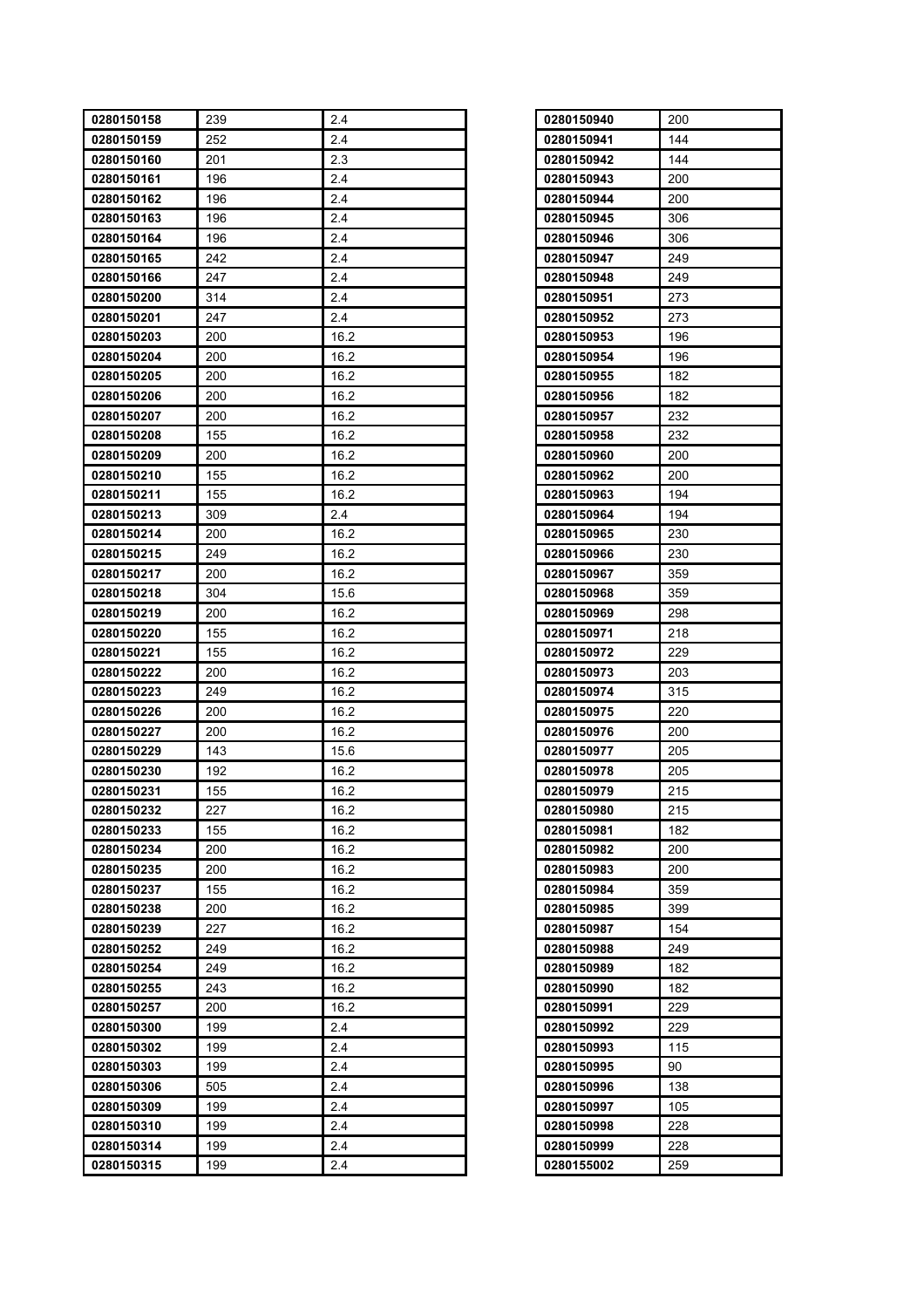| | | |
|---|---|---|
| **0280150158** | 239 | 2.4 |
| **0280150159** | 252 | 2.4 |
| **0280150160** | 201 | 2.3 |
| **0280150161** | 196 | 2.4 |
| **0280150162** | 196 | 2.4 |
| **0280150163** | 196 | 2.4 |
| **0280150164** | 196 | 2.4 |
| **0280150165** | 242 | 2.4 |
| **0280150166** | 247 | 2.4 |
| **0280150200** | 314 | 2.4 |
| **0280150201** | 247 | 2.4 |
| **0280150203** | 200 | 16.2 |
| **0280150204** | 200 | 16.2 |
| **0280150205** | 200 | 16.2 |
| **0280150206** | 200 | 16.2 |
| **0280150207** | 200 | 16.2 |
| **0280150208** | 155 | 16.2 |
| **0280150209** | 200 | 16.2 |
| **0280150210** | 155 | 16.2 |
| **0280150211** | 155 | 16.2 |
| **0280150213** | 309 | 2.4 |
| **0280150214** | 200 | 16.2 |
| **0280150215** | 249 | 16.2 |
| **0280150217** | 200 | 16.2 |
| **0280150218** | 304 | 15.6 |
| **0280150219** | 200 | 16.2 |
| **0280150220** | 155 | 16.2 |
| **0280150221** | 155 | 16.2 |
| **0280150222** | 200 | 16.2 |
| **0280150223** | 249 | 16.2 |
| **0280150226** | 200 | 16.2 |
| **0280150227** | 200 | 16.2 |
| **0280150229** | 143 | 15.6 |
| **0280150230** | 192 | 16.2 |
| **0280150231** | 155 | 16.2 |
| **0280150232** | 227 | 16.2 |
| **0280150233** | 155 | 16.2 |
| **0280150234** | 200 | 16.2 |
| **0280150235** | 200 | 16.2 |
| **0280150237** | 155 | 16.2 |
| **0280150238** | 200 | 16.2 |
| **0280150239** | 227 | 16.2 |
| **0280150252** | 249 | 16.2 |
| **0280150254** | 249 | 16.2 |
| **0280150255** | 243 | 16.2 |
| **0280150257** | 200 | 16.2 |
| **0280150300** | 199 | 2.4 |
| **0280150302** | 199 | 2.4 |
| **0280150303** | 199 | 2.4 |
| **0280150306** | 505 | 2.4 |
| **0280150309** | 199 | 2.4 |
| **0280150310** | 199 | 2.4 |
| **0280150314** | 199 | 2.4 |
| **0280150315** | 199 | 2.4 |

| | |
|---|---|
| **0280150940** | 200 |
| **0280150941** | 144 |
| **0280150942** | 144 |
| **0280150943** | 200 |
| **0280150944** | 200 |
| **0280150945** | 306 |
| **0280150946** | 306 |
| **0280150947** | 249 |
| **0280150948** | 249 |
| **0280150951** | 273 |
| **0280150952** | 273 |
| **0280150953** | 196 |
| **0280150954** | 196 |
| **0280150955** | 182 |
| **0280150956** | 182 |
| **0280150957** | 232 |
| **0280150958** | 232 |
| **0280150960** | 200 |
| **0280150962** | 200 |
| **0280150963** | 194 |
| **0280150964** | 194 |
| **0280150965** | 230 |
| **0280150966** | 230 |
| **0280150967** | 359 |
| **0280150968** | 359 |
| **0280150969** | 298 |
| **0280150971** | 218 |
| **0280150972** | 229 |
| **0280150973** | 203 |
| **0280150974** | 315 |
| **0280150975** | 220 |
| **0280150976** | 200 |
| **0280150977** | 205 |
| **0280150978** | 205 |
| **0280150979** | 215 |
| **0280150980** | 215 |
| **0280150981** | 182 |
| **0280150982** | 200 |
| **0280150983** | 200 |
| **0280150984** | 359 |
| **0280150985** | 399 |
| **0280150987** | 154 |
| **0280150988** | 249 |
| **0280150989** | 182 |
| **0280150990** | 182 |
| **0280150991** | 229 |
| **0280150992** | 229 |
| **0280150993** | 115 |
| **0280150995** | 90 |
| **0280150996** | 138 |
| **0280150997** | 105 |
| **0280150998** | 228 |
| **0280150999** | 228 |
| **0280155002** | 259 |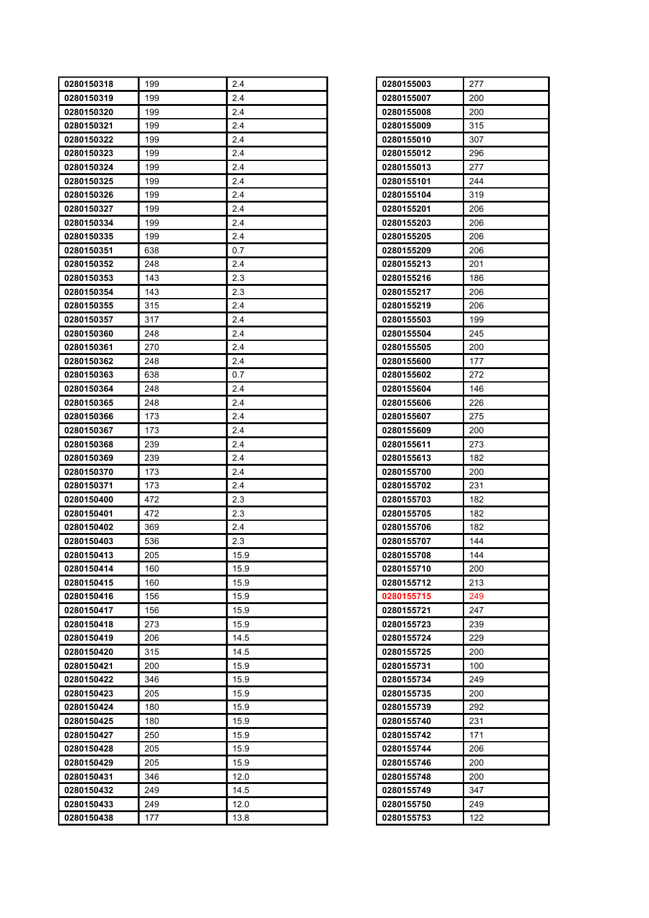| | | |
|---|---|---|
| **0280150318** | 199 | 2.4 |
| **0280150319** | 199 | 2.4 |
| **0280150320** | 199 | 2.4 |
| **0280150321** | 199 | 2.4 |
| **0280150322** | 199 | 2.4 |
| **0280150323** | 199 | 2.4 |
| **0280150324** | 199 | 2.4 |
| **0280150325** | 199 | 2.4 |
| **0280150326** | 199 | 2.4 |
| **0280150327** | 199 | 2.4 |
| **0280150334** | 199 | 2.4 |
| **0280150335** | 199 | 2.4 |
| **0280150351** | 638 | 0.7 |
| **0280150352** | 248 | 2.4 |
| **0280150353** | 143 | 2.3 |
| **0280150354** | 143 | 2.3 |
| **0280150355** | 315 | 2.4 |
| **0280150357** | 317 | 2.4 |
| **0280150360** | 248 | 2.4 |
| **0280150361** | 270 | 2.4 |
| **0280150362** | 248 | 2.4 |
| **0280150363** | 638 | 0.7 |
| **0280150364** | 248 | 2.4 |
| **0280150365** | 248 | 2.4 |
| **0280150366** | 173 | 2.4 |
| **0280150367** | 173 | 2.4 |
| **0280150368** | 239 | 2.4 |
| **0280150369** | 239 | 2.4 |
| **0280150370** | 173 | 2.4 |
| **0280150371** | 173 | 2.4 |
| **0280150400** | 472 | 2.3 |
| **0280150401** | 472 | 2.3 |
| **0280150402** | 369 | 2.4 |
| **0280150403** | 536 | 2.3 |
| **0280150413** | 205 | 15.9 |
| **0280150414** | 160 | 15.9 |
| **0280150415** | 160 | 15.9 |
| **0280150416** | 156 | 15.9 |
| **0280150417** | 156 | 15.9 |
| **0280150418** | 273 | 15.9 |
| **0280150419** | 206 | 14.5 |
| **0280150420** | 315 | 14.5 |
| **0280150421** | 200 | 15.9 |
| **0280150422** | 346 | 15.9 |
| **0280150423** | 205 | 15.9 |
| **0280150424** | 180 | 15.9 |
| **0280150425** | 180 | 15.9 |
| **0280150427** | 250 | 15.9 |
| **0280150428** | 205 | 15.9 |
| **0280150429** | 205 | 15.9 |
| **0280150431** | 346 | 12.0 |
| **0280150432** | 249 | 14.5 |
| **0280150433** | 249 | 12.0 |
| **0280150438** | 177 | 13.8 |

| | |
|---|---|
| **0280155003** | 277 |
| **0280155007** | 200 |
| **0280155008** | 200 |
| **0280155009** | 315 |
| **0280155010** | 307 |
| **0280155012** | 296 |
| **0280155013** | 277 |
| **0280155101** | 244 |
| **0280155104** | 319 |
| **0280155201** | 206 |
| **0280155203** | 206 |
| **0280155205** | 206 |
| **0280155209** | 206 |
| **0280155213** | 201 |
| **0280155216** | 186 |
| **0280155217** | 206 |
| **0280155219** | 206 |
| **0280155503** | 199 |
| **0280155504** | 245 |
| **0280155505** | 200 |
| **0280155600** | 177 |
| **0280155602** | 272 |
| **0280155604** | 146 |
| **0280155606** | 226 |
| **0280155607** | 275 |
| **0280155609** | 200 |
| **0280155611** | 273 |
| **0280155613** | 182 |
| **0280155700** | 200 |
| **0280155702** | 231 |
| **0280155703** | 182 |
| **0280155705** | 182 |
| **0280155706** | 182 |
| **0280155707** | 144 |
| **0280155708** | 144 |
| **0280155710** | 200 |
| **0280155712** | 213 |
| **0280155715** | 249 |
| **0280155721** | 247 |
| **0280155723** | 239 |
| **0280155724** | 229 |
| **0280155725** | 200 |
| **0280155731** | 100 |
| **0280155734** | 249 |
| **0280155735** | 200 |
| **0280155739** | 292 |
| **0280155740** | 231 |
| **0280155742** | 171 |
| **0280155744** | 206 |
| **0280155746** | 200 |
| **0280155748** | 200 |
| **0280155749** | 347 |
| **0280155750** | 249 |
| **0280155753** | 122 |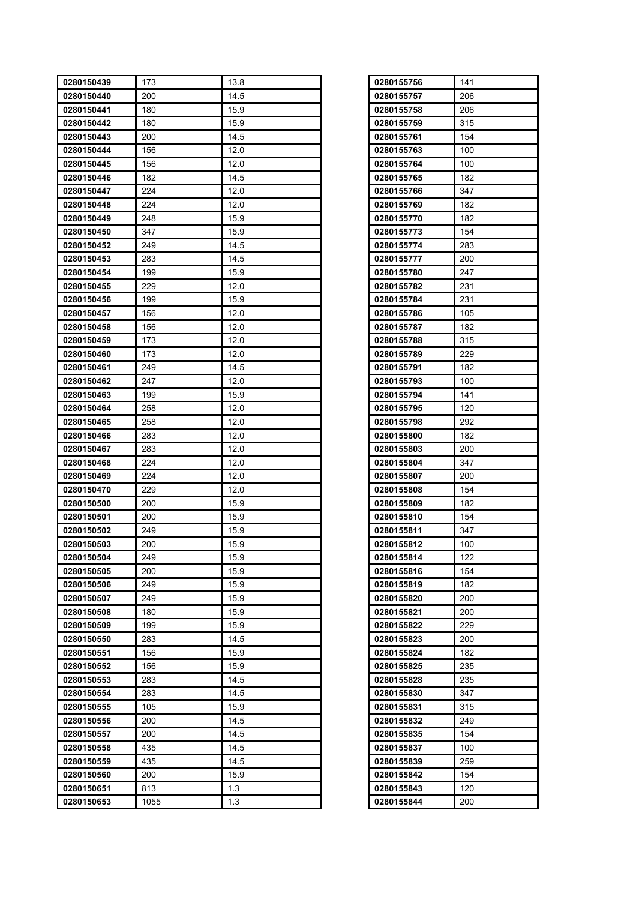| | | |
|---|---|---|
| 0280150439 | 173 | 13.8 |
| 0280150440 | 200 | 14.5 |
| 0280150441 | 180 | 15.9 |
| 0280150442 | 180 | 15.9 |
| 0280150443 | 200 | 14.5 |
| 0280150444 | 156 | 12.0 |
| 0280150445 | 156 | 12.0 |
| 0280150446 | 182 | 14.5 |
| 0280150447 | 224 | 12.0 |
| 0280150448 | 224 | 12.0 |
| 0280150449 | 248 | 15.9 |
| 0280150450 | 347 | 15.9 |
| 0280150452 | 249 | 14.5 |
| 0280150453 | 283 | 14.5 |
| 0280150454 | 199 | 15.9 |
| 0280150455 | 229 | 12.0 |
| 0280150456 | 199 | 15.9 |
| 0280150457 | 156 | 12.0 |
| 0280150458 | 156 | 12.0 |
| 0280150459 | 173 | 12.0 |
| 0280150460 | 173 | 12.0 |
| 0280150461 | 249 | 14.5 |
| 0280150462 | 247 | 12.0 |
| 0280150463 | 199 | 15.9 |
| 0280150464 | 258 | 12.0 |
| 0280150465 | 258 | 12.0 |
| 0280150466 | 283 | 12.0 |
| 0280150467 | 283 | 12.0 |
| 0280150468 | 224 | 12.0 |
| 0280150469 | 224 | 12.0 |
| 0280150470 | 229 | 12.0 |
| 0280150500 | 200 | 15.9 |
| 0280150501 | 200 | 15.9 |
| 0280150502 | 249 | 15.9 |
| 0280150503 | 200 | 15.9 |
| 0280150504 | 249 | 15.9 |
| 0280150505 | 200 | 15.9 |
| 0280150506 | 249 | 15.9 |
| 0280150507 | 249 | 15.9 |
| 0280150508 | 180 | 15.9 |
| 0280150509 | 199 | 15.9 |
| 0280150550 | 283 | 14.5 |
| 0280150551 | 156 | 15.9 |
| 0280150552 | 156 | 15.9 |
| 0280150553 | 283 | 14.5 |
| 0280150554 | 283 | 14.5 |
| 0280150555 | 105 | 15.9 |
| 0280150556 | 200 | 14.5 |
| 0280150557 | 200 | 14.5 |
| 0280150558 | 435 | 14.5 |
| 0280150559 | 435 | 14.5 |
| 0280150560 | 200 | 15.9 |
| 0280150651 | 813 | 1.3 |
| 0280150653 | 1055 | 1.3 |

| | |
|---|---|
| 0280155756 | 141 |
| 0280155757 | 206 |
| 0280155758 | 206 |
| 0280155759 | 315 |
| 0280155761 | 154 |
| 0280155763 | 100 |
| 0280155764 | 100 |
| 0280155765 | 182 |
| 0280155766 | 347 |
| 0280155769 | 182 |
| 0280155770 | 182 |
| 0280155773 | 154 |
| 0280155774 | 283 |
| 0280155777 | 200 |
| 0280155780 | 247 |
| 0280155782 | 231 |
| 0280155784 | 231 |
| 0280155786 | 105 |
| 0280155787 | 182 |
| 0280155788 | 315 |
| 0280155789 | 229 |
| 0280155791 | 182 |
| 0280155793 | 100 |
| 0280155794 | 141 |
| 0280155795 | 120 |
| 0280155798 | 292 |
| 0280155800 | 182 |
| 0280155803 | 200 |
| 0280155804 | 347 |
| 0280155807 | 200 |
| 0280155808 | 154 |
| 0280155809 | 182 |
| 0280155810 | 154 |
| 0280155811 | 347 |
| 0280155812 | 100 |
| 0280155814 | 122 |
| 0280155816 | 154 |
| 0280155819 | 182 |
| 0280155820 | 200 |
| 0280155821 | 200 |
| 0280155822 | 229 |
| 0280155823 | 200 |
| 0280155824 | 182 |
| 0280155825 | 235 |
| 0280155828 | 235 |
| 0280155830 | 347 |
| 0280155831 | 315 |
| 0280155832 | 249 |
| 0280155835 | 154 |
| 0280155837 | 100 |
| 0280155839 | 259 |
| 0280155842 | 154 |
| 0280155843 | 120 |
| 0280155844 | 200 |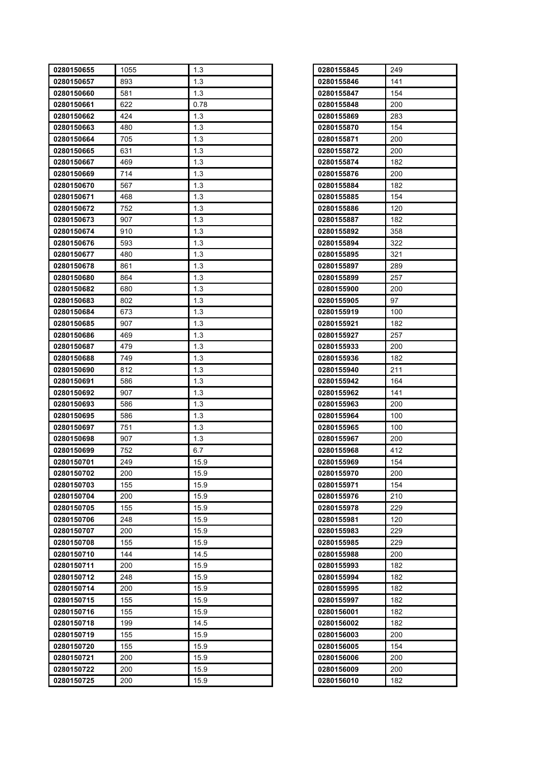| | | |
|---|---|---|
| 0280150655 | 1055 | 1.3 |
| 0280150657 | 893 | 1.3 |
| 0280150660 | 581 | 1.3 |
| 0280150661 | 622 | 0.78 |
| 0280150662 | 424 | 1.3 |
| 0280150663 | 480 | 1.3 |
| 0280150664 | 705 | 1.3 |
| 0280150665 | 631 | 1.3 |
| 0280150667 | 469 | 1.3 |
| 0280150669 | 714 | 1.3 |
| 0280150670 | 567 | 1.3 |
| 0280150671 | 468 | 1.3 |
| 0280150672 | 752 | 1.3 |
| 0280150673 | 907 | 1.3 |
| 0280150674 | 910 | 1.3 |
| 0280150676 | 593 | 1.3 |
| 0280150677 | 480 | 1.3 |
| 0280150678 | 861 | 1.3 |
| 0280150680 | 864 | 1.3 |
| 0280150682 | 680 | 1.3 |
| 0280150683 | 802 | 1.3 |
| 0280150684 | 673 | 1.3 |
| 0280150685 | 907 | 1.3 |
| 0280150686 | 469 | 1.3 |
| 0280150687 | 479 | 1.3 |
| 0280150688 | 749 | 1.3 |
| 0280150690 | 812 | 1.3 |
| 0280150691 | 586 | 1.3 |
| 0280150692 | 907 | 1.3 |
| 0280150693 | 586 | 1.3 |
| 0280150695 | 586 | 1.3 |
| 0280150697 | 751 | 1.3 |
| 0280150698 | 907 | 1.3 |
| 0280150699 | 752 | 6.7 |
| 0280150701 | 249 | 15.9 |
| 0280150702 | 200 | 15.9 |
| 0280150703 | 155 | 15.9 |
| 0280150704 | 200 | 15.9 |
| 0280150705 | 155 | 15.9 |
| 0280150706 | 248 | 15.9 |
| 0280150707 | 200 | 15.9 |
| 0280150708 | 155 | 15.9 |
| 0280150710 | 144 | 14.5 |
| 0280150711 | 200 | 15.9 |
| 0280150712 | 248 | 15.9 |
| 0280150714 | 200 | 15.9 |
| 0280150715 | 155 | 15.9 |
| 0280150716 | 155 | 15.9 |
| 0280150718 | 199 | 14.5 |
| 0280150719 | 155 | 15.9 |
| 0280150720 | 155 | 15.9 |
| 0280150721 | 200 | 15.9 |
| 0280150722 | 200 | 15.9 |
| 0280150725 | 200 | 15.9 |

| | |
|---|---|
| 0280155845 | 249 |
| 0280155846 | 141 |
| 0280155847 | 154 |
| 0280155848 | 200 |
| 0280155869 | 283 |
| 0280155870 | 154 |
| 0280155871 | 200 |
| 0280155872 | 200 |
| 0280155874 | 182 |
| 0280155876 | 200 |
| 0280155884 | 182 |
| 0280155885 | 154 |
| 0280155886 | 120 |
| 0280155887 | 182 |
| 0280155892 | 358 |
| 0280155894 | 322 |
| 0280155895 | 321 |
| 0280155897 | 289 |
| 0280155899 | 257 |
| 0280155900 | 200 |
| 0280155905 | 97 |
| 0280155919 | 100 |
| 0280155921 | 182 |
| 0280155927 | 257 |
| 0280155933 | 200 |
| 0280155936 | 182 |
| 0280155940 | 211 |
| 0280155942 | 164 |
| 0280155962 | 141 |
| 0280155963 | 200 |
| 0280155964 | 100 |
| 0280155965 | 100 |
| 0280155967 | 200 |
| 0280155968 | 412 |
| 0280155969 | 154 |
| 0280155970 | 200 |
| 0280155971 | 154 |
| 0280155976 | 210 |
| 0280155978 | 229 |
| 0280155981 | 120 |
| 0280155983 | 229 |
| 0280155985 | 229 |
| 0280155988 | 200 |
| 0280155993 | 182 |
| 0280155994 | 182 |
| 0280155995 | 182 |
| 0280155997 | 182 |
| 0280156001 | 182 |
| 0280156002 | 182 |
| 0280156003 | 200 |
| 0280156005 | 154 |
| 0280156006 | 200 |
| 0280156009 | 200 |
| 0280156010 | 182 |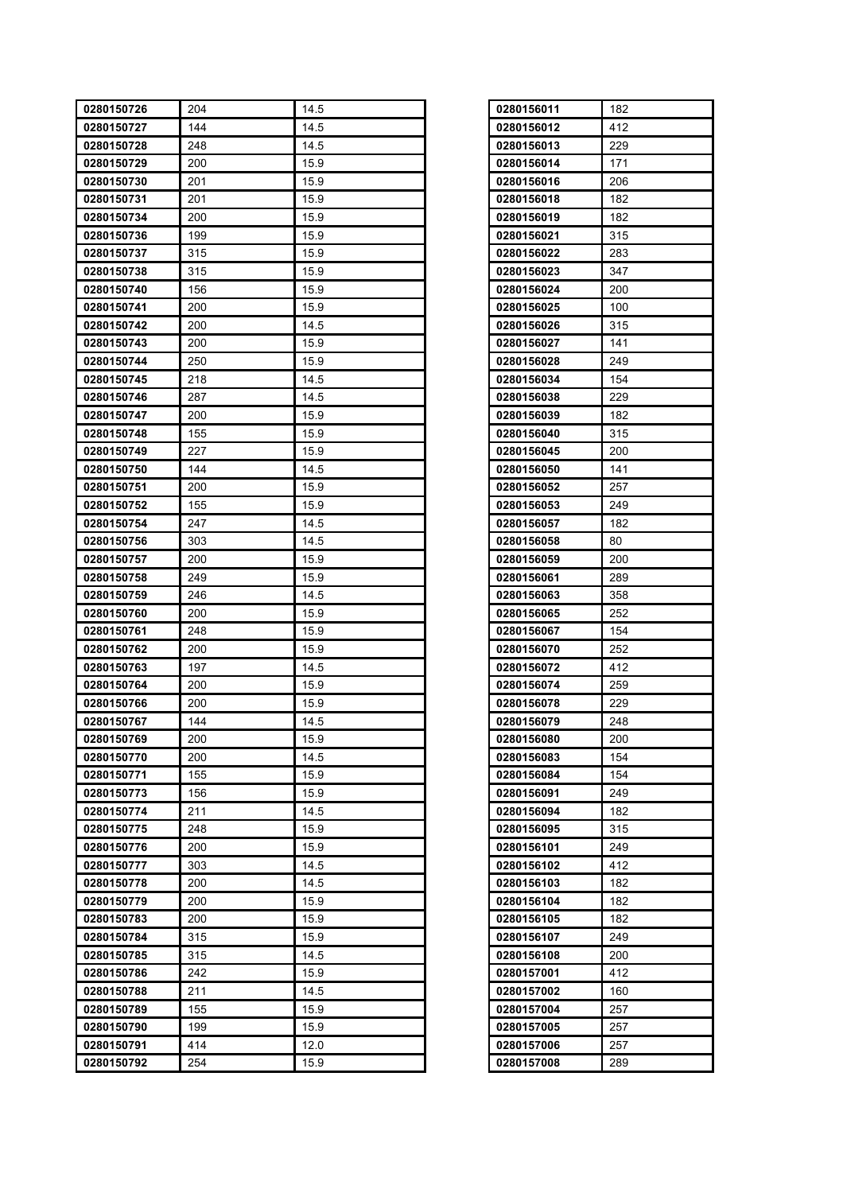| | | |
|---|---|---|
| 0280150726 | 204 | 14.5 |
| 0280150727 | 144 | 14.5 |
| 0280150728 | 248 | 14.5 |
| 0280150729 | 200 | 15.9 |
| 0280150730 | 201 | 15.9 |
| 0280150731 | 201 | 15.9 |
| 0280150734 | 200 | 15.9 |
| 0280150736 | 199 | 15.9 |
| 0280150737 | 315 | 15.9 |
| 0280150738 | 315 | 15.9 |
| 0280150740 | 156 | 15.9 |
| 0280150741 | 200 | 15.9 |
| 0280150742 | 200 | 14.5 |
| 0280150743 | 200 | 15.9 |
| 0280150744 | 250 | 15.9 |
| 0280150745 | 218 | 14.5 |
| 0280150746 | 287 | 14.5 |
| 0280150747 | 200 | 15.9 |
| 0280150748 | 155 | 15.9 |
| 0280150749 | 227 | 15.9 |
| 0280150750 | 144 | 14.5 |
| 0280150751 | 200 | 15.9 |
| 0280150752 | 155 | 15.9 |
| 0280150754 | 247 | 14.5 |
| 0280150756 | 303 | 14.5 |
| 0280150757 | 200 | 15.9 |
| 0280150758 | 249 | 15.9 |
| 0280150759 | 246 | 14.5 |
| 0280150760 | 200 | 15.9 |
| 0280150761 | 248 | 15.9 |
| 0280150762 | 200 | 15.9 |
| 0280150763 | 197 | 14.5 |
| 0280150764 | 200 | 15.9 |
| 0280150766 | 200 | 15.9 |
| 0280150767 | 144 | 14.5 |
| 0280150769 | 200 | 15.9 |
| 0280150770 | 200 | 14.5 |
| 0280150771 | 155 | 15.9 |
| 0280150773 | 156 | 15.9 |
| 0280150774 | 211 | 14.5 |
| 0280150775 | 248 | 15.9 |
| 0280150776 | 200 | 15.9 |
| 0280150777 | 303 | 14.5 |
| 0280150778 | 200 | 14.5 |
| 0280150779 | 200 | 15.9 |
| 0280150783 | 200 | 15.9 |
| 0280150784 | 315 | 15.9 |
| 0280150785 | 315 | 14.5 |
| 0280150786 | 242 | 15.9 |
| 0280150788 | 211 | 14.5 |
| 0280150789 | 155 | 15.9 |
| 0280150790 | 199 | 15.9 |
| 0280150791 | 414 | 12.0 |
| 0280150792 | 254 | 15.9 |

| | |
|---|---|
| 0280156011 | 182 |
| 0280156012 | 412 |
| 0280156013 | 229 |
| 0280156014 | 171 |
| 0280156016 | 206 |
| 0280156018 | 182 |
| 0280156019 | 182 |
| 0280156021 | 315 |
| 0280156022 | 283 |
| 0280156023 | 347 |
| 0280156024 | 200 |
| 0280156025 | 100 |
| 0280156026 | 315 |
| 0280156027 | 141 |
| 0280156028 | 249 |
| 0280156034 | 154 |
| 0280156038 | 229 |
| 0280156039 | 182 |
| 0280156040 | 315 |
| 0280156045 | 200 |
| 0280156050 | 141 |
| 0280156052 | 257 |
| 0280156053 | 249 |
| 0280156057 | 182 |
| 0280156058 | 80 |
| 0280156059 | 200 |
| 0280156061 | 289 |
| 0280156063 | 358 |
| 0280156065 | 252 |
| 0280156067 | 154 |
| 0280156070 | 252 |
| 0280156072 | 412 |
| 0280156074 | 259 |
| 0280156078 | 229 |
| 0280156079 | 248 |
| 0280156080 | 200 |
| 0280156083 | 154 |
| 0280156084 | 154 |
| 0280156091 | 249 |
| 0280156094 | 182 |
| 0280156095 | 315 |
| 0280156101 | 249 |
| 0280156102 | 412 |
| 0280156103 | 182 |
| 0280156104 | 182 |
| 0280156105 | 182 |
| 0280156107 | 249 |
| 0280156108 | 200 |
| 0280157001 | 412 |
| 0280157002 | 160 |
| 0280157004 | 257 |
| 0280157005 | 257 |
| 0280157006 | 257 |
| 0280157008 | 289 |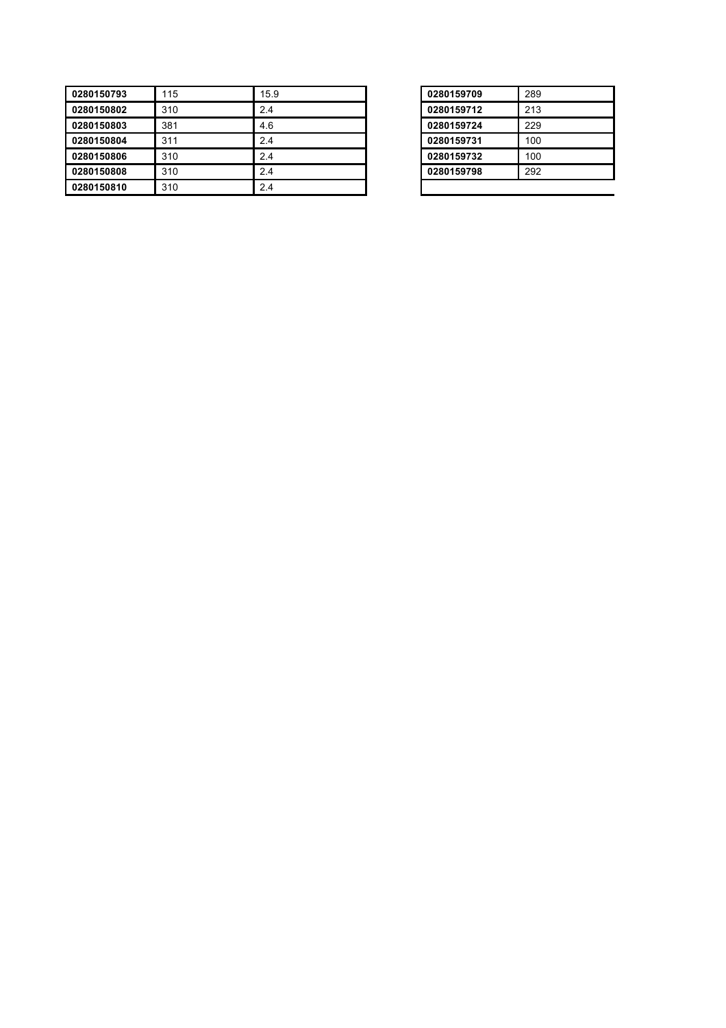| | | |
|---|---|---|
| **0280150793** | 115 | 15.9 |
| **0280150802** | 310 | 2.4 |
| **0280150803** | 381 | 4.6 |
| **0280150804** | 311 | 2.4 |
| **0280150806** | 310 | 2.4 |
| **0280150808** | 310 | 2.4 |
| **0280150810** | 310 | 2.4 |

| | |
|---|---|
| **0280159709** | 289 |
| **0280159712** | 213 |
| **0280159724** | 229 |
| **0280159731** | 100 |
| **0280159732** | 100 |
| **0280159798** | 292 |
| | |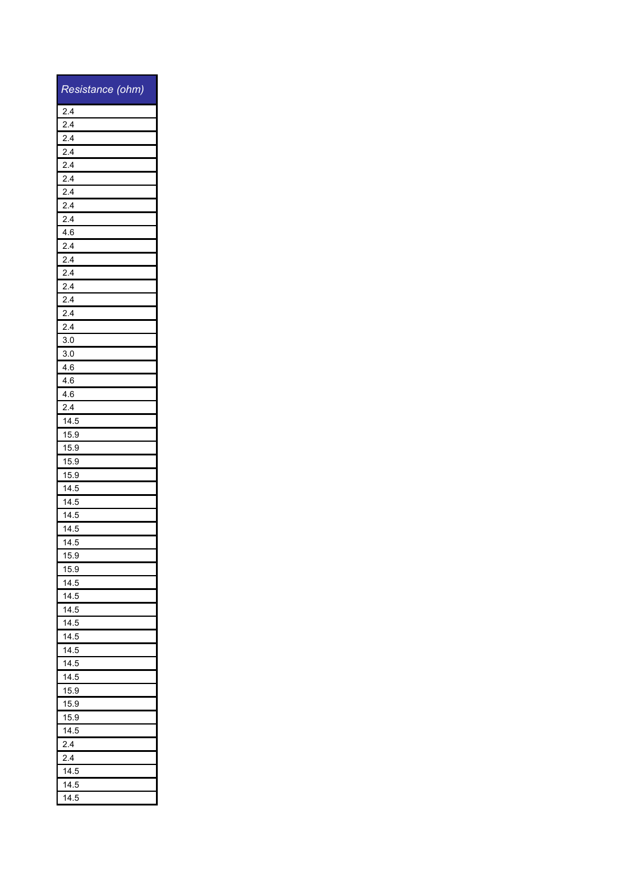| *Resistance (ohm)* |
| --- |
| 2.4 |
| 2.4 |
| 2.4 |
| 2.4 |
| 2.4 |
| 2.4 |
| 2.4 |
| 2.4 |
| 2.4 |
| 4.6 |
| 2.4 |
| 2.4 |
| 2.4 |
| 2.4 |
| 2.4 |
| 2.4 |
| 2.4 |
| 3.0 |
| 3.0 |
| 4.6 |
| 4.6 |
| 4.6 |
| 2.4 |
| 14.5 |
| 15.9 |
| 15.9 |
| 15.9 |
| 15.9 |
| 14.5 |
| 14.5 |
| 14.5 |
| 14.5 |
| 14.5 |
| 15.9 |
| 15.9 |
| 14.5 |
| 14.5 |
| 14.5 |
| 14.5 |
| 14.5 |
| 14.5 |
| 14.5 |
| 14.5 |
| 15.9 |
| 15.9 |
| 15.9 |
| 14.5 |
| 2.4 |
| 2.4 |
| 14.5 |
| 14.5 |
| 14.5 |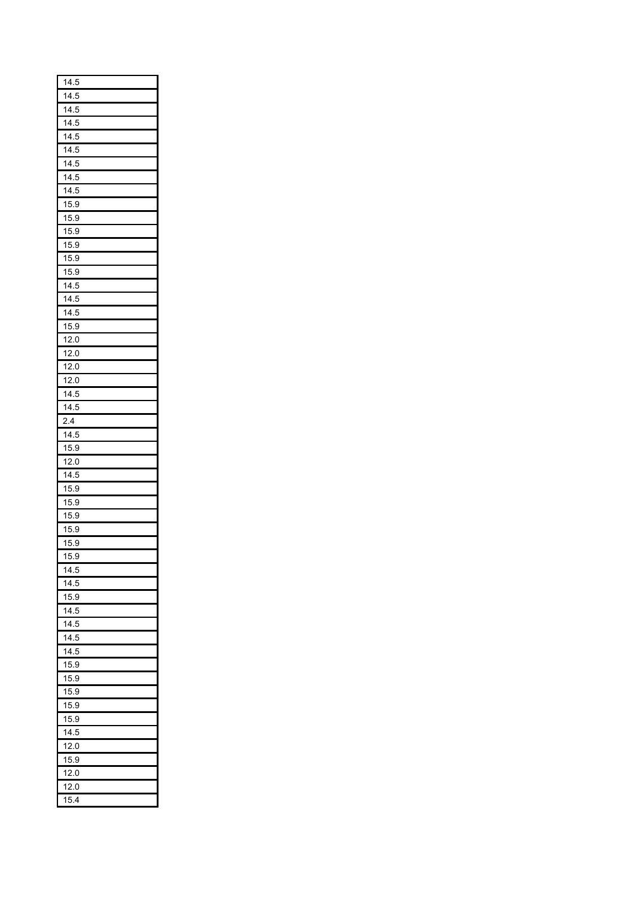| |
|---|
| 14.5 |
| 14.5 |
| 14.5 |
| 14.5 |
| 14.5 |
| 14.5 |
| 14.5 |
| 14.5 |
| 14.5 |
| 15.9 |
| 15.9 |
| 15.9 |
| 15.9 |
| 15.9 |
| 15.9 |
| 14.5 |
| 14.5 |
| 14.5 |
| 15.9 |
| 12.0 |
| 12.0 |
| 12.0 |
| 12.0 |
| 14.5 |
| 14.5 |
| 2.4 |
| 14.5 |
| 15.9 |
| 12.0 |
| 14.5 |
| 15.9 |
| 15.9 |
| 15.9 |
| 15.9 |
| 15.9 |
| 15.9 |
| 14.5 |
| 14.5 |
| 15.9 |
| 14.5 |
| 14.5 |
| 14.5 |
| 14.5 |
| 15.9 |
| 15.9 |
| 15.9 |
| 15.9 |
| 15.9 |
| 14.5 |
| 12.0 |
| 15.9 |
| 12.0 |
| 12.0 |
| 15.4 |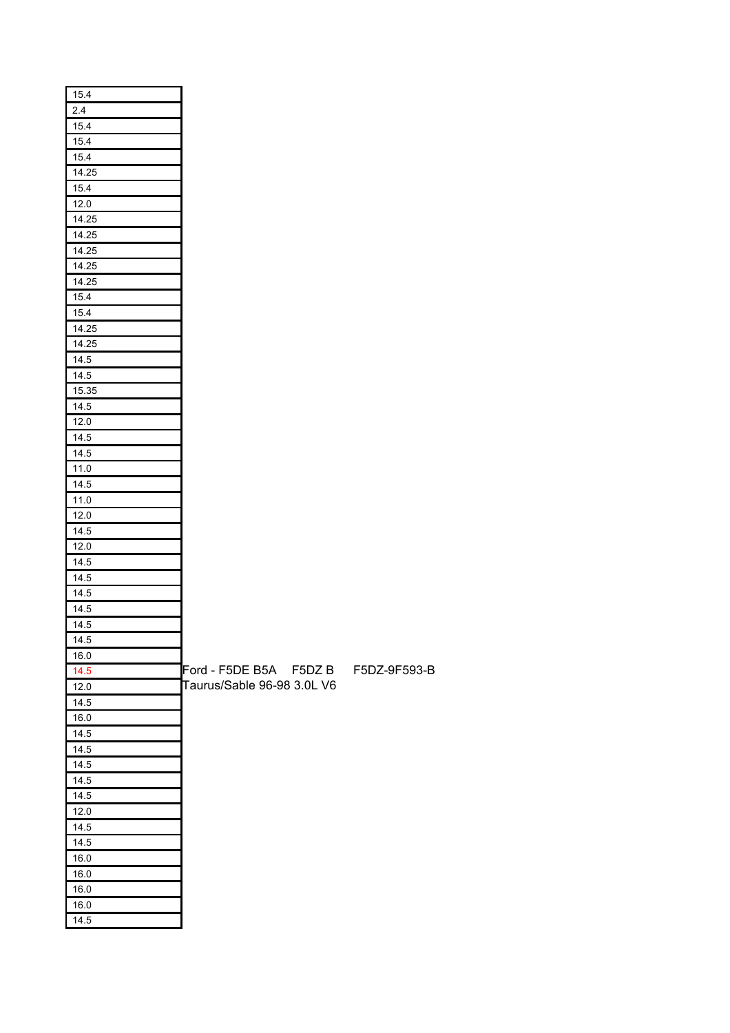| | | | |
|---|---|---|---|
| 15.4 | | | |
| 2.4 | | | |
| 15.4 | | | |
| 15.4 | | | |
| 15.4 | | | |
| 14.25 | | | |
| 15.4 | | | |
| 12.0 | | | |
| 14.25 | | | |
| 14.25 | | | |
| 14.25 | | | |
| 14.25 | | | |
| 14.25 | | | |
| 15.4 | | | |
| 15.4 | | | |
| 14.25 | | | |
| 14.25 | | | |
| 14.5 | | | |
| 14.5 | | | |
| 15.35 | | | |
| 14.5 | | | |
| 12.0 | | | |
| 14.5 | | | |
| 14.5 | | | |
| 11.0 | | | |
| 14.5 | | | |
| 11.0 | | | |
| 12.0 | | | |
| 14.5 | | | |
| 12.0 | | | |
| 14.5 | | | |
| 14.5 | | | |
| 14.5 | | | |
| 14.5 | | | |
| 14.5 | | | |
| 14.5 | | | |
| 16.0 | | | |
| 14.5 | Ford - F5DE B5A | F5DZ B | F5DZ-9F593-B |
| 12.0 | Taurus/Sable 96-98 3.0L V6 | | |
| 14.5 | | | |
| 16.0 | | | |
| 14.5 | | | |
| 14.5 | | | |
| 14.5 | | | |
| 14.5 | | | |
| 14.5 | | | |
| 12.0 | | | |
| 14.5 | | | |
| 14.5 | | | |
| 16.0 | | | |
| 16.0 | | | |
| 16.0 | | | |
| 16.0 | | | |
| 14.5 | | | |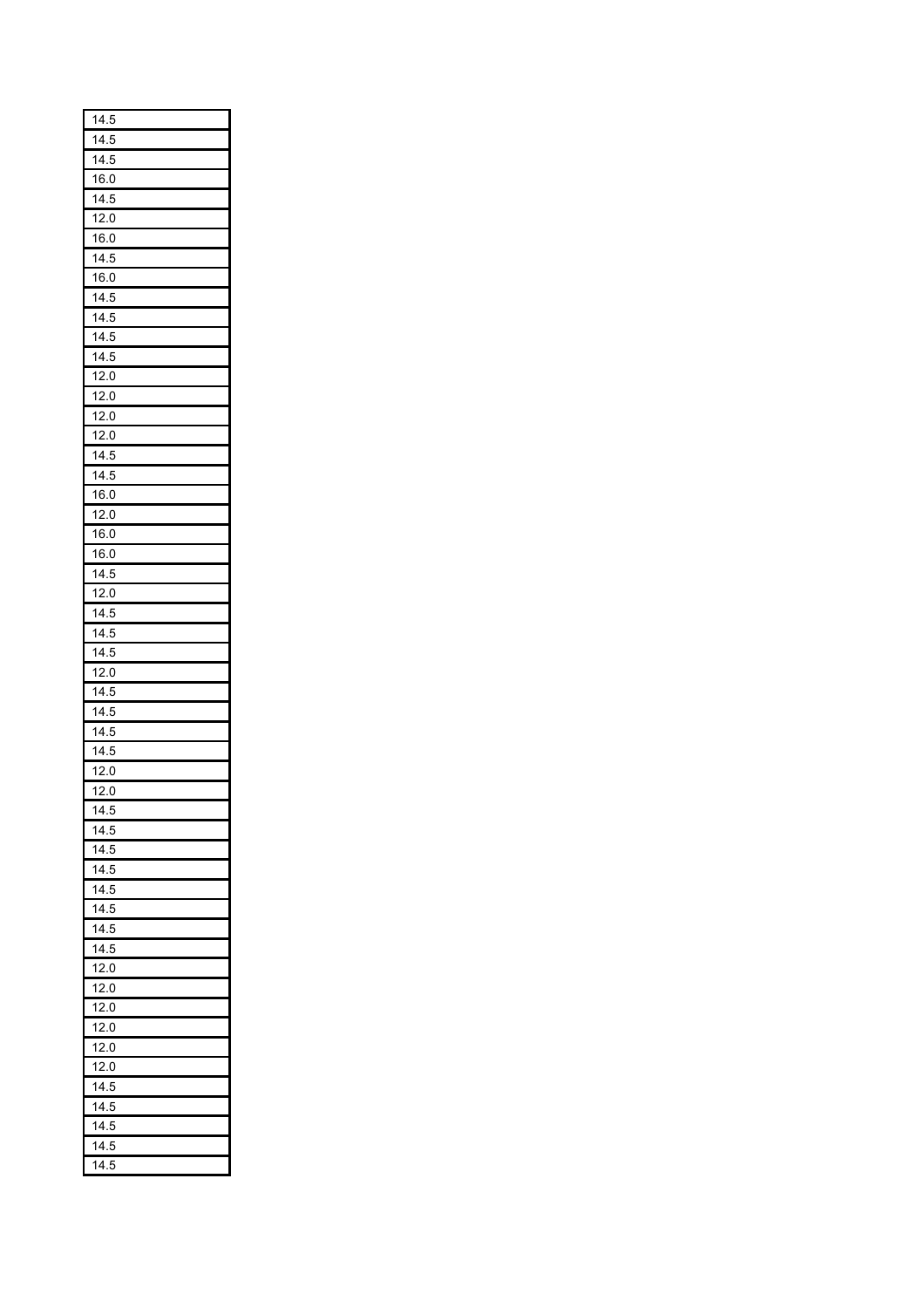| |
|---|
| 14.5 |
| 14.5 |
| 14.5 |
| 16.0 |
| 14.5 |
| 12.0 |
| 16.0 |
| 14.5 |
| 16.0 |
| 14.5 |
| 14.5 |
| 14.5 |
| 14.5 |
| 12.0 |
| 12.0 |
| 12.0 |
| 12.0 |
| 14.5 |
| 14.5 |
| 16.0 |
| 12.0 |
| 16.0 |
| 16.0 |
| 14.5 |
| 12.0 |
| 14.5 |
| 14.5 |
| 14.5 |
| 12.0 |
| 14.5 |
| 14.5 |
| 14.5 |
| 14.5 |
| 12.0 |
| 12.0 |
| 14.5 |
| 14.5 |
| 14.5 |
| 14.5 |
| 14.5 |
| 14.5 |
| 14.5 |
| 14.5 |
| 12.0 |
| 12.0 |
| 12.0 |
| 12.0 |
| 12.0 |
| 12.0 |
| 14.5 |
| 14.5 |
| 14.5 |
| 14.5 |
| 14.5 |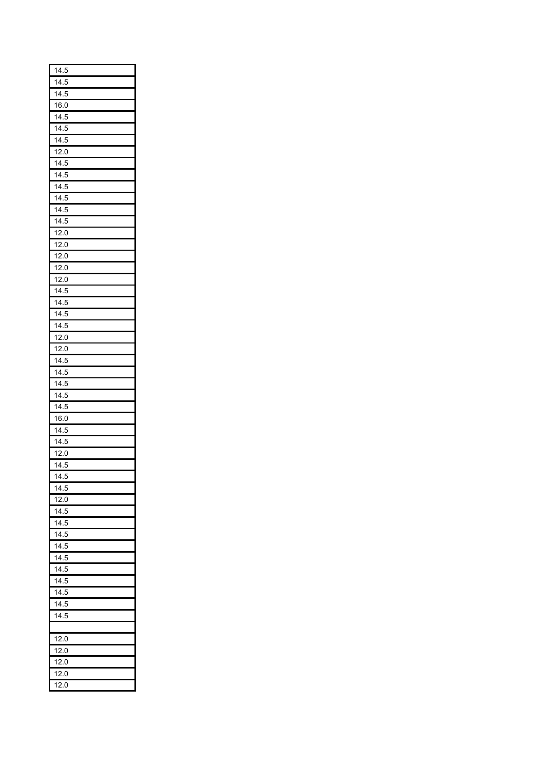| |
|---|
| 14.5 |
| 14.5 |
| 14.5 |
| 16.0 |
| 14.5 |
| 14.5 |
| 14.5 |
| 12.0 |
| 14.5 |
| 14.5 |
| 14.5 |
| 14.5 |
| 14.5 |
| 14.5 |
| 12.0 |
| 12.0 |
| 12.0 |
| 12.0 |
| 12.0 |
| 14.5 |
| 14.5 |
| 14.5 |
| 14.5 |
| 12.0 |
| 12.0 |
| 14.5 |
| 14.5 |
| 14.5 |
| 14.5 |
| 14.5 |
| 16.0 |
| 14.5 |
| 14.5 |
| 12.0 |
| 14.5 |
| 14.5 |
| 14.5 |
| 12.0 |
| 14.5 |
| 14.5 |
| 14.5 |
| 14.5 |
| 14.5 |
| 14.5 |
| 14.5 |
| 14.5 |
| 14.5 |
| 14.5 |
| |
| 12.0 |
| 12.0 |
| 12.0 |
| 12.0 |
| 12.0 |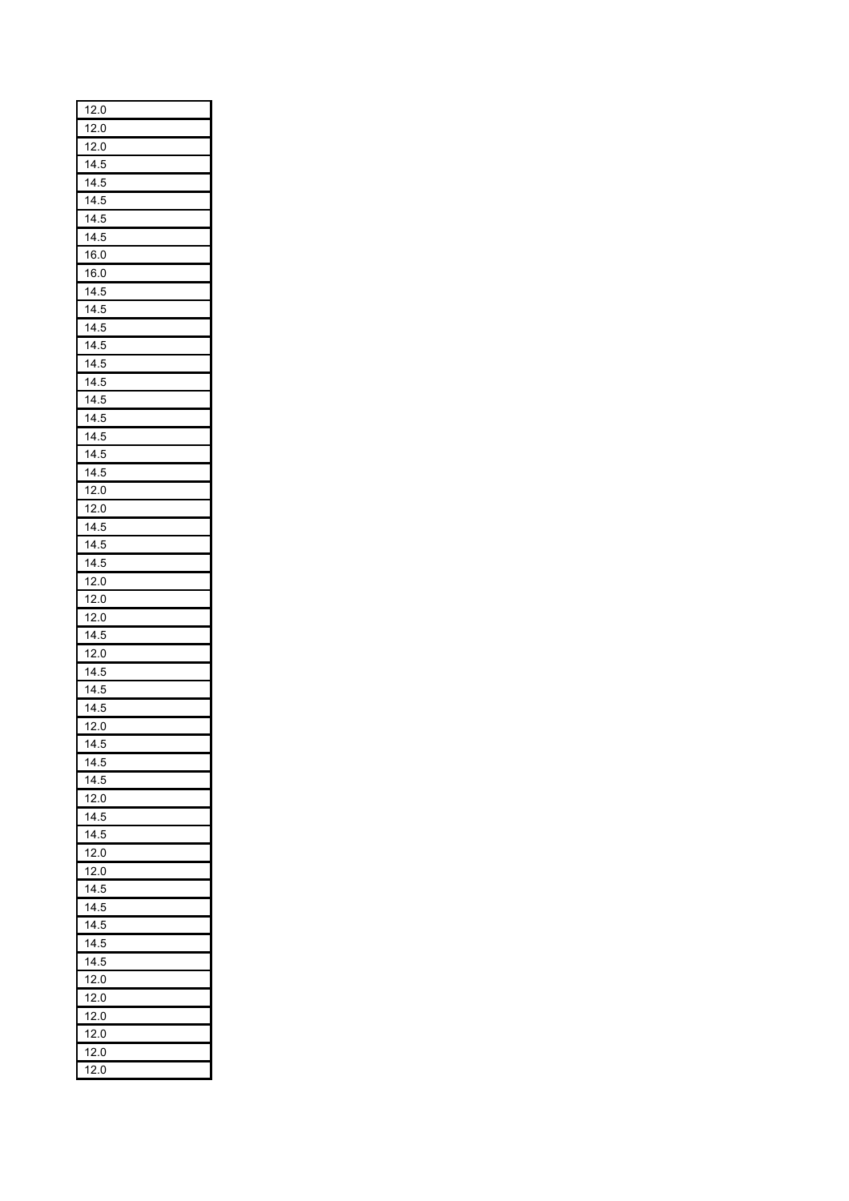| |
|---|
| 12.0 |
| 12.0 |
| 12.0 |
| 14.5 |
| 14.5 |
| 14.5 |
| 14.5 |
| 14.5 |
| 16.0 |
| 16.0 |
| 14.5 |
| 14.5 |
| 14.5 |
| 14.5 |
| 14.5 |
| 14.5 |
| 14.5 |
| 14.5 |
| 14.5 |
| 14.5 |
| 14.5 |
| 12.0 |
| 12.0 |
| 14.5 |
| 14.5 |
| 14.5 |
| 12.0 |
| 12.0 |
| 12.0 |
| 14.5 |
| 12.0 |
| 14.5 |
| 14.5 |
| 14.5 |
| 12.0 |
| 14.5 |
| 14.5 |
| 14.5 |
| 12.0 |
| 14.5 |
| 14.5 |
| 12.0 |
| 12.0 |
| 14.5 |
| 14.5 |
| 14.5 |
| 14.5 |
| 14.5 |
| 12.0 |
| 12.0 |
| 12.0 |
| 12.0 |
| 12.0 |
| 12.0 |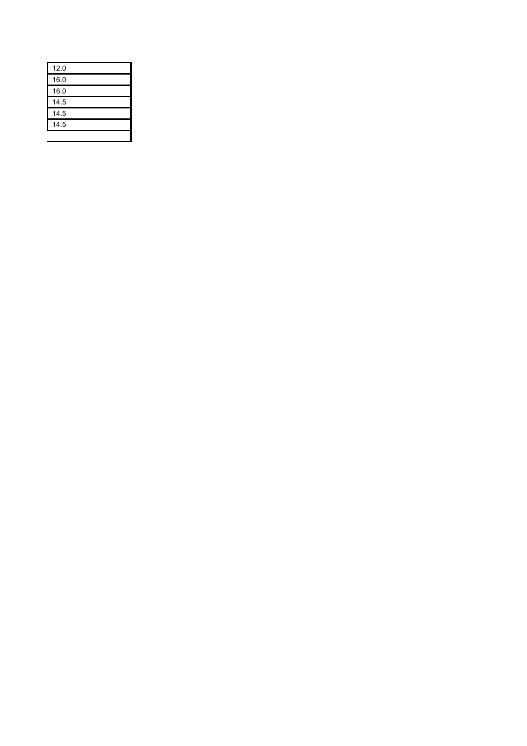| |
|---|
| 12.0 |
| 16.0 |
| 16.0 |
| 14.5 |
| 14.5 |
| 14.5 |
| |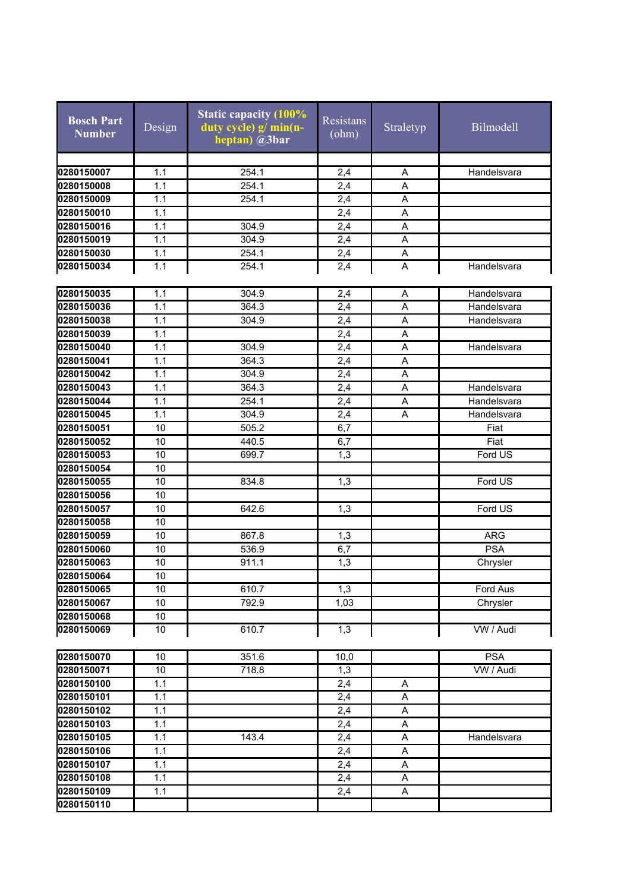| Bosch Part Number | Design | Static capacity (100% duty cycle) g/ min(n-heptan) @3bar | Resistans (ohm) | Straletyp | Bilmodell |
|---|---|---|---|---|---|
| | | | | | |
| 0280150007 | 1.1 | 254.1 | 2,4 | A | Handelsvara |
| 0280150008 | 1.1 | 254.1 | 2,4 | A | |
| 0280150009 | 1.1 | 254.1 | 2,4 | A | |
| 0280150010 | 1.1 | | 2,4 | A | |
| 0280150016 | 1.1 | 304.9 | 2,4 | A | |
| 0280150019 | 1.1 | 304.9 | 2,4 | A | |
| 0280150030 | 1.1 | 254.1 | 2,4 | A | |
| 0280150034 | 1.1 | 254.1 | 2,4 | A | Handelsvara |
| 0280150035 | 1.1 | 304.9 | 2,4 | A | Handelsvara |
| 0280150036 | 1.1 | 364.3 | 2,4 | A | Handelsvara |
| 0280150038 | 1.1 | 304.9 | 2,4 | A | Handelsvara |
| 0280150039 | 1.1 | | 2,4 | A | |
| 0280150040 | 1.1 | 304.9 | 2,4 | A | Handelsvara |
| 0280150041 | 1.1 | 364.3 | 2,4 | A | |
| 0280150042 | 1.1 | 304.9 | 2,4 | A | |
| 0280150043 | 1.1 | 364.3 | 2,4 | A | Handelsvara |
| 0280150044 | 1.1 | 254.1 | 2,4 | A | Handelsvara |
| 0280150045 | 1.1 | 304.9 | 2,4 | A | Handelsvara |
| 0280150051 | 10 | 505.2 | 6,7 | | Fiat |
| 0280150052 | 10 | 440.5 | 6,7 | | Fiat |
| 0280150053 | 10 | 699.7 | 1,3 | | Ford US |
| 0280150054 | 10 | | | | |
| 0280150055 | 10 | 834.8 | 1,3 | | Ford US |
| 0280150056 | 10 | | | | |
| 0280150057 | 10 | 642.6 | 1,3 | | Ford US |
| 0280150058 | 10 | | | | |
| 0280150059 | 10 | 867.8 | 1,3 | | ARG |
| 0280150060 | 10 | 536.9 | 6,7 | | PSA |
| 0280150063 | 10 | 911.1 | 1,3 | | Chrysler |
| 0280150064 | 10 | | | | |
| 0280150065 | 10 | 610.7 | 1,3 | | Ford Aus |
| 0280150067 | 10 | 792.9 | 1,03 | | Chrysler |
| 0280150068 | 10 | | | | |
| 0280150069 | 10 | 610.7 | 1,3 | | VW / Audi |
| 0280150070 | 10 | 351.6 | 10,0 | | PSA |
| 0280150071 | 10 | 718.8 | 1,3 | | VW / Audi |
| 0280150100 | 1.1 | | 2,4 | A | |
| 0280150101 | 1.1 | | 2,4 | A | |
| 0280150102 | 1.1 | | 2,4 | A | |
| 0280150103 | 1.1 | | 2,4 | A | |
| 0280150105 | 1.1 | 143.4 | 2,4 | A | Handelsvara |
| 0280150106 | 1.1 | | 2,4 | A | |
| 0280150107 | 1.1 | | 2,4 | A | |
| 0280150108 | 1.1 | | 2,4 | A | |
| 0280150109 | 1.1 | | 2,4 | A | |
| 0280150110 | | | | | |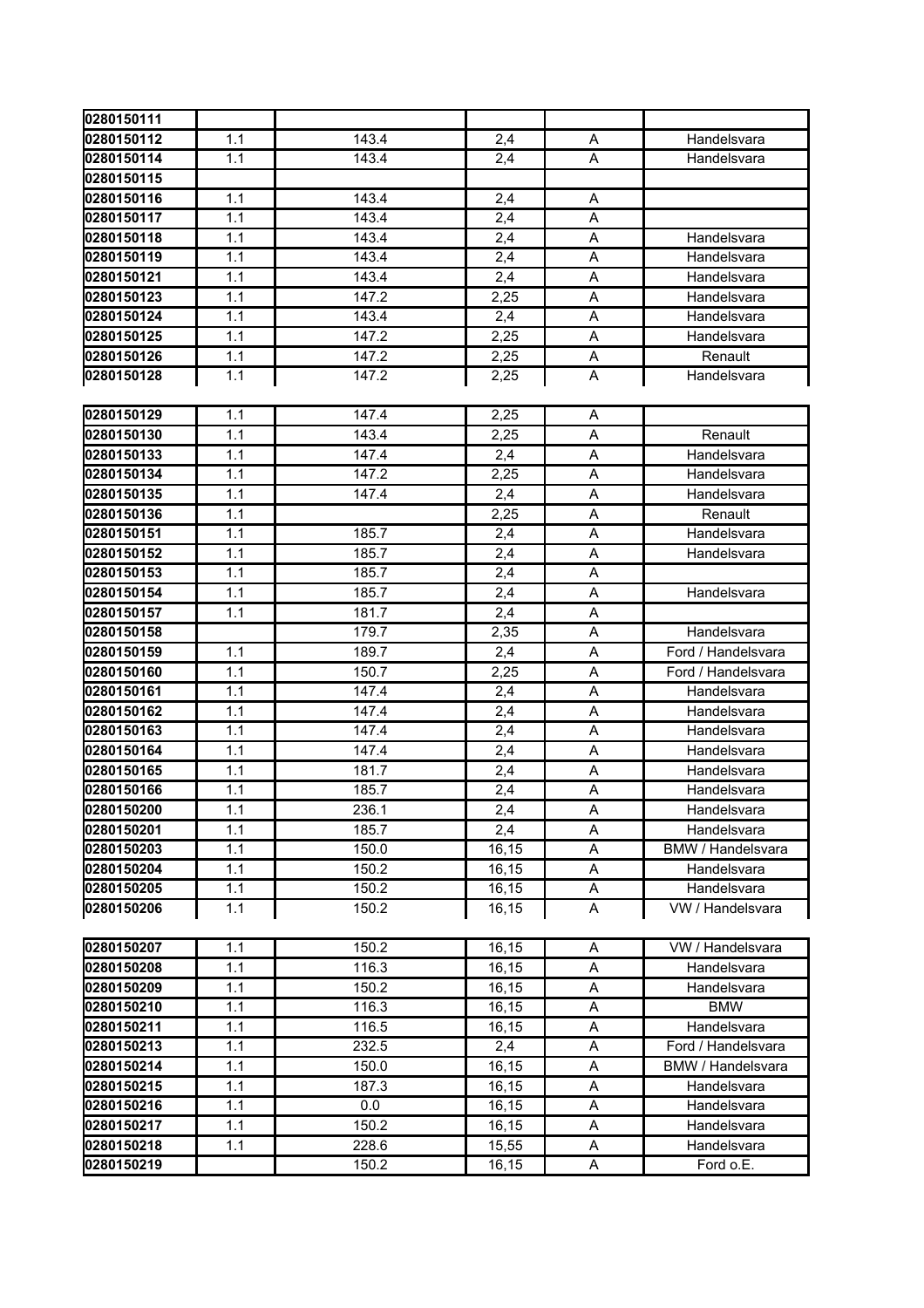| | | | | | |
|---|---|---|---|---|---|
| 0280150111 | | | | | |
| 0280150112 | 1.1 | 143.4 | 2,4 | A | Handelsvara |
| 0280150114 | 1.1 | 143.4 | 2,4 | A | Handelsvara |
| 0280150115 | | | | | |
| 0280150116 | 1.1 | 143.4 | 2,4 | A | |
| 0280150117 | 1.1 | 143.4 | 2,4 | A | |
| 0280150118 | 1.1 | 143.4 | 2,4 | A | Handelsvara |
| 0280150119 | 1.1 | 143.4 | 2,4 | A | Handelsvara |
| 0280150121 | 1.1 | 143.4 | 2,4 | A | Handelsvara |
| 0280150123 | 1.1 | 147.2 | 2,25 | A | Handelsvara |
| 0280150124 | 1.1 | 143.4 | 2,4 | A | Handelsvara |
| 0280150125 | 1.1 | 147.2 | 2,25 | A | Handelsvara |
| 0280150126 | 1.1 | 147.2 | 2,25 | A | Renault |
| 0280150128 | 1.1 | 147.2 | 2,25 | A | Handelsvara |
| 0280150129 | 1.1 | 147.4 | 2,25 | A | |
| 0280150130 | 1.1 | 143.4 | 2,25 | A | Renault |
| 0280150133 | 1.1 | 147.4 | 2,4 | A | Handelsvara |
| 0280150134 | 1.1 | 147.2 | 2,25 | A | Handelsvara |
| 0280150135 | 1.1 | 147.4 | 2,4 | A | Handelsvara |
| 0280150136 | 1.1 | | 2,25 | A | Renault |
| 0280150151 | 1.1 | 185.7 | 2,4 | A | Handelsvara |
| 0280150152 | 1.1 | 185.7 | 2,4 | A | Handelsvara |
| 0280150153 | 1.1 | 185.7 | 2,4 | A | |
| 0280150154 | 1.1 | 185.7 | 2,4 | A | Handelsvara |
| 0280150157 | 1.1 | 181.7 | 2,4 | A | |
| 0280150158 | | 179.7 | 2,35 | A | Handelsvara |
| 0280150159 | 1.1 | 189.7 | 2,4 | A | Ford / Handelsvara |
| 0280150160 | 1.1 | 150.7 | 2,25 | A | Ford / Handelsvara |
| 0280150161 | 1.1 | 147.4 | 2,4 | A | Handelsvara |
| 0280150162 | 1.1 | 147.4 | 2,4 | A | Handelsvara |
| 0280150163 | 1.1 | 147.4 | 2,4 | A | Handelsvara |
| 0280150164 | 1.1 | 147.4 | 2,4 | A | Handelsvara |
| 0280150165 | 1.1 | 181.7 | 2,4 | A | Handelsvara |
| 0280150166 | 1.1 | 185.7 | 2,4 | A | Handelsvara |
| 0280150200 | 1.1 | 236.1 | 2,4 | A | Handelsvara |
| 0280150201 | 1.1 | 185.7 | 2,4 | A | Handelsvara |
| 0280150203 | 1.1 | 150.0 | 16,15 | A | BMW / Handelsvara |
| 0280150204 | 1.1 | 150.2 | 16,15 | A | Handelsvara |
| 0280150205 | 1.1 | 150.2 | 16,15 | A | Handelsvara |
| 0280150206 | 1.1 | 150.2 | 16,15 | A | VW / Handelsvara |
| 0280150207 | 1.1 | 150.2 | 16,15 | A | VW / Handelsvara |
| 0280150208 | 1.1 | 116.3 | 16,15 | A | Handelsvara |
| 0280150209 | 1.1 | 150.2 | 16,15 | A | Handelsvara |
| 0280150210 | 1.1 | 116.3 | 16,15 | A | BMW |
| 0280150211 | 1.1 | 116.5 | 16,15 | A | Handelsvara |
| 0280150213 | 1.1 | 232.5 | 2,4 | A | Ford / Handelsvara |
| 0280150214 | 1.1 | 150.0 | 16,15 | A | BMW / Handelsvara |
| 0280150215 | 1.1 | 187.3 | 16,15 | A | Handelsvara |
| 0280150216 | 1.1 | 0.0 | 16,15 | A | Handelsvara |
| 0280150217 | 1.1 | 150.2 | 16,15 | A | Handelsvara |
| 0280150218 | 1.1 | 228.6 | 15,55 | A | Handelsvara |
| 0280150219 | | 150.2 | 16,15 | A | Ford o.E. |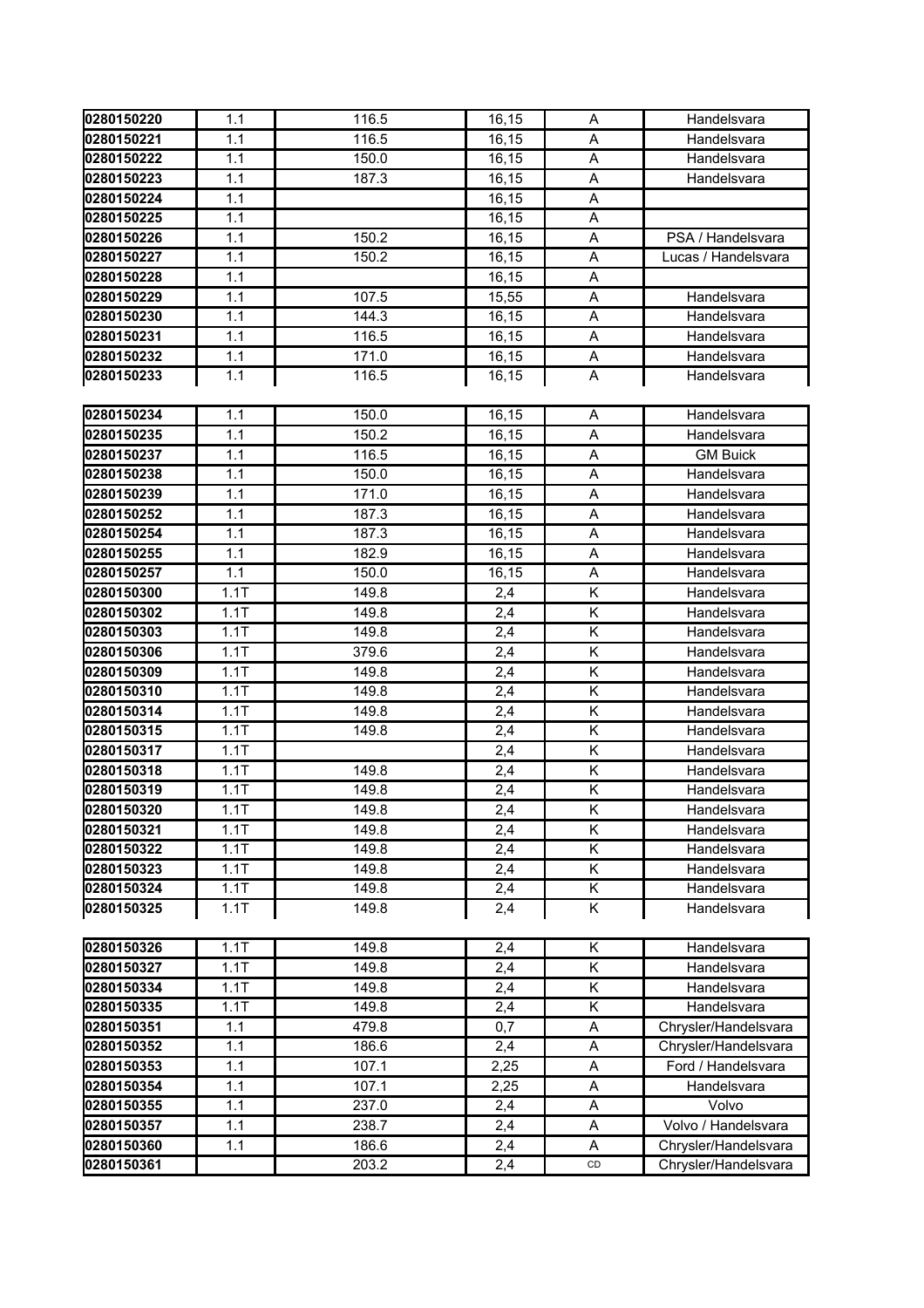| | | | | | |
|---|---|---|---|---|---|
| 0280150220 | 1.1 | 116.5 | 16,15 | A | Handelsvara |
| 0280150221 | 1.1 | 116.5 | 16,15 | A | Handelsvara |
| 0280150222 | 1.1 | 150.0 | 16,15 | A | Handelsvara |
| 0280150223 | 1.1 | 187.3 | 16,15 | A | Handelsvara |
| 0280150224 | 1.1 | | 16,15 | A | |
| 0280150225 | 1.1 | | 16,15 | A | |
| 0280150226 | 1.1 | 150.2 | 16,15 | A | PSA / Handelsvara |
| 0280150227 | 1.1 | 150.2 | 16,15 | A | Lucas / Handelsvara |
| 0280150228 | 1.1 | | 16,15 | A | |
| 0280150229 | 1.1 | 107.5 | 15,55 | A | Handelsvara |
| 0280150230 | 1.1 | 144.3 | 16,15 | A | Handelsvara |
| 0280150231 | 1.1 | 116.5 | 16,15 | A | Handelsvara |
| 0280150232 | 1.1 | 171.0 | 16,15 | A | Handelsvara |
| 0280150233 | 1.1 | 116.5 | 16,15 | A | Handelsvara |
| 0280150234 | 1.1 | 150.0 | 16,15 | A | Handelsvara |
| 0280150235 | 1.1 | 150.2 | 16,15 | A | Handelsvara |
| 0280150237 | 1.1 | 116.5 | 16,15 | A | GM Buick |
| 0280150238 | 1.1 | 150.0 | 16,15 | A | Handelsvara |
| 0280150239 | 1.1 | 171.0 | 16,15 | A | Handelsvara |
| 0280150252 | 1.1 | 187.3 | 16,15 | A | Handelsvara |
| 0280150254 | 1.1 | 187.3 | 16,15 | A | Handelsvara |
| 0280150255 | 1.1 | 182.9 | 16,15 | A | Handelsvara |
| 0280150257 | 1.1 | 150.0 | 16,15 | A | Handelsvara |
| 0280150300 | 1.1T | 149.8 | 2,4 | K | Handelsvara |
| 0280150302 | 1.1T | 149.8 | 2,4 | K | Handelsvara |
| 0280150303 | 1.1T | 149.8 | 2,4 | K | Handelsvara |
| 0280150306 | 1.1T | 379.6 | 2,4 | K | Handelsvara |
| 0280150309 | 1.1T | 149.8 | 2,4 | K | Handelsvara |
| 0280150310 | 1.1T | 149.8 | 2,4 | K | Handelsvara |
| 0280150314 | 1.1T | 149.8 | 2,4 | K | Handelsvara |
| 0280150315 | 1.1T | 149.8 | 2,4 | K | Handelsvara |
| 0280150317 | 1.1T | | 2,4 | K | Handelsvara |
| 0280150318 | 1.1T | 149.8 | 2,4 | K | Handelsvara |
| 0280150319 | 1.1T | 149.8 | 2,4 | K | Handelsvara |
| 0280150320 | 1.1T | 149.8 | 2,4 | K | Handelsvara |
| 0280150321 | 1.1T | 149.8 | 2,4 | K | Handelsvara |
| 0280150322 | 1.1T | 149.8 | 2,4 | K | Handelsvara |
| 0280150323 | 1.1T | 149.8 | 2,4 | K | Handelsvara |
| 0280150324 | 1.1T | 149.8 | 2,4 | K | Handelsvara |
| 0280150325 | 1.1T | 149.8 | 2,4 | K | Handelsvara |
| 0280150326 | 1.1T | 149.8 | 2,4 | K | Handelsvara |
| 0280150327 | 1.1T | 149.8 | 2,4 | K | Handelsvara |
| 0280150334 | 1.1T | 149.8 | 2,4 | K | Handelsvara |
| 0280150335 | 1.1T | 149.8 | 2,4 | K | Handelsvara |
| 0280150351 | 1.1 | 479.8 | 0,7 | A | Chrysler/Handelsvara |
| 0280150352 | 1.1 | 186.6 | 2,4 | A | Chrysler/Handelsvara |
| 0280150353 | 1.1 | 107.1 | 2,25 | A | Ford / Handelsvara |
| 0280150354 | 1.1 | 107.1 | 2,25 | A | Handelsvara |
| 0280150355 | 1.1 | 237.0 | 2,4 | A | Volvo |
| 0280150357 | 1.1 | 238.7 | 2,4 | A | Volvo / Handelsvara |
| 0280150360 | 1.1 | 186.6 | 2,4 | A | Chrysler/Handelsvara |
| 0280150361 | | 203.2 | 2,4 | CD | Chrysler/Handelsvara |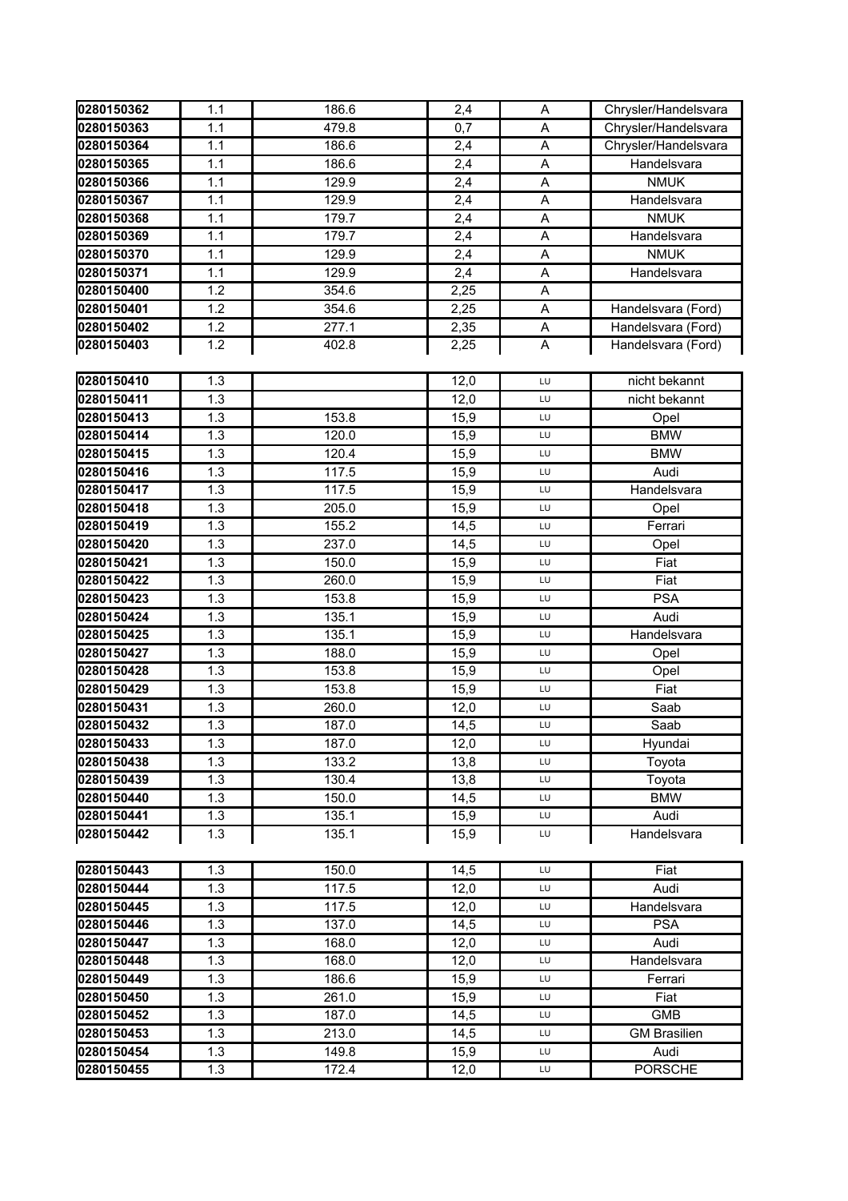| | | | | | |
|---|---|---|---|---|---|
| 0280150362 | 1.1 | 186.6 | 2,4 | A | Chrysler/Handelsvara |
| 0280150363 | 1.1 | 479.8 | 0,7 | A | Chrysler/Handelsvara |
| 0280150364 | 1.1 | 186.6 | 2,4 | A | Chrysler/Handelsvara |
| 0280150365 | 1.1 | 186.6 | 2,4 | A | Handelsvara |
| 0280150366 | 1.1 | 129.9 | 2,4 | A | NMUK |
| 0280150367 | 1.1 | 129.9 | 2,4 | A | Handelsvara |
| 0280150368 | 1.1 | 179.7 | 2,4 | A | NMUK |
| 0280150369 | 1.1 | 179.7 | 2,4 | A | Handelsvara |
| 0280150370 | 1.1 | 129.9 | 2,4 | A | NMUK |
| 0280150371 | 1.1 | 129.9 | 2,4 | A | Handelsvara |
| 0280150400 | 1.2 | 354.6 | 2,25 | A | |
| 0280150401 | 1.2 | 354.6 | 2,25 | A | Handelsvara (Ford) |
| 0280150402 | 1.2 | 277.1 | 2,35 | A | Handelsvara (Ford) |
| 0280150403 | 1.2 | 402.8 | 2,25 | A | Handelsvara (Ford) |
| 0280150410 | 1.3 | | 12,0 | LU | nicht bekannt |
| 0280150411 | 1.3 | | 12,0 | LU | nicht bekannt |
| 0280150413 | 1.3 | 153.8 | 15,9 | LU | Opel |
| 0280150414 | 1.3 | 120.0 | 15,9 | LU | BMW |
| 0280150415 | 1.3 | 120.4 | 15,9 | LU | BMW |
| 0280150416 | 1.3 | 117.5 | 15,9 | LU | Audi |
| 0280150417 | 1.3 | 117.5 | 15,9 | LU | Handelsvara |
| 0280150418 | 1.3 | 205.0 | 15,9 | LU | Opel |
| 0280150419 | 1.3 | 155.2 | 14,5 | LU | Ferrari |
| 0280150420 | 1.3 | 237.0 | 14,5 | LU | Opel |
| 0280150421 | 1.3 | 150.0 | 15,9 | LU | Fiat |
| 0280150422 | 1.3 | 260.0 | 15,9 | LU | Fiat |
| 0280150423 | 1.3 | 153.8 | 15,9 | LU | PSA |
| 0280150424 | 1.3 | 135.1 | 15,9 | LU | Audi |
| 0280150425 | 1.3 | 135.1 | 15,9 | LU | Handelsvara |
| 0280150427 | 1.3 | 188.0 | 15,9 | LU | Opel |
| 0280150428 | 1.3 | 153.8 | 15,9 | LU | Opel |
| 0280150429 | 1.3 | 153.8 | 15,9 | LU | Fiat |
| 0280150431 | 1.3 | 260.0 | 12,0 | LU | Saab |
| 0280150432 | 1.3 | 187.0 | 14,5 | LU | Saab |
| 0280150433 | 1.3 | 187.0 | 12,0 | LU | Hyundai |
| 0280150438 | 1.3 | 133.2 | 13,8 | LU | Toyota |
| 0280150439 | 1.3 | 130.4 | 13,8 | LU | Toyota |
| 0280150440 | 1.3 | 150.0 | 14,5 | LU | BMW |
| 0280150441 | 1.3 | 135.1 | 15,9 | LU | Audi |
| 0280150442 | 1.3 | 135.1 | 15,9 | LU | Handelsvara |
| 0280150443 | 1.3 | 150.0 | 14,5 | LU | Fiat |
| 0280150444 | 1.3 | 117.5 | 12,0 | LU | Audi |
| 0280150445 | 1.3 | 117.5 | 12,0 | LU | Handelsvara |
| 0280150446 | 1.3 | 137.0 | 14,5 | LU | PSA |
| 0280150447 | 1.3 | 168.0 | 12,0 | LU | Audi |
| 0280150448 | 1.3 | 168.0 | 12,0 | LU | Handelsvara |
| 0280150449 | 1.3 | 186.6 | 15,9 | LU | Ferrari |
| 0280150450 | 1.3 | 261.0 | 15,9 | LU | Fiat |
| 0280150452 | 1.3 | 187.0 | 14,5 | LU | GMB |
| 0280150453 | 1.3 | 213.0 | 14,5 | LU | GM Brasilien |
| 0280150454 | 1.3 | 149.8 | 15,9 | LU | Audi |
| 0280150455 | 1.3 | 172.4 | 12,0 | LU | PORSCHE |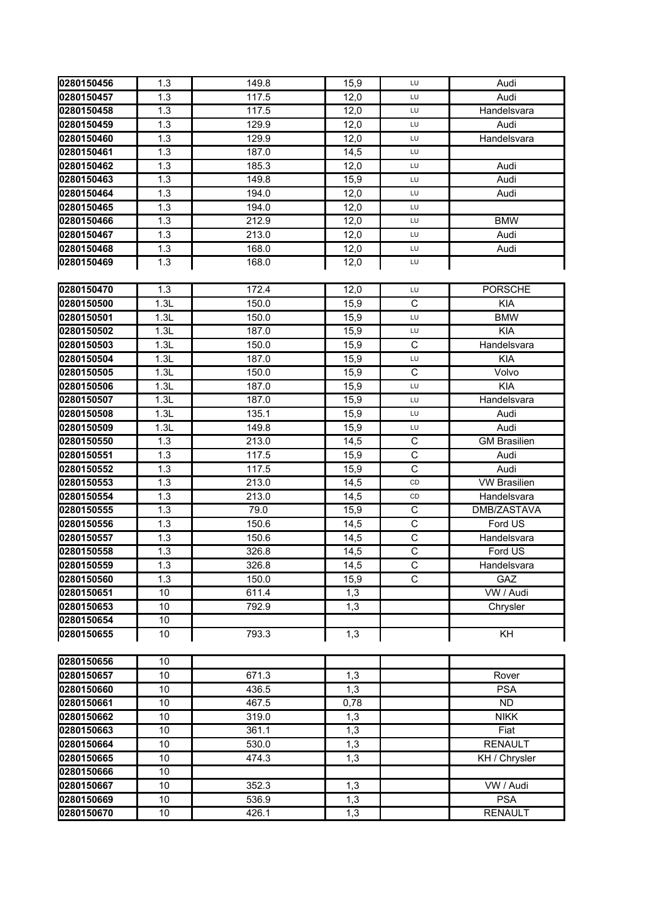| | | | | | |
|---|---|---|---|---|---|
| **0280150456** | 1.3 | 149.8 | 15,9 | LU | Audi |
| **0280150457** | 1.3 | 117.5 | 12,0 | LU | Audi |
| **0280150458** | 1.3 | 117.5 | 12,0 | LU | Handelsvara |
| **0280150459** | 1.3 | 129.9 | 12,0 | LU | Audi |
| **0280150460** | 1.3 | 129.9 | 12,0 | LU | Handelsvara |
| **0280150461** | 1.3 | 187.0 | 14,5 | LU | |
| **0280150462** | 1.3 | 185.3 | 12,0 | LU | Audi |
| **0280150463** | 1.3 | 149.8 | 15,9 | LU | Audi |
| **0280150464** | 1.3 | 194.0 | 12,0 | LU | Audi |
| **0280150465** | 1.3 | 194.0 | 12,0 | LU | |
| **0280150466** | 1.3 | 212.9 | 12,0 | LU | BMW |
| **0280150467** | 1.3 | 213.0 | 12,0 | LU | Audi |
| **0280150468** | 1.3 | 168.0 | 12,0 | LU | Audi |
| **0280150469** | 1.3 | 168.0 | 12,0 | LU | |
| **0280150470** | 1.3 | 172.4 | 12,0 | LU | PORSCHE |
| **0280150500** | 1.3L | 150.0 | 15,9 | C | KIA |
| **0280150501** | 1.3L | 150.0 | 15,9 | LU | BMW |
| **0280150502** | 1.3L | 187.0 | 15,9 | LU | KIA |
| **0280150503** | 1.3L | 150.0 | 15,9 | C | Handelsvara |
| **0280150504** | 1.3L | 187.0 | 15,9 | LU | KIA |
| **0280150505** | 1.3L | 150.0 | 15,9 | C | Volvo |
| **0280150506** | 1.3L | 187.0 | 15,9 | LU | KIA |
| **0280150507** | 1.3L | 187.0 | 15,9 | LU | Handelsvara |
| **0280150508** | 1.3L | 135.1 | 15,9 | LU | Audi |
| **0280150509** | 1.3L | 149.8 | 15,9 | LU | Audi |
| **0280150550** | 1.3 | 213.0 | 14,5 | C | GM Brasilien |
| **0280150551** | 1.3 | 117.5 | 15,9 | C | Audi |
| **0280150552** | 1.3 | 117.5 | 15,9 | C | Audi |
| **0280150553** | 1.3 | 213.0 | 14,5 | CD | VW Brasilien |
| **0280150554** | 1.3 | 213.0 | 14,5 | CD | Handelsvara |
| **0280150555** | 1.3 | 79.0 | 15,9 | C | DMB/ZASTAVA |
| **0280150556** | 1.3 | 150.6 | 14,5 | C | Ford US |
| **0280150557** | 1.3 | 150.6 | 14,5 | C | Handelsvara |
| **0280150558** | 1.3 | 326.8 | 14,5 | C | Ford US |
| **0280150559** | 1.3 | 326.8 | 14,5 | C | Handelsvara |
| **0280150560** | 1.3 | 150.0 | 15,9 | C | GAZ |
| **0280150651** | 10 | 611.4 | 1,3 | | VW / Audi |
| **0280150653** | 10 | 792.9 | 1,3 | | Chrysler |
| **0280150654** | 10 | | | | |
| **0280150655** | 10 | 793.3 | 1,3 | | KH |
| **0280150656** | 10 | | | | |
| **0280150657** | 10 | 671.3 | 1,3 | | Rover |
| **0280150660** | 10 | 436.5 | 1,3 | | PSA |
| **0280150661** | 10 | 467.5 | 0,78 | | ND |
| **0280150662** | 10 | 319.0 | 1,3 | | NIKK |
| **0280150663** | 10 | 361.1 | 1,3 | | Fiat |
| **0280150664** | 10 | 530.0 | 1,3 | | RENAULT |
| **0280150665** | 10 | 474.3 | 1,3 | | KH / Chrysler |
| **0280150666** | 10 | | | | |
| **0280150667** | 10 | 352.3 | 1,3 | | VW / Audi |
| **0280150669** | 10 | 536.9 | 1,3 | | PSA |
| **0280150670** | 10 | 426.1 | 1,3 | | RENAULT |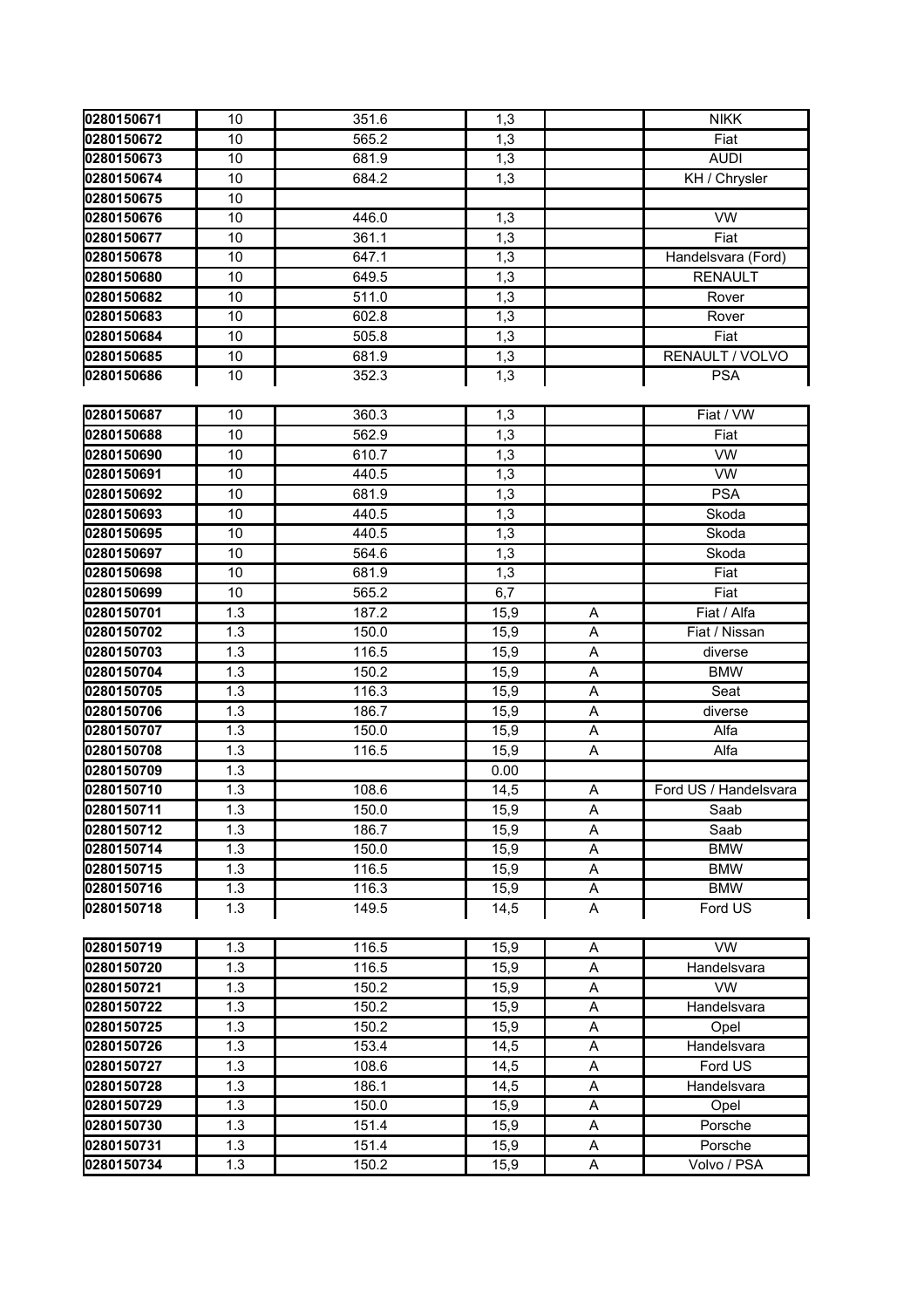| | | | | | |
|---|---|---|---|---|---|
| 0280150671 | 10 | 351.6 | 1,3 | | NIKK |
| 0280150672 | 10 | 565.2 | 1,3 | | Fiat |
| 0280150673 | 10 | 681.9 | 1,3 | | AUDI |
| 0280150674 | 10 | 684.2 | 1,3 | | KH / Chrysler |
| 0280150675 | 10 | | | | |
| 0280150676 | 10 | 446.0 | 1,3 | | VW |
| 0280150677 | 10 | 361.1 | 1,3 | | Fiat |
| 0280150678 | 10 | 647.1 | 1,3 | | Handelsvara (Ford) |
| 0280150680 | 10 | 649.5 | 1,3 | | RENAULT |
| 0280150682 | 10 | 511.0 | 1,3 | | Rover |
| 0280150683 | 10 | 602.8 | 1,3 | | Rover |
| 0280150684 | 10 | 505.8 | 1,3 | | Fiat |
| 0280150685 | 10 | 681.9 | 1,3 | | RENAULT / VOLVO |
| 0280150686 | 10 | 352.3 | 1,3 | | PSA |
| 0280150687 | 10 | 360.3 | 1,3 | | Fiat / VW |
| 0280150688 | 10 | 562.9 | 1,3 | | Fiat |
| 0280150690 | 10 | 610.7 | 1,3 | | VW |
| 0280150691 | 10 | 440.5 | 1,3 | | VW |
| 0280150692 | 10 | 681.9 | 1,3 | | PSA |
| 0280150693 | 10 | 440.5 | 1,3 | | Skoda |
| 0280150695 | 10 | 440.5 | 1,3 | | Skoda |
| 0280150697 | 10 | 564.6 | 1,3 | | Skoda |
| 0280150698 | 10 | 681.9 | 1,3 | | Fiat |
| 0280150699 | 10 | 565.2 | 6,7 | | Fiat |
| 0280150701 | 1.3 | 187.2 | 15,9 | A | Fiat / Alfa |
| 0280150702 | 1.3 | 150.0 | 15,9 | A | Fiat / Nissan |
| 0280150703 | 1.3 | 116.5 | 15,9 | A | diverse |
| 0280150704 | 1.3 | 150.2 | 15,9 | A | BMW |
| 0280150705 | 1.3 | 116.3 | 15,9 | A | Seat |
| 0280150706 | 1.3 | 186.7 | 15,9 | A | diverse |
| 0280150707 | 1.3 | 150.0 | 15,9 | A | Alfa |
| 0280150708 | 1.3 | 116.5 | 15,9 | A | Alfa |
| 0280150709 | 1.3 | | 0.00 | | |
| 0280150710 | 1.3 | 108.6 | 14,5 | A | Ford US / Handelsvara |
| 0280150711 | 1.3 | 150.0 | 15,9 | A | Saab |
| 0280150712 | 1.3 | 186.7 | 15,9 | A | Saab |
| 0280150714 | 1.3 | 150.0 | 15,9 | A | BMW |
| 0280150715 | 1.3 | 116.5 | 15,9 | A | BMW |
| 0280150716 | 1.3 | 116.3 | 15,9 | A | BMW |
| 0280150718 | 1.3 | 149.5 | 14,5 | A | Ford US |
| 0280150719 | 1.3 | 116.5 | 15,9 | A | VW |
| 0280150720 | 1.3 | 116.5 | 15,9 | A | Handelsvara |
| 0280150721 | 1.3 | 150.2 | 15,9 | A | VW |
| 0280150722 | 1.3 | 150.2 | 15,9 | A | Handelsvara |
| 0280150725 | 1.3 | 150.2 | 15,9 | A | Opel |
| 0280150726 | 1.3 | 153.4 | 14,5 | A | Handelsvara |
| 0280150727 | 1.3 | 108.6 | 14,5 | A | Ford US |
| 0280150728 | 1.3 | 186.1 | 14,5 | A | Handelsvara |
| 0280150729 | 1.3 | 150.0 | 15,9 | A | Opel |
| 0280150730 | 1.3 | 151.4 | 15,9 | A | Porsche |
| 0280150731 | 1.3 | 151.4 | 15,9 | A | Porsche |
| 0280150734 | 1.3 | 150.2 | 15,9 | A | Volvo / PSA |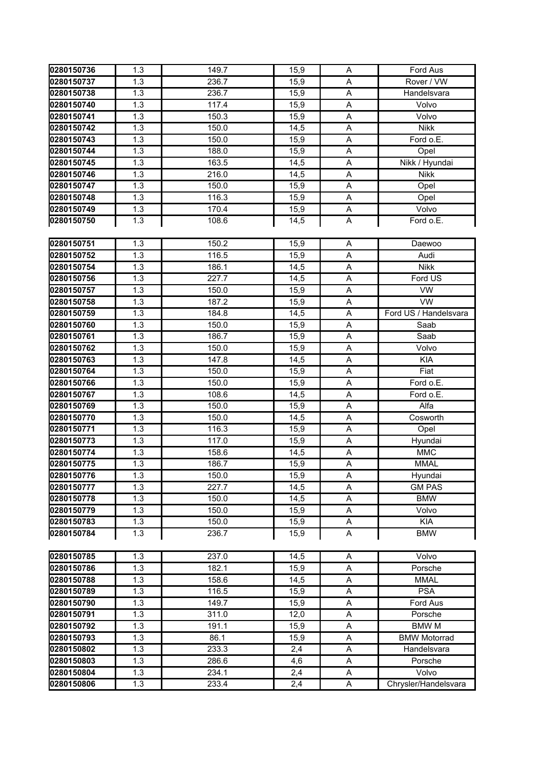| | | | | | |
|---|---|---|---|---|---|
| 0280150736 | 1.3 | 149.7 | 15,9 | A | Ford Aus |
| 0280150737 | 1.3 | 236.7 | 15,9 | A | Rover / VW |
| 0280150738 | 1.3 | 236.7 | 15,9 | A | Handelsvara |
| 0280150740 | 1.3 | 117.4 | 15,9 | A | Volvo |
| 0280150741 | 1.3 | 150.3 | 15,9 | A | Volvo |
| 0280150742 | 1.3 | 150.0 | 14,5 | A | Nikk |
| 0280150743 | 1.3 | 150.0 | 15,9 | A | Ford o.E. |
| 0280150744 | 1.3 | 188.0 | 15,9 | A | Opel |
| 0280150745 | 1.3 | 163.5 | 14,5 | A | Nikk / Hyundai |
| 0280150746 | 1.3 | 216.0 | 14,5 | A | Nikk |
| 0280150747 | 1.3 | 150.0 | 15,9 | A | Opel |
| 0280150748 | 1.3 | 116.3 | 15,9 | A | Opel |
| 0280150749 | 1.3 | 170.4 | 15,9 | A | Volvo |
| 0280150750 | 1.3 | 108.6 | 14,5 | A | Ford o.E. |
| 0280150751 | 1.3 | 150.2 | 15,9 | A | Daewoo |
| 0280150752 | 1.3 | 116.5 | 15,9 | A | Audi |
| 0280150754 | 1.3 | 186.1 | 14,5 | A | Nikk |
| 0280150756 | 1.3 | 227.7 | 14,5 | A | Ford US |
| 0280150757 | 1.3 | 150.0 | 15,9 | A | VW |
| 0280150758 | 1.3 | 187.2 | 15,9 | A | VW |
| 0280150759 | 1.3 | 184.8 | 14,5 | A | Ford US / Handelsvara |
| 0280150760 | 1.3 | 150.0 | 15,9 | A | Saab |
| 0280150761 | 1.3 | 186.7 | 15,9 | A | Saab |
| 0280150762 | 1.3 | 150.0 | 15,9 | A | Volvo |
| 0280150763 | 1.3 | 147.8 | 14,5 | A | KIA |
| 0280150764 | 1.3 | 150.0 | 15,9 | A | Fiat |
| 0280150766 | 1.3 | 150.0 | 15,9 | A | Ford o.E. |
| 0280150767 | 1.3 | 108.6 | 14,5 | A | Ford o.E. |
| 0280150769 | 1.3 | 150.0 | 15,9 | A | Alfa |
| 0280150770 | 1.3 | 150.0 | 14,5 | A | Cosworth |
| 0280150771 | 1.3 | 116.3 | 15,9 | A | Opel |
| 0280150773 | 1.3 | 117.0 | 15,9 | A | Hyundai |
| 0280150774 | 1.3 | 158.6 | 14,5 | A | MMC |
| 0280150775 | 1.3 | 186.7 | 15,9 | A | MMAL |
| 0280150776 | 1.3 | 150.0 | 15,9 | A | Hyundai |
| 0280150777 | 1.3 | 227.7 | 14,5 | A | GM PAS |
| 0280150778 | 1.3 | 150.0 | 14,5 | A | BMW |
| 0280150779 | 1.3 | 150.0 | 15,9 | A | Volvo |
| 0280150783 | 1.3 | 150.0 | 15,9 | A | KIA |
| 0280150784 | 1.3 | 236.7 | 15,9 | A | BMW |
| 0280150785 | 1.3 | 237.0 | 14,5 | A | Volvo |
| 0280150786 | 1.3 | 182.1 | 15,9 | A | Porsche |
| 0280150788 | 1.3 | 158.6 | 14,5 | A | MMAL |
| 0280150789 | 1.3 | 116.5 | 15,9 | A | PSA |
| 0280150790 | 1.3 | 149.7 | 15,9 | A | Ford Aus |
| 0280150791 | 1.3 | 311.0 | 12,0 | A | Porsche |
| 0280150792 | 1.3 | 191.1 | 15,9 | A | BMW M |
| 0280150793 | 1.3 | 86.1 | 15,9 | A | BMW Motorrad |
| 0280150802 | 1.3 | 233.3 | 2,4 | A | Handelsvara |
| 0280150803 | 1.3 | 286.6 | 4,6 | A | Porsche |
| 0280150804 | 1.3 | 234.1 | 2,4 | A | Volvo |
| 0280150806 | 1.3 | 233.4 | 2,4 | A | Chrysler/Handelsvara |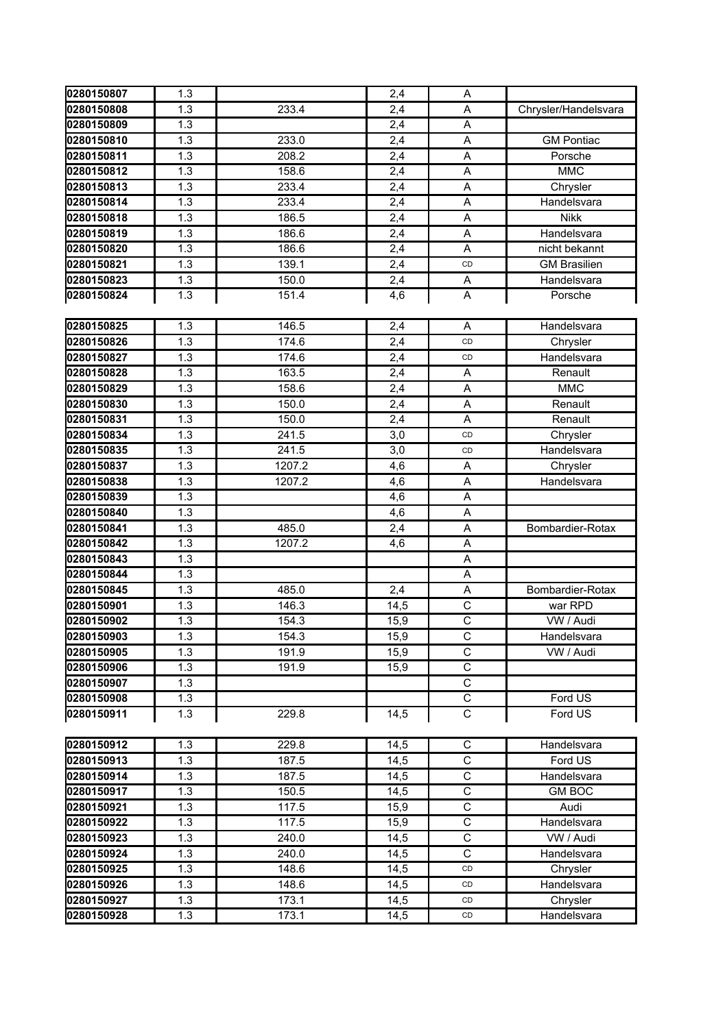| | | | | | |
|---|---|---|---|---|---|
| 0280150807 | 1.3 | | 2,4 | A | |
| 0280150808 | 1.3 | 233.4 | 2,4 | A | Chrysler/Handelsvara |
| 0280150809 | 1.3 | | 2,4 | A | |
| 0280150810 | 1.3 | 233.0 | 2,4 | A | GM Pontiac |
| 0280150811 | 1.3 | 208.2 | 2,4 | A | Porsche |
| 0280150812 | 1.3 | 158.6 | 2,4 | A | MMC |
| 0280150813 | 1.3 | 233.4 | 2,4 | A | Chrysler |
| 0280150814 | 1.3 | 233.4 | 2,4 | A | Handelsvara |
| 0280150818 | 1.3 | 186.5 | 2,4 | A | Nikk |
| 0280150819 | 1.3 | 186.6 | 2,4 | A | Handelsvara |
| 0280150820 | 1.3 | 186.6 | 2,4 | A | nicht bekannt |
| 0280150821 | 1.3 | 139.1 | 2,4 | CD | GM Brasilien |
| 0280150823 | 1.3 | 150.0 | 2,4 | A | Handelsvara |
| 0280150824 | 1.3 | 151.4 | 4,6 | A | Porsche |
| 0280150825 | 1.3 | 146.5 | 2,4 | A | Handelsvara |
| 0280150826 | 1.3 | 174.6 | 2,4 | CD | Chrysler |
| 0280150827 | 1.3 | 174.6 | 2,4 | CD | Handelsvara |
| 0280150828 | 1.3 | 163.5 | 2,4 | A | Renault |
| 0280150829 | 1.3 | 158.6 | 2,4 | A | MMC |
| 0280150830 | 1.3 | 150.0 | 2,4 | A | Renault |
| 0280150831 | 1.3 | 150.0 | 2,4 | A | Renault |
| 0280150834 | 1.3 | 241.5 | 3,0 | CD | Chrysler |
| 0280150835 | 1.3 | 241.5 | 3,0 | CD | Handelsvara |
| 0280150837 | 1.3 | 1207.2 | 4,6 | A | Chrysler |
| 0280150838 | 1.3 | 1207.2 | 4,6 | A | Handelsvara |
| 0280150839 | 1.3 | | 4,6 | A | |
| 0280150840 | 1.3 | | 4,6 | A | |
| 0280150841 | 1.3 | 485.0 | 2,4 | A | Bombardier-Rotax |
| 0280150842 | 1.3 | 1207.2 | 4,6 | A | |
| 0280150843 | 1.3 | | | A | |
| 0280150844 | 1.3 | | | A | |
| 0280150845 | 1.3 | 485.0 | 2,4 | A | Bombardier-Rotax |
| 0280150901 | 1.3 | 146.3 | 14,5 | C | war RPD |
| 0280150902 | 1.3 | 154.3 | 15,9 | C | VW / Audi |
| 0280150903 | 1.3 | 154.3 | 15,9 | C | Handelsvara |
| 0280150905 | 1.3 | 191.9 | 15,9 | C | VW / Audi |
| 0280150906 | 1.3 | 191.9 | 15,9 | C | |
| 0280150907 | 1.3 | | | C | |
| 0280150908 | 1.3 | | | C | Ford US |
| 0280150911 | 1.3 | 229.8 | 14,5 | C | Ford US |
| 0280150912 | 1.3 | 229.8 | 14,5 | C | Handelsvara |
| 0280150913 | 1.3 | 187.5 | 14,5 | C | Ford US |
| 0280150914 | 1.3 | 187.5 | 14,5 | C | Handelsvara |
| 0280150917 | 1.3 | 150.5 | 14,5 | C | GM BOC |
| 0280150921 | 1.3 | 117.5 | 15,9 | C | Audi |
| 0280150922 | 1.3 | 117.5 | 15,9 | C | Handelsvara |
| 0280150923 | 1.3 | 240.0 | 14,5 | C | VW / Audi |
| 0280150924 | 1.3 | 240.0 | 14,5 | C | Handelsvara |
| 0280150925 | 1.3 | 148.6 | 14,5 | CD | Chrysler |
| 0280150926 | 1.3 | 148.6 | 14,5 | CD | Handelsvara |
| 0280150927 | 1.3 | 173.1 | 14,5 | CD | Chrysler |
| 0280150928 | 1.3 | 173.1 | 14,5 | CD | Handelsvara |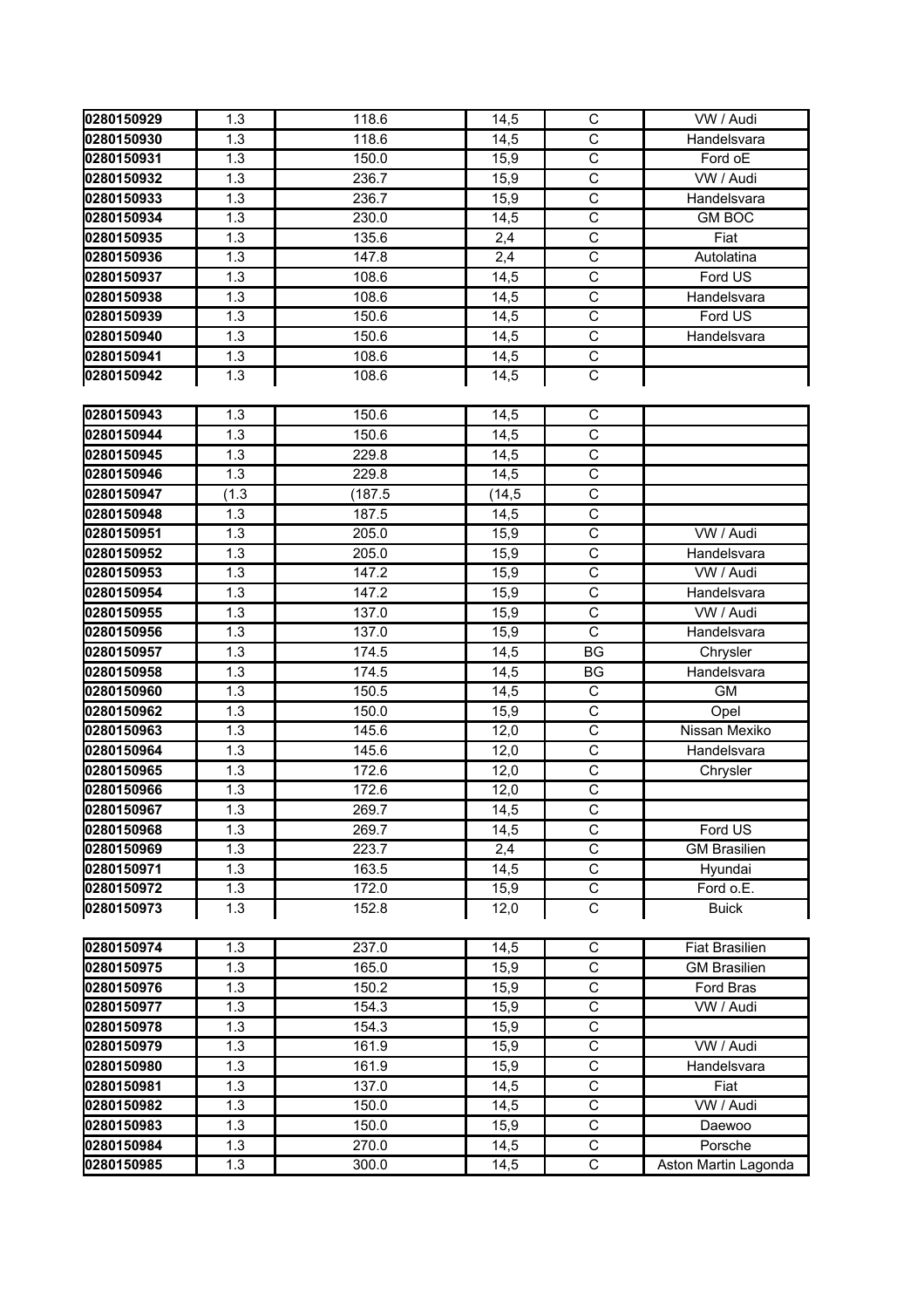| | | | | | |
|---|---|---|---|---|---|
| **0280150929** | 1.3 | 118.6 | 14,5 | C | VW / Audi |
| **0280150930** | 1.3 | 118.6 | 14,5 | C | Handelsvara |
| **0280150931** | 1.3 | 150.0 | 15,9 | C | Ford oE |
| **0280150932** | 1.3 | 236.7 | 15,9 | C | VW / Audi |
| **0280150933** | 1.3 | 236.7 | 15,9 | C | Handelsvara |
| **0280150934** | 1.3 | 230.0 | 14,5 | C | GM BOC |
| **0280150935** | 1.3 | 135.6 | 2,4 | C | Fiat |
| **0280150936** | 1.3 | 147.8 | 2,4 | C | Autolatina |
| **0280150937** | 1.3 | 108.6 | 14,5 | C | Ford US |
| **0280150938** | 1.3 | 108.6 | 14,5 | C | Handelsvara |
| **0280150939** | 1.3 | 150.6 | 14,5 | C | Ford US |
| **0280150940** | 1.3 | 150.6 | 14,5 | C | Handelsvara |
| **0280150941** | 1.3 | 108.6 | 14,5 | C | |
| **0280150942** | 1.3 | 108.6 | 14,5 | C | |
| **0280150943** | 1.3 | 150.6 | 14,5 | C | |
| **0280150944** | 1.3 | 150.6 | 14,5 | C | |
| **0280150945** | 1.3 | 229.8 | 14,5 | C | |
| **0280150946** | 1.3 | 229.8 | 14,5 | C | |
| **0280150947** | (1.3 | (187.5 | (14,5 | C | |
| **0280150948** | 1.3 | 187.5 | 14,5 | C | |
| **0280150951** | 1.3 | 205.0 | 15,9 | C | VW / Audi |
| **0280150952** | 1.3 | 205.0 | 15,9 | C | Handelsvara |
| **0280150953** | 1.3 | 147.2 | 15,9 | C | VW / Audi |
| **0280150954** | 1.3 | 147.2 | 15,9 | C | Handelsvara |
| **0280150955** | 1.3 | 137.0 | 15,9 | C | VW / Audi |
| **0280150956** | 1.3 | 137.0 | 15,9 | C | Handelsvara |
| **0280150957** | 1.3 | 174.5 | 14,5 | BG | Chrysler |
| **0280150958** | 1.3 | 174.5 | 14,5 | BG | Handelsvara |
| **0280150960** | 1.3 | 150.5 | 14,5 | C | GM |
| **0280150962** | 1.3 | 150.0 | 15,9 | C | Opel |
| **0280150963** | 1.3 | 145.6 | 12,0 | C | Nissan Mexiko |
| **0280150964** | 1.3 | 145.6 | 12,0 | C | Handelsvara |
| **0280150965** | 1.3 | 172.6 | 12,0 | C | Chrysler |
| **0280150966** | 1.3 | 172.6 | 12,0 | C | |
| **0280150967** | 1.3 | 269.7 | 14,5 | C | |
| **0280150968** | 1.3 | 269.7 | 14,5 | C | Ford US |
| **0280150969** | 1.3 | 223.7 | 2,4 | C | GM Brasilien |
| **0280150971** | 1.3 | 163.5 | 14,5 | C | Hyundai |
| **0280150972** | 1.3 | 172.0 | 15,9 | C | Ford o.E. |
| **0280150973** | 1.3 | 152.8 | 12,0 | C | Buick |
| **0280150974** | 1.3 | 237.0 | 14,5 | C | Fiat Brasilien |
| **0280150975** | 1.3 | 165.0 | 15,9 | C | GM Brasilien |
| **0280150976** | 1.3 | 150.2 | 15,9 | C | Ford Bras |
| **0280150977** | 1.3 | 154.3 | 15,9 | C | VW / Audi |
| **0280150978** | 1.3 | 154.3 | 15,9 | C | |
| **0280150979** | 1.3 | 161.9 | 15,9 | C | VW / Audi |
| **0280150980** | 1.3 | 161.9 | 15,9 | C | Handelsvara |
| **0280150981** | 1.3 | 137.0 | 14,5 | C | Fiat |
| **0280150982** | 1.3 | 150.0 | 14,5 | C | VW / Audi |
| **0280150983** | 1.3 | 150.0 | 15,9 | C | Daewoo |
| **0280150984** | 1.3 | 270.0 | 14,5 | C | Porsche |
| **0280150985** | 1.3 | 300.0 | 14,5 | C | Aston Martin Lagonda |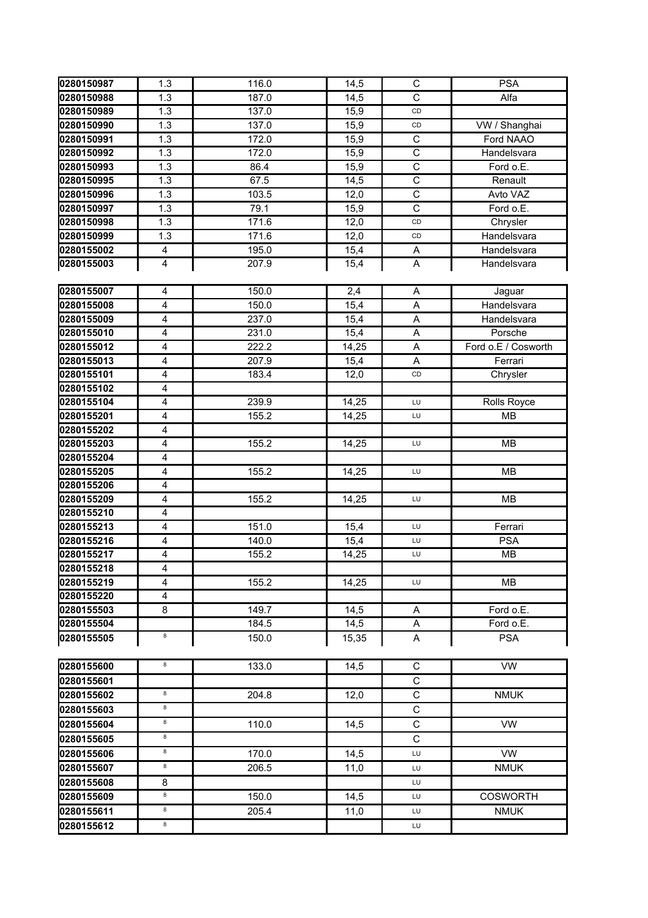| | | | | | |
|---|---|---|---|---|---|
| 0280150987 | 1.3 | 116.0 | 14,5 | C | PSA |
| 0280150988 | 1.3 | 187.0 | 14,5 | C | Alfa |
| 0280150989 | 1.3 | 137.0 | 15,9 | CD | |
| 0280150990 | 1.3 | 137.0 | 15,9 | CD | VW / Shanghai |
| 0280150991 | 1.3 | 172.0 | 15,9 | C | Ford NAAO |
| 0280150992 | 1.3 | 172.0 | 15,9 | C | Handelsvara |
| 0280150993 | 1.3 | 86.4 | 15,9 | C | Ford o.E. |
| 0280150995 | 1.3 | 67.5 | 14,5 | C | Renault |
| 0280150996 | 1.3 | 103.5 | 12,0 | C | Avto VAZ |
| 0280150997 | 1.3 | 79.1 | 15,9 | C | Ford o.E. |
| 0280150998 | 1.3 | 171.6 | 12,0 | CD | Chrysler |
| 0280150999 | 1.3 | 171.6 | 12,0 | CD | Handelsvara |
| 0280155002 | 4 | 195.0 | 15,4 | A | Handelsvara |
| 0280155003 | 4 | 207.9 | 15,4 | A | Handelsvara |
| 0280155007 | 4 | 150.0 | 2,4 | A | Jaguar |
| 0280155008 | 4 | 150.0 | 15,4 | A | Handelsvara |
| 0280155009 | 4 | 237.0 | 15,4 | A | Handelsvara |
| 0280155010 | 4 | 231.0 | 15,4 | A | Porsche |
| 0280155012 | 4 | 222.2 | 14,25 | A | Ford o.E / Cosworth |
| 0280155013 | 4 | 207.9 | 15,4 | A | Ferrari |
| 0280155101 | 4 | 183.4 | 12,0 | CD | Chrysler |
| 0280155102 | 4 | | | | |
| 0280155104 | 4 | 239.9 | 14,25 | LU | Rolls Royce |
| 0280155201 | 4 | 155.2 | 14,25 | LU | MB |
| 0280155202 | 4 | | | | |
| 0280155203 | 4 | 155.2 | 14,25 | LU | MB |
| 0280155204 | 4 | | | | |
| 0280155205 | 4 | 155.2 | 14,25 | LU | MB |
| 0280155206 | 4 | | | | |
| 0280155209 | 4 | 155.2 | 14,25 | LU | MB |
| 0280155210 | 4 | | | | |
| 0280155213 | 4 | 151.0 | 15,4 | LU | Ferrari |
| 0280155216 | 4 | 140.0 | 15,4 | LU | PSA |
| 0280155217 | 4 | 155.2 | 14,25 | LU | MB |
| 0280155218 | 4 | | | | |
| 0280155219 | 4 | 155.2 | 14,25 | LU | MB |
| 0280155220 | 4 | | | | |
| 0280155503 | 8 | 149.7 | 14,5 | A | Ford o.E. |
| 0280155504 | | 184.5 | 14,5 | A | Ford o.E. |
| 0280155505 | 8 | 150.0 | 15,35 | A | PSA |
| 0280155600 | 8 | 133.0 | 14,5 | C | VW |
| 0280155601 | | | | C | |
| 0280155602 | 8 | 204.8 | 12,0 | C | NMUK |
| 0280155603 | 8 | | | C | |
| 0280155604 | 8 | 110.0 | 14,5 | C | VW |
| 0280155605 | 8 | | | C | |
| 0280155606 | 8 | 170.0 | 14,5 | LU | VW |
| 0280155607 | 8 | 206.5 | 11,0 | LU | NMUK |
| 0280155608 | 8 | | | LU | |
| 0280155609 | 8 | 150.0 | 14,5 | LU | COSWORTH |
| 0280155611 | 8 | 205.4 | 11,0 | LU | NMUK |
| 0280155612 | 8 | | | LU | |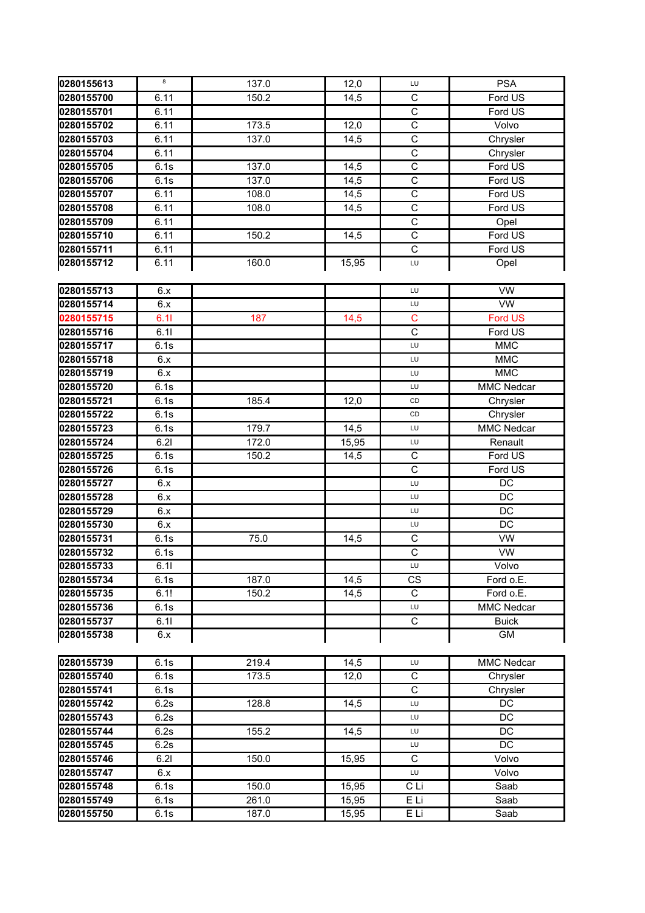| | | | | | |
|---|---|---|---|---|---|
| 0280155613 | 8 | 137.0 | 12,0 | LU | PSA |
| 0280155700 | 6.11 | 150.2 | 14,5 | C | Ford US |
| 0280155701 | 6.11 | | | C | Ford US |
| 0280155702 | 6.11 | 173.5 | 12,0 | C | Volvo |
| 0280155703 | 6.11 | 137.0 | 14,5 | C | Chrysler |
| 0280155704 | 6.11 | | | C | Chrysler |
| 0280155705 | 6.1s | 137.0 | 14,5 | C | Ford US |
| 0280155706 | 6.1s | 137.0 | 14,5 | C | Ford US |
| 0280155707 | 6.11 | 108.0 | 14,5 | C | Ford US |
| 0280155708 | 6.11 | 108.0 | 14,5 | C | Ford US |
| 0280155709 | 6.11 | | | C | Opel |
| 0280155710 | 6.11 | 150.2 | 14,5 | C | Ford US |
| 0280155711 | 6.11 | | | C | Ford US |
| 0280155712 | 6.11 | 160.0 | 15,95 | LU | Opel |
| 0280155713 | 6.x | | | LU | VW |
| 0280155714 | 6.x | | | LU | VW |
| 0280155715 | 6.1l | 187 | 14,5 | C | Ford US |
| 0280155716 | 6.1l | | | C | Ford US |
| 0280155717 | 6.1s | | | LU | MMC |
| 0280155718 | 6.x | | | LU | MMC |
| 0280155719 | 6.x | | | LU | MMC |
| 0280155720 | 6.1s | | | LU | MMC Nedcar |
| 0280155721 | 6.1s | 185.4 | 12,0 | CD | Chrysler |
| 0280155722 | 6.1s | | | CD | Chrysler |
| 0280155723 | 6.1s | 179.7 | 14,5 | LU | MMC Nedcar |
| 0280155724 | 6.2l | 172.0 | 15,95 | LU | Renault |
| 0280155725 | 6.1s | 150.2 | 14,5 | C | Ford US |
| 0280155726 | 6.1s | | | C | Ford US |
| 0280155727 | 6.x | | | LU | DC |
| 0280155728 | 6.x | | | LU | DC |
| 0280155729 | 6.x | | | LU | DC |
| 0280155730 | 6.x | | | LU | DC |
| 0280155731 | 6.1s | 75.0 | 14,5 | C | VW |
| 0280155732 | 6.1s | | | C | VW |
| 0280155733 | 6.1l | | | LU | Volvo |
| 0280155734 | 6.1s | 187.0 | 14,5 | CS | Ford o.E. |
| 0280155735 | 6.1! | 150.2 | 14,5 | C | Ford o.E. |
| 0280155736 | 6.1s | | | LU | MMC Nedcar |
| 0280155737 | 6.1l | | | C | Buick |
| 0280155738 | 6.x | | | | GM |
| 0280155739 | 6.1s | 219.4 | 14,5 | LU | MMC Nedcar |
| 0280155740 | 6.1s | 173.5 | 12,0 | C | Chrysler |
| 0280155741 | 6.1s | | | C | Chrysler |
| 0280155742 | 6.2s | 128.8 | 14,5 | LU | DC |
| 0280155743 | 6.2s | | | LU | DC |
| 0280155744 | 6.2s | 155.2 | 14,5 | LU | DC |
| 0280155745 | 6.2s | | | LU | DC |
| 0280155746 | 6.2l | 150.0 | 15,95 | C | Volvo |
| 0280155747 | 6.x | | | LU | Volvo |
| 0280155748 | 6.1s | 150.0 | 15,95 | C Li | Saab |
| 0280155749 | 6.1s | 261.0 | 15,95 | E Li | Saab |
| 0280155750 | 6.1s | 187.0 | 15,95 | E Li | Saab |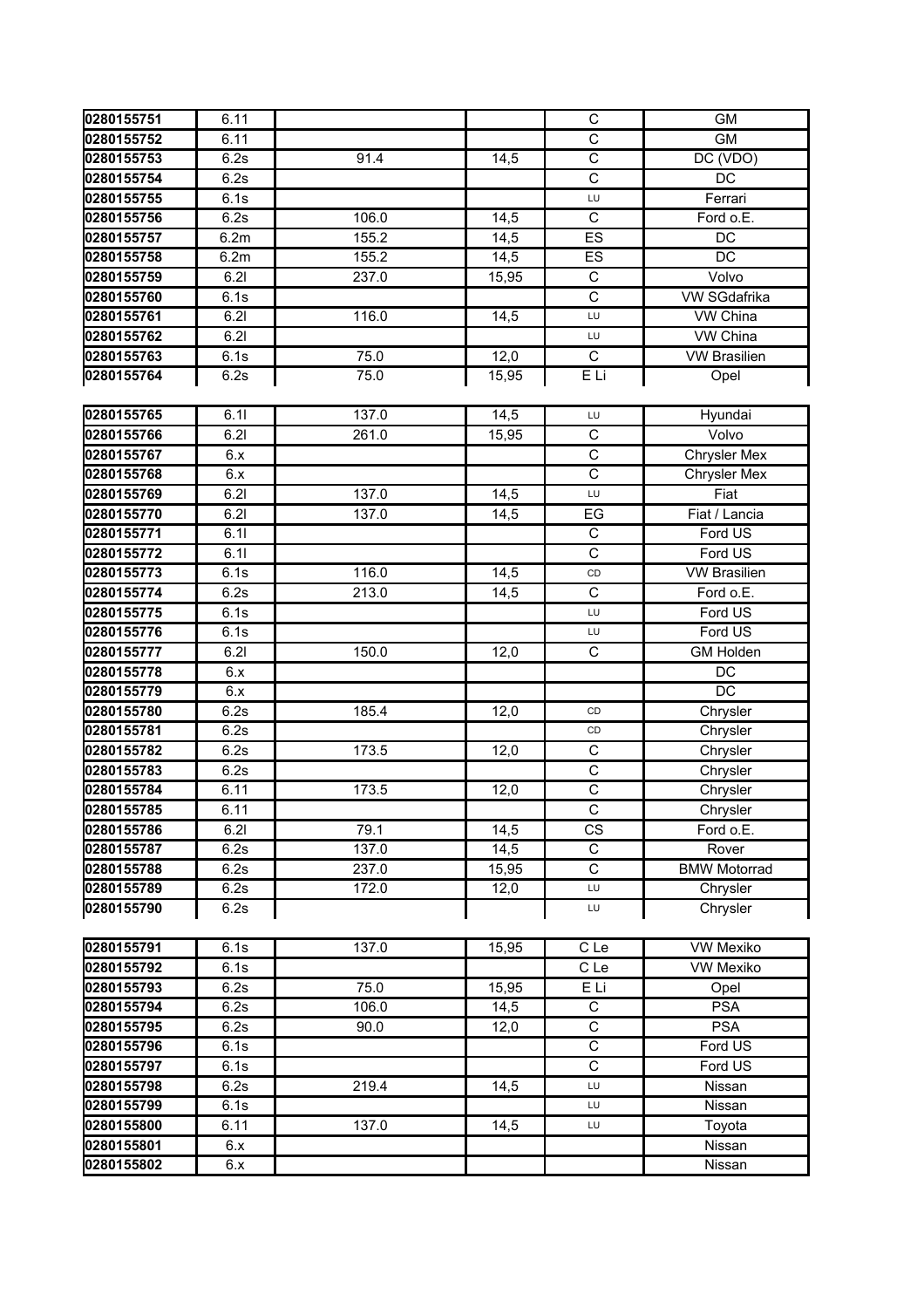| | | | | | |
|---|---|---|---|---|---|
| 0280155751 | 6.11 | | | C | GM |
| 0280155752 | 6.11 | | | C | GM |
| 0280155753 | 6.2s | 91.4 | 14,5 | C | DC (VDO) |
| 0280155754 | 6.2s | | | C | DC |
| 0280155755 | 6.1s | | | LU | Ferrari |
| 0280155756 | 6.2s | 106.0 | 14,5 | C | Ford o.E. |
| 0280155757 | 6.2m | 155.2 | 14,5 | ES | DC |
| 0280155758 | 6.2m | 155.2 | 14,5 | ES | DC |
| 0280155759 | 6.2l | 237.0 | 15,95 | C | Volvo |
| 0280155760 | 6.1s | | | C | VW SGdafrika |
| 0280155761 | 6.2l | 116.0 | 14,5 | LU | VW China |
| 0280155762 | 6.2l | | | LU | VW China |
| 0280155763 | 6.1s | 75.0 | 12,0 | C | VW Brasilien |
| 0280155764 | 6.2s | 75.0 | 15,95 | E Li | Opel |
| 0280155765 | 6.1l | 137.0 | 14,5 | LU | Hyundai |
| 0280155766 | 6.2l | 261.0 | 15,95 | C | Volvo |
| 0280155767 | 6.x | | | C | Chrysler Mex |
| 0280155768 | 6.x | | | C | Chrysler Mex |
| 0280155769 | 6.2l | 137.0 | 14,5 | LU | Fiat |
| 0280155770 | 6.2l | 137.0 | 14,5 | EG | Fiat / Lancia |
| 0280155771 | 6.1l | | | C | Ford US |
| 0280155772 | 6.1l | | | C | Ford US |
| 0280155773 | 6.1s | 116.0 | 14,5 | CD | VW Brasilien |
| 0280155774 | 6.2s | 213.0 | 14,5 | C | Ford o.E. |
| 0280155775 | 6.1s | | | LU | Ford US |
| 0280155776 | 6.1s | | | LU | Ford US |
| 0280155777 | 6.2l | 150.0 | 12,0 | C | GM Holden |
| 0280155778 | 6.x | | | | DC |
| 0280155779 | 6.x | | | | DC |
| 0280155780 | 6.2s | 185.4 | 12,0 | CD | Chrysler |
| 0280155781 | 6.2s | | | CD | Chrysler |
| 0280155782 | 6.2s | 173.5 | 12,0 | C | Chrysler |
| 0280155783 | 6.2s | | | C | Chrysler |
| 0280155784 | 6.11 | 173.5 | 12,0 | C | Chrysler |
| 0280155785 | 6.11 | | | C | Chrysler |
| 0280155786 | 6.2l | 79.1 | 14,5 | CS | Ford o.E. |
| 0280155787 | 6.2s | 137.0 | 14,5 | C | Rover |
| 0280155788 | 6.2s | 237.0 | 15,95 | C | BMW Motorrad |
| 0280155789 | 6.2s | 172.0 | 12,0 | LU | Chrysler |
| 0280155790 | 6.2s | | | LU | Chrysler |
| 0280155791 | 6.1s | 137.0 | 15,95 | C Le | VW Mexiko |
| 0280155792 | 6.1s | | | C Le | VW Mexiko |
| 0280155793 | 6.2s | 75.0 | 15,95 | E Li | Opel |
| 0280155794 | 6.2s | 106.0 | 14,5 | C | PSA |
| 0280155795 | 6.2s | 90.0 | 12,0 | C | PSA |
| 0280155796 | 6.1s | | | C | Ford US |
| 0280155797 | 6.1s | | | C | Ford US |
| 0280155798 | 6.2s | 219.4 | 14,5 | LU | Nissan |
| 0280155799 | 6.1s | | | LU | Nissan |
| 0280155800 | 6.11 | 137.0 | 14,5 | LU | Toyota |
| 0280155801 | 6.x | | | | Nissan |
| 0280155802 | 6.x | | | | Nissan |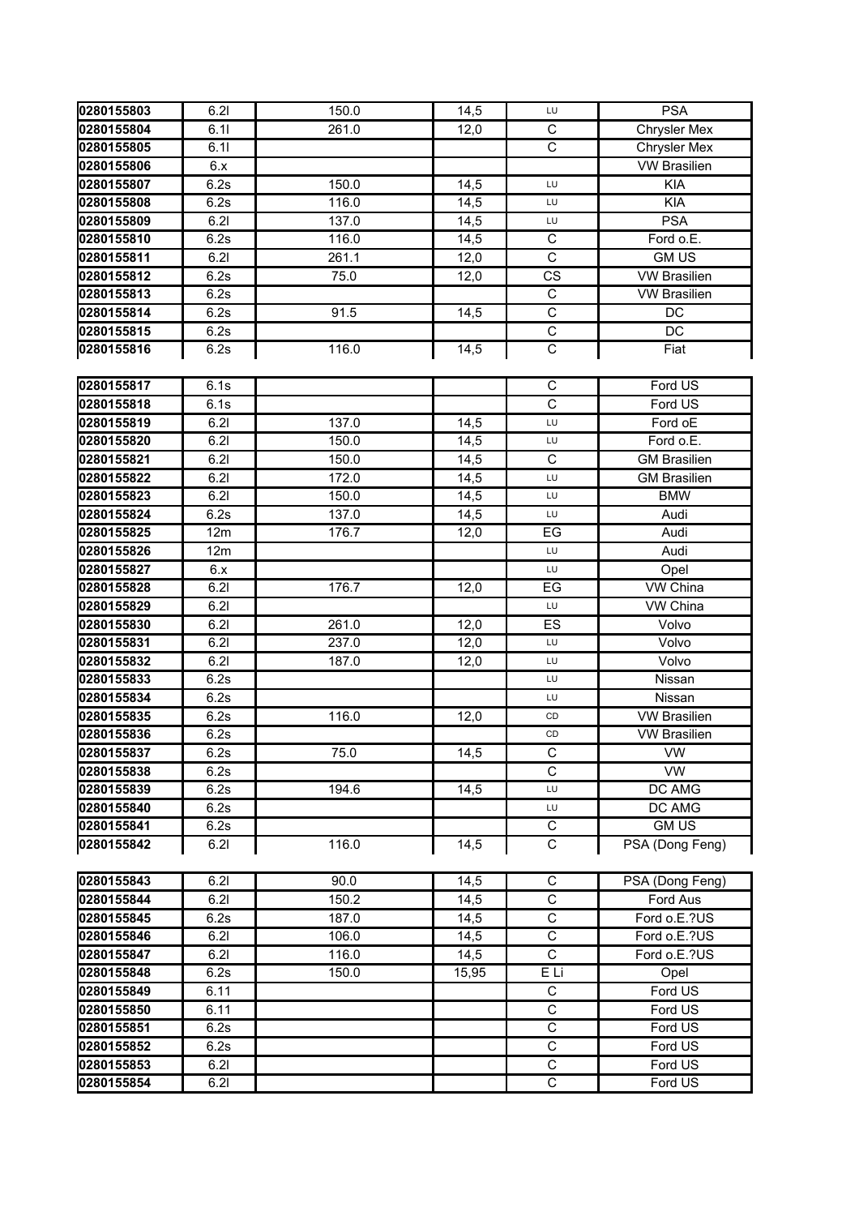| | | | | | |
|---|---|---|---|---|---|
| 0280155803 | 6.2l | 150.0 | 14,5 | LU | PSA |
| 0280155804 | 6.1l | 261.0 | 12,0 | C | Chrysler Mex |
| 0280155805 | 6.1l | | | C | Chrysler Mex |
| 0280155806 | 6.x | | | | VW Brasilien |
| 0280155807 | 6.2s | 150.0 | 14,5 | LU | KIA |
| 0280155808 | 6.2s | 116.0 | 14,5 | LU | KIA |
| 0280155809 | 6.2l | 137.0 | 14,5 | LU | PSA |
| 0280155810 | 6.2s | 116.0 | 14,5 | C | Ford o.E. |
| 0280155811 | 6.2l | 261.1 | 12,0 | C | GM US |
| 0280155812 | 6.2s | 75.0 | 12,0 | CS | VW Brasilien |
| 0280155813 | 6.2s | | | C | VW Brasilien |
| 0280155814 | 6.2s | 91.5 | 14,5 | C | DC |
| 0280155815 | 6.2s | | | C | DC |
| 0280155816 | 6.2s | 116.0 | 14,5 | C | Fiat |
| 0280155817 | 6.1s | | | C | Ford US |
| 0280155818 | 6.1s | | | C | Ford US |
| 0280155819 | 6.2l | 137.0 | 14,5 | LU | Ford oE |
| 0280155820 | 6.2l | 150.0 | 14,5 | LU | Ford o.E. |
| 0280155821 | 6.2l | 150.0 | 14,5 | C | GM Brasilien |
| 0280155822 | 6.2l | 172.0 | 14,5 | LU | GM Brasilien |
| 0280155823 | 6.2l | 150.0 | 14,5 | LU | BMW |
| 0280155824 | 6.2s | 137.0 | 14,5 | LU | Audi |
| 0280155825 | 12m | 176.7 | 12,0 | EG | Audi |
| 0280155826 | 12m | | | LU | Audi |
| 0280155827 | 6.x | | | LU | Opel |
| 0280155828 | 6.2l | 176.7 | 12,0 | EG | VW China |
| 0280155829 | 6.2l | | | LU | VW China |
| 0280155830 | 6.2l | 261.0 | 12,0 | ES | Volvo |
| 0280155831 | 6.2l | 237.0 | 12,0 | LU | Volvo |
| 0280155832 | 6.2l | 187.0 | 12,0 | LU | Volvo |
| 0280155833 | 6.2s | | | LU | Nissan |
| 0280155834 | 6.2s | | | LU | Nissan |
| 0280155835 | 6.2s | 116.0 | 12,0 | CD | VW Brasilien |
| 0280155836 | 6.2s | | | CD | VW Brasilien |
| 0280155837 | 6.2s | 75.0 | 14,5 | C | VW |
| 0280155838 | 6.2s | | | C | VW |
| 0280155839 | 6.2s | 194.6 | 14,5 | LU | DC AMG |
| 0280155840 | 6.2s | | | LU | DC AMG |
| 0280155841 | 6.2s | | | C | GM US |
| 0280155842 | 6.2l | 116.0 | 14,5 | C | PSA (Dong Feng) |
| 0280155843 | 6.2l | 90.0 | 14,5 | C | PSA (Dong Feng) |
| 0280155844 | 6.2l | 150.2 | 14,5 | C | Ford Aus |
| 0280155845 | 6.2s | 187.0 | 14,5 | C | Ford o.E.?US |
| 0280155846 | 6.2l | 106.0 | 14,5 | C | Ford o.E.?US |
| 0280155847 | 6.2l | 116.0 | 14,5 | C | Ford o.E.?US |
| 0280155848 | 6.2s | 150.0 | 15,95 | E Li | Opel |
| 0280155849 | 6.11 | | | C | Ford US |
| 0280155850 | 6.11 | | | C | Ford US |
| 0280155851 | 6.2s | | | C | Ford US |
| 0280155852 | 6.2s | | | C | Ford US |
| 0280155853 | 6.2l | | | C | Ford US |
| 0280155854 | 6.2l | | | C | Ford US |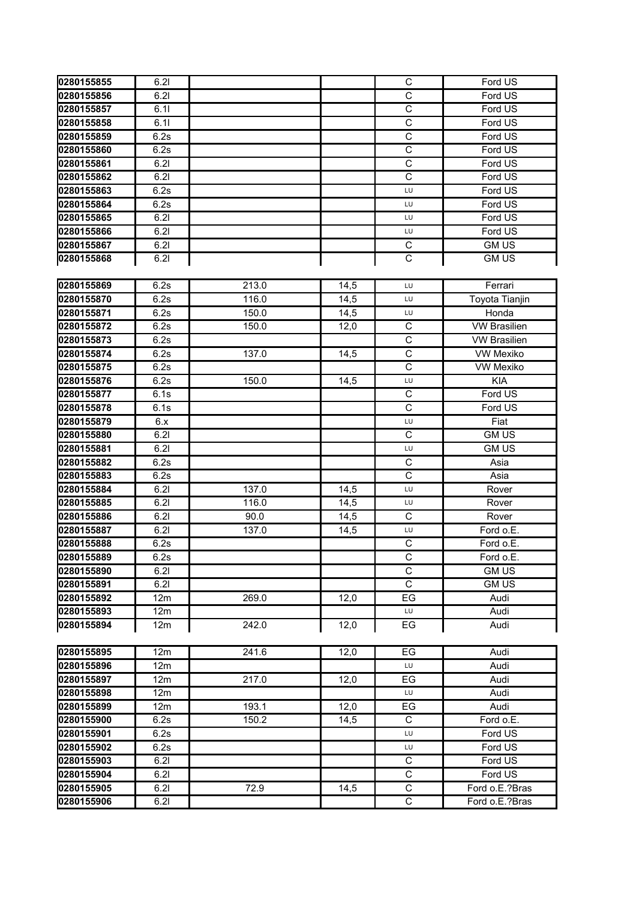| | | | | | |
|---|---|---|---|---|---|
| 0280155855 | 6.2l | | | C | Ford US |
| 0280155856 | 6.2l | | | C | Ford US |
| 0280155857 | 6.1l | | | C | Ford US |
| 0280155858 | 6.1l | | | C | Ford US |
| 0280155859 | 6.2s | | | C | Ford US |
| 0280155860 | 6.2s | | | C | Ford US |
| 0280155861 | 6.2l | | | C | Ford US |
| 0280155862 | 6.2l | | | C | Ford US |
| 0280155863 | 6.2s | | | LU | Ford US |
| 0280155864 | 6.2s | | | LU | Ford US |
| 0280155865 | 6.2l | | | LU | Ford US |
| 0280155866 | 6.2l | | | LU | Ford US |
| 0280155867 | 6.2l | | | C | GM US |
| 0280155868 | 6.2l | | | C | GM US |
| 0280155869 | 6.2s | 213.0 | 14,5 | LU | Ferrari |
| 0280155870 | 6.2s | 116.0 | 14,5 | LU | Toyota Tianjin |
| 0280155871 | 6.2s | 150.0 | 14,5 | LU | Honda |
| 0280155872 | 6.2s | 150.0 | 12,0 | C | VW Brasilien |
| 0280155873 | 6.2s | | | C | VW Brasilien |
| 0280155874 | 6.2s | 137.0 | 14,5 | C | VW Mexiko |
| 0280155875 | 6.2s | | | C | VW Mexiko |
| 0280155876 | 6.2s | 150.0 | 14,5 | LU | KIA |
| 0280155877 | 6.1s | | | C | Ford US |
| 0280155878 | 6.1s | | | C | Ford US |
| 0280155879 | 6.x | | | LU | Fiat |
| 0280155880 | 6.2l | | | C | GM US |
| 0280155881 | 6.2l | | | LU | GM US |
| 0280155882 | 6.2s | | | C | Asia |
| 0280155883 | 6.2s | | | C | Asia |
| 0280155884 | 6.2l | 137.0 | 14,5 | LU | Rover |
| 0280155885 | 6.2l | 116.0 | 14,5 | LU | Rover |
| 0280155886 | 6.2l | 90.0 | 14,5 | C | Rover |
| 0280155887 | 6.2l | 137.0 | 14,5 | LU | Ford o.E. |
| 0280155888 | 6.2s | | | C | Ford o.E. |
| 0280155889 | 6.2s | | | C | Ford o.E. |
| 0280155890 | 6.2l | | | C | GM US |
| 0280155891 | 6.2l | | | C | GM US |
| 0280155892 | 12m | 269.0 | 12,0 | EG | Audi |
| 0280155893 | 12m | | | LU | Audi |
| 0280155894 | 12m | 242.0 | 12,0 | EG | Audi |
| 0280155895 | 12m | 241.6 | 12,0 | EG | Audi |
| 0280155896 | 12m | | | LU | Audi |
| 0280155897 | 12m | 217.0 | 12,0 | EG | Audi |
| 0280155898 | 12m | | | LU | Audi |
| 0280155899 | 12m | 193.1 | 12,0 | EG | Audi |
| 0280155900 | 6.2s | 150.2 | 14,5 | C | Ford o.E. |
| 0280155901 | 6.2s | | | LU | Ford US |
| 0280155902 | 6.2s | | | LU | Ford US |
| 0280155903 | 6.2l | | | C | Ford US |
| 0280155904 | 6.2l | | | C | Ford US |
| 0280155905 | 6.2l | 72.9 | 14,5 | C | Ford o.E.?Bras |
| 0280155906 | 6.2l | | | C | Ford o.E.?Bras |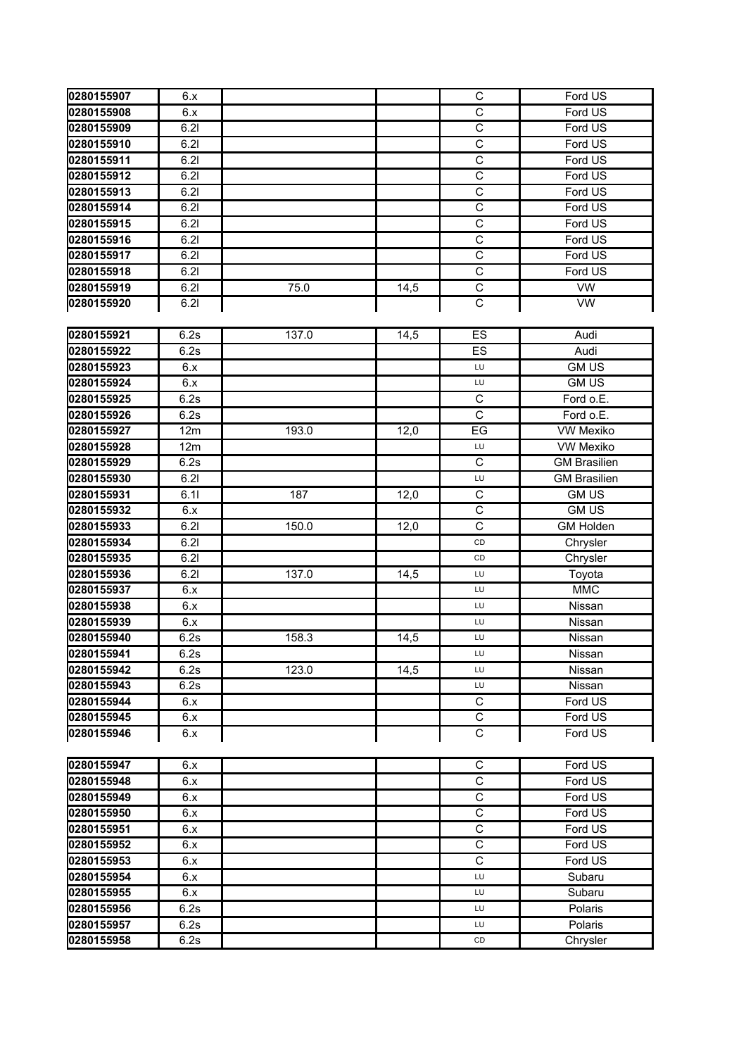| | | | | | |
|---|---|---|---|---|---|
| 0280155907 | 6.x | | | C | Ford US |
| 0280155908 | 6.x | | | C | Ford US |
| 0280155909 | 6.2l | | | C | Ford US |
| 0280155910 | 6.2l | | | C | Ford US |
| 0280155911 | 6.2l | | | C | Ford US |
| 0280155912 | 6.2l | | | C | Ford US |
| 0280155913 | 6.2l | | | C | Ford US |
| 0280155914 | 6.2l | | | C | Ford US |
| 0280155915 | 6.2l | | | C | Ford US |
| 0280155916 | 6.2l | | | C | Ford US |
| 0280155917 | 6.2l | | | C | Ford US |
| 0280155918 | 6.2l | | | C | Ford US |
| 0280155919 | 6.2l | 75.0 | 14,5 | C | VW |
| 0280155920 | 6.2l | | | C | VW |
| 0280155921 | 6.2s | 137.0 | 14,5 | ES | Audi |
| 0280155922 | 6.2s | | | ES | Audi |
| 0280155923 | 6.x | | | LU | GM US |
| 0280155924 | 6.x | | | LU | GM US |
| 0280155925 | 6.2s | | | C | Ford o.E. |
| 0280155926 | 6.2s | | | C | Ford o.E. |
| 0280155927 | 12m | 193.0 | 12,0 | EG | VW Mexiko |
| 0280155928 | 12m | | | LU | VW Mexiko |
| 0280155929 | 6.2s | | | C | GM Brasilien |
| 0280155930 | 6.2l | | | LU | GM Brasilien |
| 0280155931 | 6.1l | 187 | 12,0 | C | GM US |
| 0280155932 | 6.x | | | C | GM US |
| 0280155933 | 6.2l | 150.0 | 12,0 | C | GM Holden |
| 0280155934 | 6.2l | | | CD | Chrysler |
| 0280155935 | 6.2l | | | CD | Chrysler |
| 0280155936 | 6.2l | 137.0 | 14,5 | LU | Toyota |
| 0280155937 | 6.x | | | LU | MMC |
| 0280155938 | 6.x | | | LU | Nissan |
| 0280155939 | 6.x | | | LU | Nissan |
| 0280155940 | 6.2s | 158.3 | 14,5 | LU | Nissan |
| 0280155941 | 6.2s | | | LU | Nissan |
| 0280155942 | 6.2s | 123.0 | 14,5 | LU | Nissan |
| 0280155943 | 6.2s | | | LU | Nissan |
| 0280155944 | 6.x | | | C | Ford US |
| 0280155945 | 6.x | | | C | Ford US |
| 0280155946 | 6.x | | | C | Ford US |
| 0280155947 | 6.x | | | C | Ford US |
| 0280155948 | 6.x | | | C | Ford US |
| 0280155949 | 6.x | | | C | Ford US |
| 0280155950 | 6.x | | | C | Ford US |
| 0280155951 | 6.x | | | C | Ford US |
| 0280155952 | 6.x | | | C | Ford US |
| 0280155953 | 6.x | | | C | Ford US |
| 0280155954 | 6.x | | | LU | Subaru |
| 0280155955 | 6.x | | | LU | Subaru |
| 0280155956 | 6.2s | | | LU | Polaris |
| 0280155957 | 6.2s | | | LU | Polaris |
| 0280155958 | 6.2s | | | CD | Chrysler |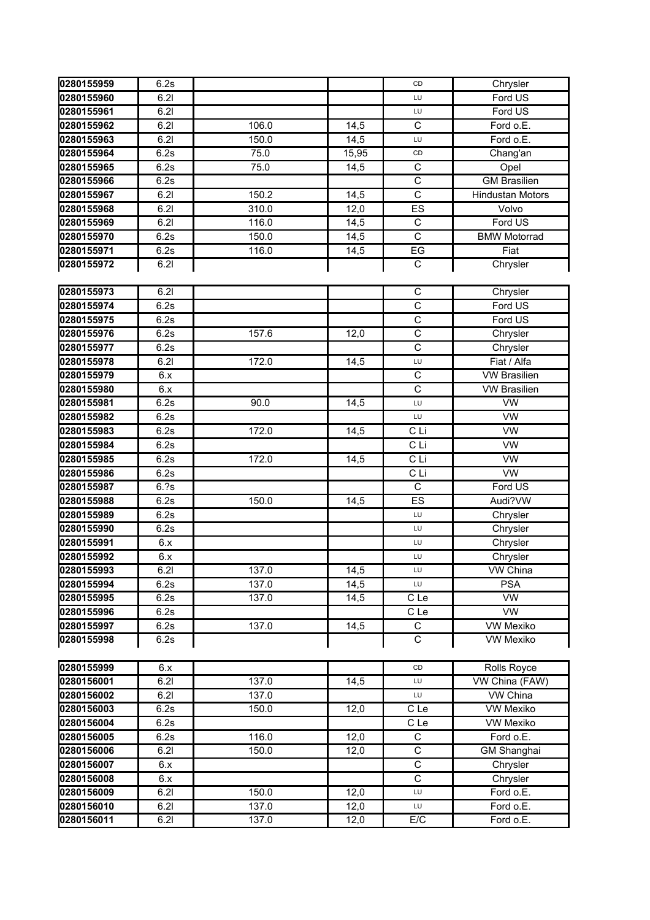| | | | | | |
|---|---|---|---|---|---|
| 0280155959 | 6.2s | | | CD | Chrysler |
| 0280155960 | 6.2l | | | LU | Ford US |
| 0280155961 | 6.2l | | | LU | Ford US |
| 0280155962 | 6.2l | 106.0 | 14,5 | C | Ford o.E. |
| 0280155963 | 6.2l | 150.0 | 14,5 | LU | Ford o.E. |
| 0280155964 | 6.2s | 75.0 | 15,95 | CD | Chang'an |
| 0280155965 | 6.2s | 75.0 | 14,5 | C | Opel |
| 0280155966 | 6.2s | | | C | GM Brasilien |
| 0280155967 | 6.2l | 150.2 | 14,5 | C | Hindustan Motors |
| 0280155968 | 6.2l | 310.0 | 12,0 | ES | Volvo |
| 0280155969 | 6.2l | 116.0 | 14,5 | C | Ford US |
| 0280155970 | 6.2s | 150.0 | 14,5 | C | BMW Motorrad |
| 0280155971 | 6.2s | 116.0 | 14,5 | EG | Fiat |
| 0280155972 | 6.2l | | | C | Chrysler |
| 0280155973 | 6.2l | | | C | Chrysler |
| 0280155974 | 6.2s | | | C | Ford US |
| 0280155975 | 6.2s | | | C | Ford US |
| 0280155976 | 6.2s | 157.6 | 12,0 | C | Chrysler |
| 0280155977 | 6.2s | | | C | Chrysler |
| 0280155978 | 6.2l | 172.0 | 14,5 | LU | Fiat / Alfa |
| 0280155979 | 6.x | | | C | VW Brasilien |
| 0280155980 | 6.x | | | C | VW Brasilien |
| 0280155981 | 6.2s | 90.0 | 14,5 | LU | VW |
| 0280155982 | 6.2s | | | LU | VW |
| 0280155983 | 6.2s | 172.0 | 14,5 | C Li | VW |
| 0280155984 | 6.2s | | | C Li | VW |
| 0280155985 | 6.2s | 172.0 | 14,5 | C Li | VW |
| 0280155986 | 6.2s | | | C Li | VW |
| 0280155987 | 6.?s | | | C | Ford US |
| 0280155988 | 6.2s | 150.0 | 14,5 | ES | Audi?VW |
| 0280155989 | 6.2s | | | LU | Chrysler |
| 0280155990 | 6.2s | | | LU | Chrysler |
| 0280155991 | 6.x | | | LU | Chrysler |
| 0280155992 | 6.x | | | LU | Chrysler |
| 0280155993 | 6.2l | 137.0 | 14,5 | LU | VW China |
| 0280155994 | 6.2s | 137.0 | 14,5 | LU | PSA |
| 0280155995 | 6.2s | 137.0 | 14,5 | C Le | VW |
| 0280155996 | 6.2s | | | C Le | VW |
| 0280155997 | 6.2s | 137.0 | 14,5 | C | VW Mexiko |
| 0280155998 | 6.2s | | | C | VW Mexiko |
| 0280155999 | 6.x | | | CD | Rolls Royce |
| 0280156001 | 6.2l | 137.0 | 14,5 | LU | VW China (FAW) |
| 0280156002 | 6.2l | 137.0 | | LU | VW China |
| 0280156003 | 6.2s | 150.0 | 12,0 | C Le | VW Mexiko |
| 0280156004 | 6.2s | | | C Le | VW Mexiko |
| 0280156005 | 6.2s | 116.0 | 12,0 | C | Ford o.E. |
| 0280156006 | 6.2l | 150.0 | 12,0 | C | GM Shanghai |
| 0280156007 | 6.x | | | C | Chrysler |
| 0280156008 | 6.x | | | C | Chrysler |
| 0280156009 | 6.2l | 150.0 | 12,0 | LU | Ford o.E. |
| 0280156010 | 6.2l | 137.0 | 12,0 | LU | Ford o.E. |
| 0280156011 | 6.2l | 137.0 | 12,0 | E/C | Ford o.E. |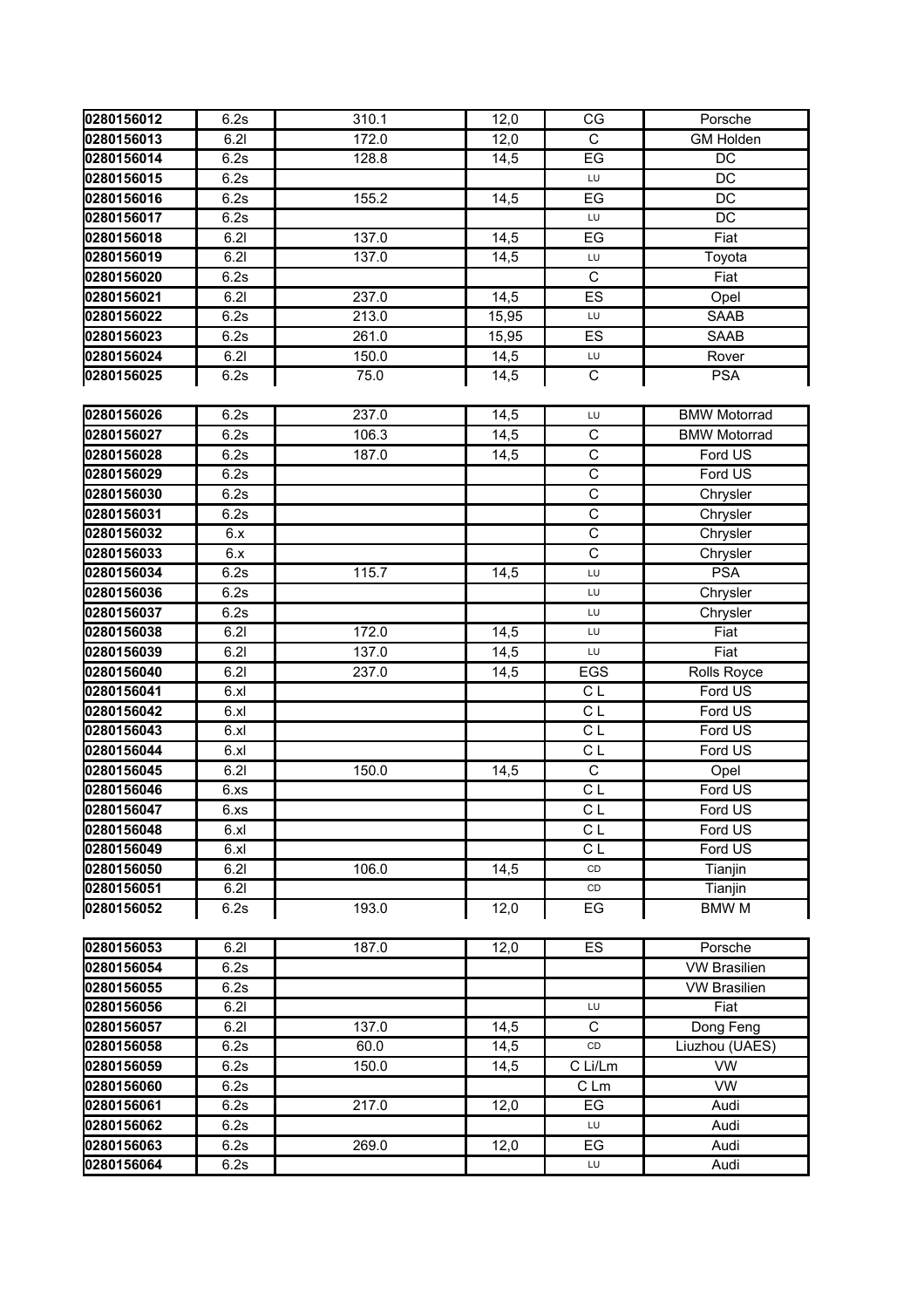| | | | | | |
|---|---|---|---|---|---|
| 0280156012 | 6.2s | 310.1 | 12,0 | CG | Porsche |
| 0280156013 | 6.2l | 172.0 | 12,0 | C | GM Holden |
| 0280156014 | 6.2s | 128.8 | 14,5 | EG | DC |
| 0280156015 | 6.2s | | | LU | DC |
| 0280156016 | 6.2s | 155.2 | 14,5 | EG | DC |
| 0280156017 | 6.2s | | | LU | DC |
| 0280156018 | 6.2l | 137.0 | 14,5 | EG | Fiat |
| 0280156019 | 6.2l | 137.0 | 14,5 | LU | Toyota |
| 0280156020 | 6.2s | | | C | Fiat |
| 0280156021 | 6.2l | 237.0 | 14,5 | ES | Opel |
| 0280156022 | 6.2s | 213.0 | 15,95 | LU | SAAB |
| 0280156023 | 6.2s | 261.0 | 15,95 | ES | SAAB |
| 0280156024 | 6.2l | 150.0 | 14,5 | LU | Rover |
| 0280156025 | 6.2s | 75.0 | 14,5 | C | PSA |
| 0280156026 | 6.2s | 237.0 | 14,5 | LU | BMW Motorrad |
| 0280156027 | 6.2s | 106.3 | 14,5 | C | BMW Motorrad |
| 0280156028 | 6.2s | 187.0 | 14,5 | C | Ford US |
| 0280156029 | 6.2s | | | C | Ford US |
| 0280156030 | 6.2s | | | C | Chrysler |
| 0280156031 | 6.2s | | | C | Chrysler |
| 0280156032 | 6.x | | | C | Chrysler |
| 0280156033 | 6.x | | | C | Chrysler |
| 0280156034 | 6.2s | 115.7 | 14,5 | LU | PSA |
| 0280156036 | 6.2s | | | LU | Chrysler |
| 0280156037 | 6.2s | | | LU | Chrysler |
| 0280156038 | 6.2l | 172.0 | 14,5 | LU | Fiat |
| 0280156039 | 6.2l | 137.0 | 14,5 | LU | Fiat |
| 0280156040 | 6.2l | 237.0 | 14,5 | EGS | Rolls Royce |
| 0280156041 | 6.xl | | | C L | Ford US |
| 0280156042 | 6.xl | | | C L | Ford US |
| 0280156043 | 6.xl | | | C L | Ford US |
| 0280156044 | 6.xl | | | C L | Ford US |
| 0280156045 | 6.2l | 150.0 | 14,5 | C | Opel |
| 0280156046 | 6.xs | | | C L | Ford US |
| 0280156047 | 6.xs | | | C L | Ford US |
| 0280156048 | 6.xl | | | C L | Ford US |
| 0280156049 | 6.xl | | | C L | Ford US |
| 0280156050 | 6.2l | 106.0 | 14,5 | CD | Tianjin |
| 0280156051 | 6.2l | | | CD | Tianjin |
| 0280156052 | 6.2s | 193.0 | 12,0 | EG | BMW M |
| 0280156053 | 6.2l | 187.0 | 12,0 | ES | Porsche |
| 0280156054 | 6.2s | | | | VW Brasilien |
| 0280156055 | 6.2s | | | | VW Brasilien |
| 0280156056 | 6.2l | | | LU | Fiat |
| 0280156057 | 6.2l | 137.0 | 14,5 | C | Dong Feng |
| 0280156058 | 6.2s | 60.0 | 14,5 | CD | Liuzhou (UAES) |
| 0280156059 | 6.2s | 150.0 | 14,5 | C Li/Lm | VW |
| 0280156060 | 6.2s | | | C Lm | VW |
| 0280156061 | 6.2s | 217.0 | 12,0 | EG | Audi |
| 0280156062 | 6.2s | | | LU | Audi |
| 0280156063 | 6.2s | 269.0 | 12,0 | EG | Audi |
| 0280156064 | 6.2s | | | LU | Audi |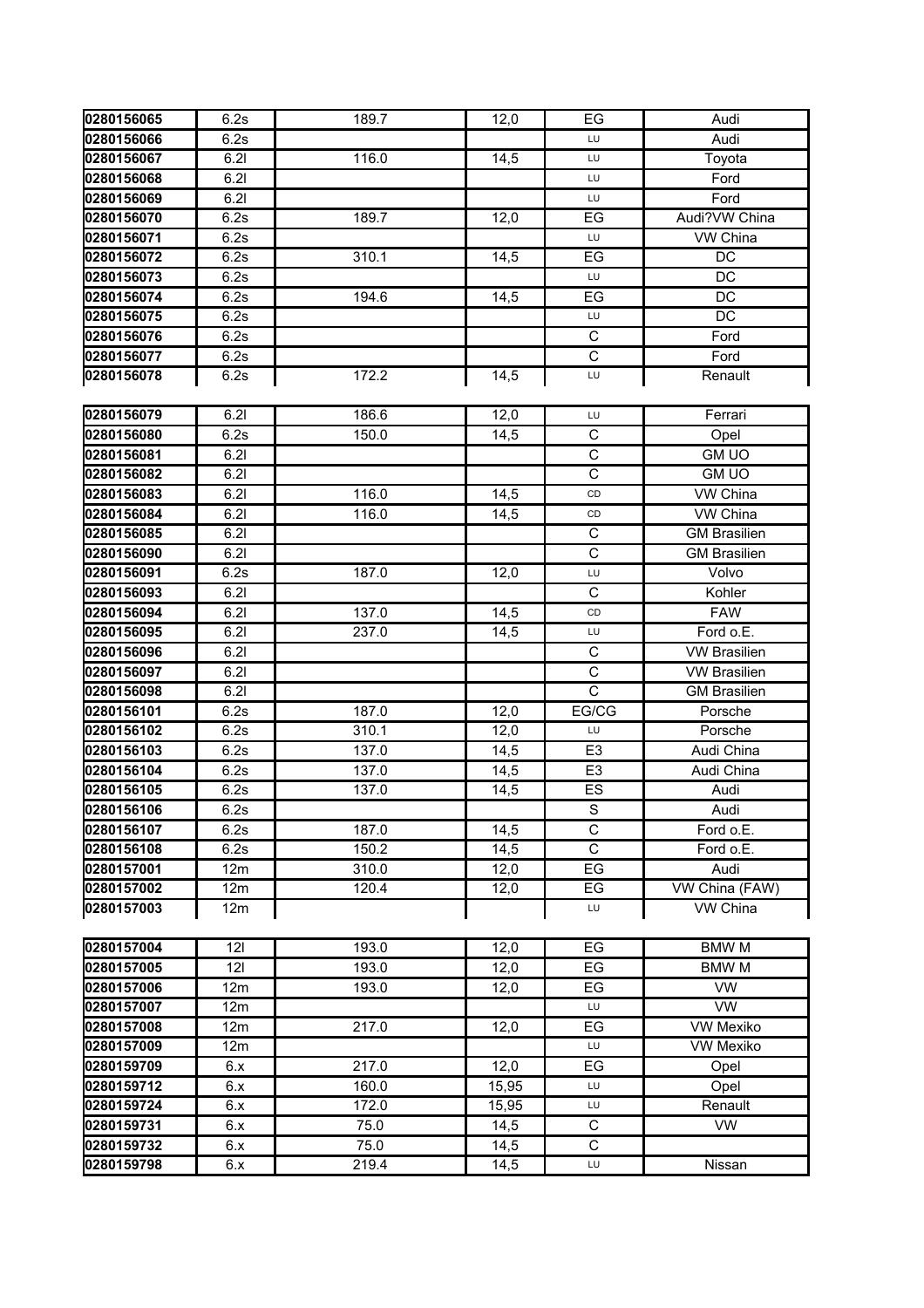| | | | | | |
|---|---|---|---|---|---|
| 0280156065 | 6.2s | 189.7 | 12,0 | EG | Audi |
| 0280156066 | 6.2s | | | LU | Audi |
| 0280156067 | 6.2l | 116.0 | 14,5 | LU | Toyota |
| 0280156068 | 6.2l | | | LU | Ford |
| 0280156069 | 6.2l | | | LU | Ford |
| 0280156070 | 6.2s | 189.7 | 12,0 | EG | Audi?VW China |
| 0280156071 | 6.2s | | | LU | VW China |
| 0280156072 | 6.2s | 310.1 | 14,5 | EG | DC |
| 0280156073 | 6.2s | | | LU | DC |
| 0280156074 | 6.2s | 194.6 | 14,5 | EG | DC |
| 0280156075 | 6.2s | | | LU | DC |
| 0280156076 | 6.2s | | | C | Ford |
| 0280156077 | 6.2s | | | C | Ford |
| 0280156078 | 6.2s | 172.2 | 14,5 | LU | Renault |
| 0280156079 | 6.2l | 186.6 | 12,0 | LU | Ferrari |
| 0280156080 | 6.2s | 150.0 | 14,5 | C | Opel |
| 0280156081 | 6.2l | | | C | GM UO |
| 0280156082 | 6.2l | | | C | GM UO |
| 0280156083 | 6.2l | 116.0 | 14,5 | CD | VW China |
| 0280156084 | 6.2l | 116.0 | 14,5 | CD | VW China |
| 0280156085 | 6.2l | | | C | GM Brasilien |
| 0280156090 | 6.2l | | | C | GM Brasilien |
| 0280156091 | 6.2s | 187.0 | 12,0 | LU | Volvo |
| 0280156093 | 6.2l | | | C | Kohler |
| 0280156094 | 6.2l | 137.0 | 14,5 | CD | FAW |
| 0280156095 | 6.2l | 237.0 | 14,5 | LU | Ford o.E. |
| 0280156096 | 6.2l | | | C | VW Brasilien |
| 0280156097 | 6.2l | | | C | VW Brasilien |
| 0280156098 | 6.2l | | | C | GM Brasilien |
| 0280156101 | 6.2s | 187.0 | 12,0 | EG/CG | Porsche |
| 0280156102 | 6.2s | 310.1 | 12,0 | LU | Porsche |
| 0280156103 | 6.2s | 137.0 | 14,5 | E3 | Audi China |
| 0280156104 | 6.2s | 137.0 | 14,5 | E3 | Audi China |
| 0280156105 | 6.2s | 137.0 | 14,5 | ES | Audi |
| 0280156106 | 6.2s | | | S | Audi |
| 0280156107 | 6.2s | 187.0 | 14,5 | C | Ford o.E. |
| 0280156108 | 6.2s | 150.2 | 14,5 | C | Ford o.E. |
| 0280157001 | 12m | 310.0 | 12,0 | EG | Audi |
| 0280157002 | 12m | 120.4 | 12,0 | EG | VW China (FAW) |
| 0280157003 | 12m | | | LU | VW China |
| 0280157004 | 12l | 193.0 | 12,0 | EG | BMW M |
| 0280157005 | 12l | 193.0 | 12,0 | EG | BMW M |
| 0280157006 | 12m | 193.0 | 12,0 | EG | VW |
| 0280157007 | 12m | | | LU | VW |
| 0280157008 | 12m | 217.0 | 12,0 | EG | VW Mexiko |
| 0280157009 | 12m | | | LU | VW Mexiko |
| 0280159709 | 6.x | 217.0 | 12,0 | EG | Opel |
| 0280159712 | 6.x | 160.0 | 15,95 | LU | Opel |
| 0280159724 | 6.x | 172.0 | 15,95 | LU | Renault |
| 0280159731 | 6.x | 75.0 | 14,5 | C | VW |
| 0280159732 | 6.x | 75.0 | 14,5 | C | |
| 0280159798 | 6.x | 219.4 | 14,5 | LU | Nissan |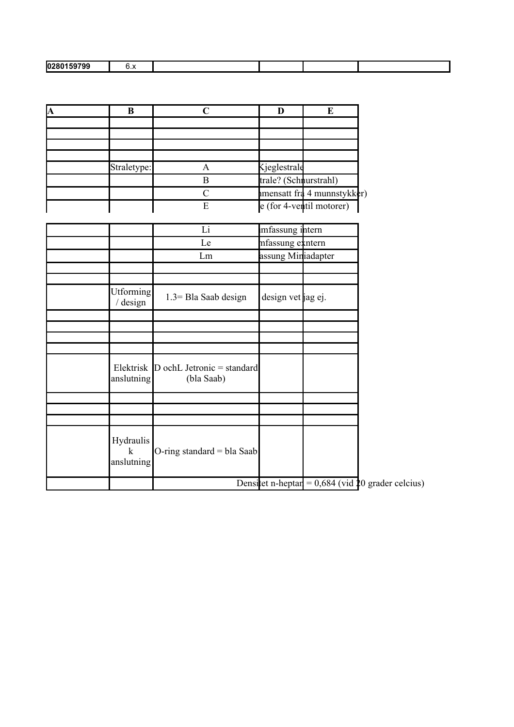| | | | | | |
|---|---|---|---|---|---|
| **0280159799** | 6.x | | | | |

| A | B | C | D | E |
|---|---|---|---|---|
| | | | | |
| | | | | |
| | | | | |
| | | | | |
| | Straletype: | A | Kjeglestrale | |
| | | B | trale? (Schnurstrahl) | |
| | | C | ımensatt fra 4 munnstykker) | |
| | | E | e (for 4-ventil motorer) | |
| | | Li | ımfassung intern | |
| | | Le | nfassung extern | |
| | | Lm | assung Miniadapter | |
| | | | | |
| | | | | |
| | Utforming / design | 1.3= Bla Saab design | design vet jag ej. | |
| | | | | |
| | | | | |
| | | | | |
| | | | | |
| | Elektrisk anslutning | D ochL Jetronic = standard (bla Saab) | | |
| | | | | |
| | | | | |
| | | | | |
| | Hydraulisk anslutning | O-ring standard = bla Saab | | |
| | | Densitet n-heptan = 0,684 (vid 20 grader celcius) | | |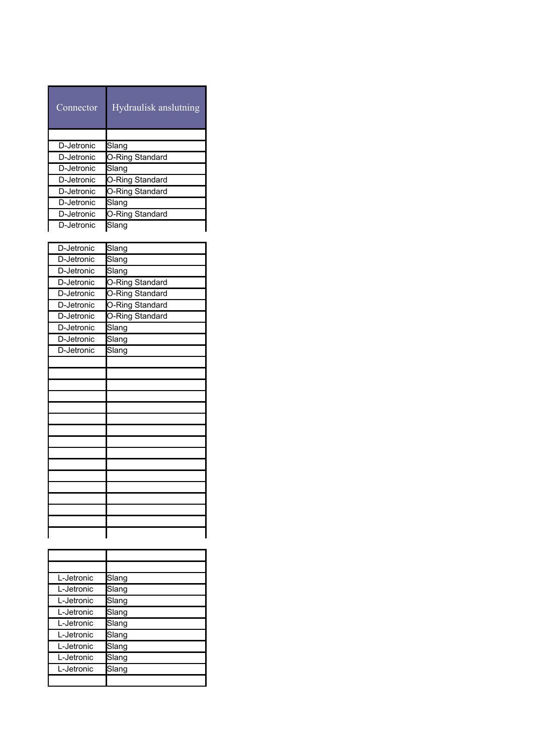| Connector | Hydraulisk anslutning |
|---|---|
| | |
| D-Jetronic | Slang |
| D-Jetronic | O-Ring Standard |
| D-Jetronic | Slang |
| D-Jetronic | O-Ring Standard |
| D-Jetronic | O-Ring Standard |
| D-Jetronic | Slang |
| D-Jetronic | O-Ring Standard |
| D-Jetronic | Slang |
| D-Jetronic | Slang |
| D-Jetronic | Slang |
| D-Jetronic | Slang |
| D-Jetronic | O-Ring Standard |
| D-Jetronic | O-Ring Standard |
| D-Jetronic | O-Ring Standard |
| D-Jetronic | O-Ring Standard |
| D-Jetronic | Slang |
| D-Jetronic | Slang |
| D-Jetronic | Slang |
| | |
| | |
| | |
| | |
| | |
| | |
| | |
| | |
| | |
| | |
| | |
| | |
| | |
| | |
| | |
| | |
| | |
| L-Jetronic | Slang |
| L-Jetronic | Slang |
| L-Jetronic | Slang |
| L-Jetronic | Slang |
| L-Jetronic | Slang |
| L-Jetronic | Slang |
| L-Jetronic | Slang |
| L-Jetronic | Slang |
| L-Jetronic | Slang |
| | |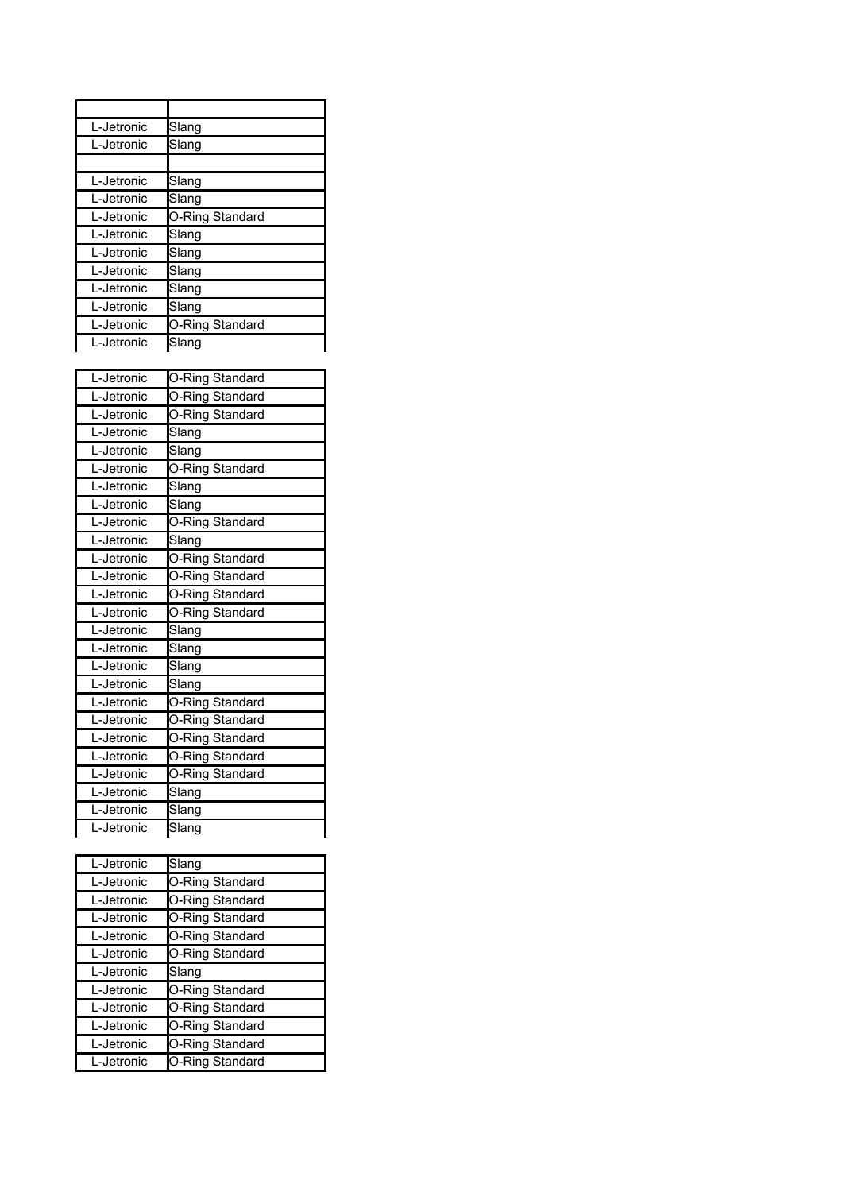| | |
|---|---|
| | |
| L-Jetronic | Slang |
| L-Jetronic | Slang |
| | |
| L-Jetronic | Slang |
| L-Jetronic | Slang |
| L-Jetronic | O-Ring Standard |
| L-Jetronic | Slang |
| L-Jetronic | Slang |
| L-Jetronic | Slang |
| L-Jetronic | Slang |
| L-Jetronic | Slang |
| L-Jetronic | O-Ring Standard |
| L-Jetronic | Slang |
| L-Jetronic | O-Ring Standard |
| L-Jetronic | O-Ring Standard |
| L-Jetronic | O-Ring Standard |
| L-Jetronic | Slang |
| L-Jetronic | Slang |
| L-Jetronic | O-Ring Standard |
| L-Jetronic | Slang |
| L-Jetronic | Slang |
| L-Jetronic | O-Ring Standard |
| L-Jetronic | Slang |
| L-Jetronic | O-Ring Standard |
| L-Jetronic | O-Ring Standard |
| L-Jetronic | O-Ring Standard |
| L-Jetronic | O-Ring Standard |
| L-Jetronic | Slang |
| L-Jetronic | Slang |
| L-Jetronic | Slang |
| L-Jetronic | Slang |
| L-Jetronic | O-Ring Standard |
| L-Jetronic | O-Ring Standard |
| L-Jetronic | O-Ring Standard |
| L-Jetronic | O-Ring Standard |
| L-Jetronic | O-Ring Standard |
| L-Jetronic | Slang |
| L-Jetronic | Slang |
| L-Jetronic | Slang |
| L-Jetronic | Slang |
| L-Jetronic | O-Ring Standard |
| L-Jetronic | O-Ring Standard |
| L-Jetronic | O-Ring Standard |
| L-Jetronic | O-Ring Standard |
| L-Jetronic | O-Ring Standard |
| L-Jetronic | Slang |
| L-Jetronic | O-Ring Standard |
| L-Jetronic | O-Ring Standard |
| L-Jetronic | O-Ring Standard |
| L-Jetronic | O-Ring Standard |
| L-Jetronic | O-Ring Standard |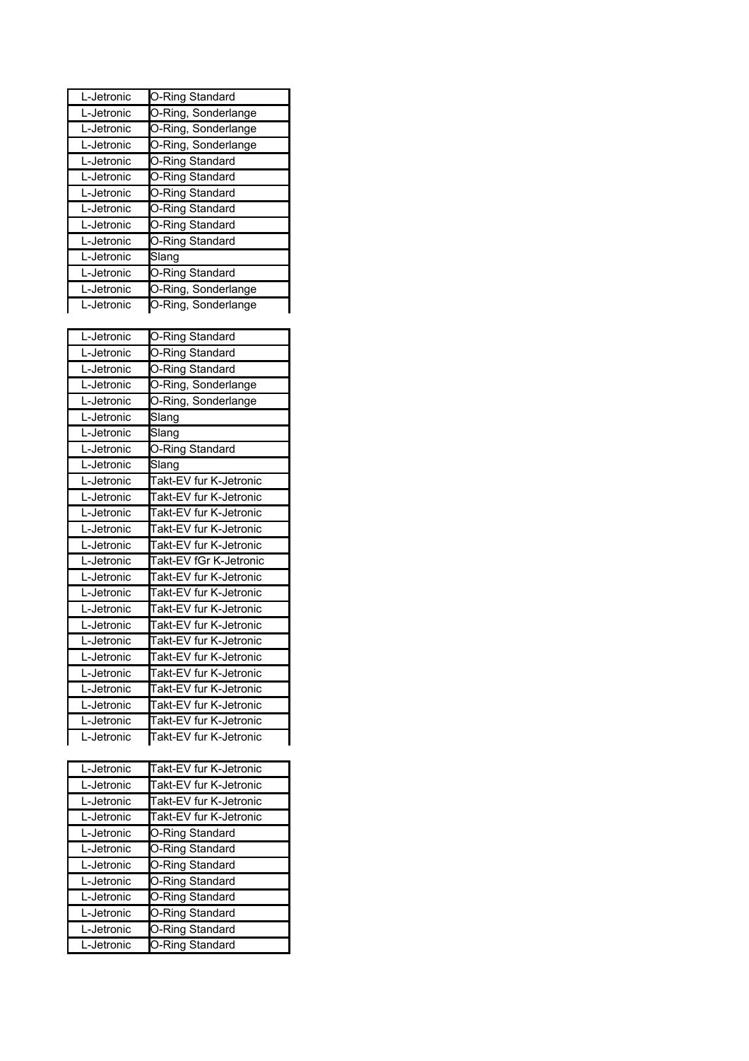| | |
|---|---|
| L-Jetronic | O-Ring Standard |
| L-Jetronic | O-Ring, Sonderlange |
| L-Jetronic | O-Ring, Sonderlange |
| L-Jetronic | O-Ring, Sonderlange |
| L-Jetronic | O-Ring Standard |
| L-Jetronic | O-Ring Standard |
| L-Jetronic | O-Ring Standard |
| L-Jetronic | O-Ring Standard |
| L-Jetronic | O-Ring Standard |
| L-Jetronic | O-Ring Standard |
| L-Jetronic | Slang |
| L-Jetronic | O-Ring Standard |
| L-Jetronic | O-Ring, Sonderlange |
| L-Jetronic | O-Ring, Sonderlange |

| | |
|---|---|
| L-Jetronic | O-Ring Standard |
| L-Jetronic | O-Ring Standard |
| L-Jetronic | O-Ring Standard |
| L-Jetronic | O-Ring, Sonderlange |
| L-Jetronic | O-Ring, Sonderlange |
| L-Jetronic | Slang |
| L-Jetronic | Slang |
| L-Jetronic | O-Ring Standard |
| L-Jetronic | Slang |
| L-Jetronic | Takt-EV fur K-Jetronic |
| L-Jetronic | Takt-EV fur K-Jetronic |
| L-Jetronic | Takt-EV fur K-Jetronic |
| L-Jetronic | Takt-EV fur K-Jetronic |
| L-Jetronic | Takt-EV fur K-Jetronic |
| L-Jetronic | Takt-EV fGr K-Jetronic |
| L-Jetronic | Takt-EV fur K-Jetronic |
| L-Jetronic | Takt-EV fur K-Jetronic |
| L-Jetronic | Takt-EV fur K-Jetronic |
| L-Jetronic | Takt-EV fur K-Jetronic |
| L-Jetronic | Takt-EV fur K-Jetronic |
| L-Jetronic | Takt-EV fur K-Jetronic |
| L-Jetronic | Takt-EV fur K-Jetronic |
| L-Jetronic | Takt-EV fur K-Jetronic |
| L-Jetronic | Takt-EV fur K-Jetronic |
| L-Jetronic | Takt-EV fur K-Jetronic |
| L-Jetronic | Takt-EV fur K-Jetronic |

| | |
|---|---|
| L-Jetronic | Takt-EV fur K-Jetronic |
| L-Jetronic | Takt-EV fur K-Jetronic |
| L-Jetronic | Takt-EV fur K-Jetronic |
| L-Jetronic | Takt-EV fur K-Jetronic |
| L-Jetronic | O-Ring Standard |
| L-Jetronic | O-Ring Standard |
| L-Jetronic | O-Ring Standard |
| L-Jetronic | O-Ring Standard |
| L-Jetronic | O-Ring Standard |
| L-Jetronic | O-Ring Standard |
| L-Jetronic | O-Ring Standard |
| L-Jetronic | O-Ring Standard |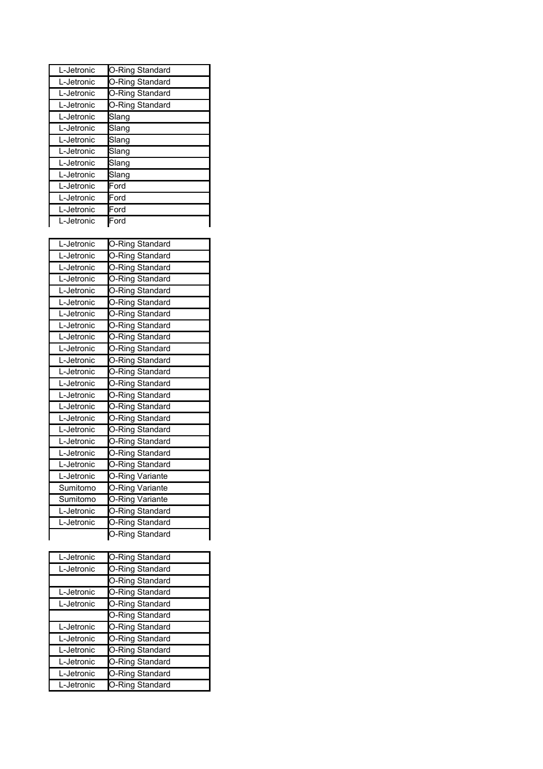| | |
|---|---|
| L-Jetronic | O-Ring Standard |
| L-Jetronic | O-Ring Standard |
| L-Jetronic | O-Ring Standard |
| L-Jetronic | O-Ring Standard |
| L-Jetronic | Slang |
| L-Jetronic | Slang |
| L-Jetronic | Slang |
| L-Jetronic | Slang |
| L-Jetronic | Slang |
| L-Jetronic | Slang |
| L-Jetronic | Ford |
| L-Jetronic | Ford |
| L-Jetronic | Ford |
| L-Jetronic | Ford |

| | |
|---|---|
| L-Jetronic | O-Ring Standard |
| L-Jetronic | O-Ring Standard |
| L-Jetronic | O-Ring Standard |
| L-Jetronic | O-Ring Standard |
| L-Jetronic | O-Ring Standard |
| L-Jetronic | O-Ring Standard |
| L-Jetronic | O-Ring Standard |
| L-Jetronic | O-Ring Standard |
| L-Jetronic | O-Ring Standard |
| L-Jetronic | O-Ring Standard |
| L-Jetronic | O-Ring Standard |
| L-Jetronic | O-Ring Standard |
| L-Jetronic | O-Ring Standard |
| L-Jetronic | O-Ring Standard |
| L-Jetronic | O-Ring Standard |
| L-Jetronic | O-Ring Standard |
| L-Jetronic | O-Ring Standard |
| L-Jetronic | O-Ring Standard |
| L-Jetronic | O-Ring Standard |
| L-Jetronic | O-Ring Standard |
| L-Jetronic | O-Ring Variante |
| Sumitomo | O-Ring Variante |
| Sumitomo | O-Ring Variante |
| L-Jetronic | O-Ring Standard |
| L-Jetronic | O-Ring Standard |
| | O-Ring Standard |

| | |
|---|---|
| L-Jetronic | O-Ring Standard |
| L-Jetronic | O-Ring Standard |
| | O-Ring Standard |
| L-Jetronic | O-Ring Standard |
| L-Jetronic | O-Ring Standard |
| | O-Ring Standard |
| L-Jetronic | O-Ring Standard |
| L-Jetronic | O-Ring Standard |
| L-Jetronic | O-Ring Standard |
| L-Jetronic | O-Ring Standard |
| L-Jetronic | O-Ring Standard |
| L-Jetronic | O-Ring Standard |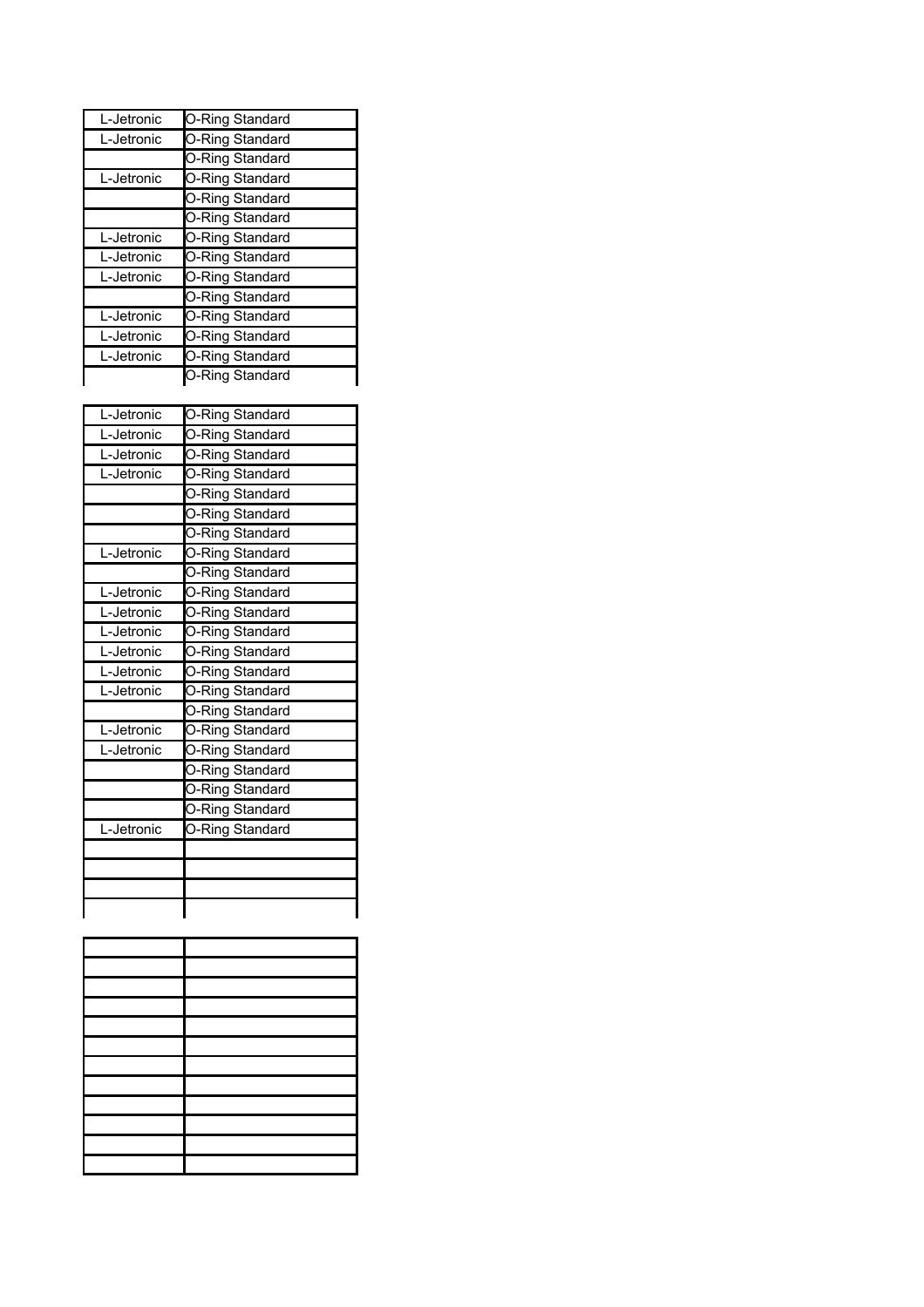| | |
|---|---|
| L-Jetronic | O-Ring Standard |
| L-Jetronic | O-Ring Standard |
| | O-Ring Standard |
| L-Jetronic | O-Ring Standard |
| | O-Ring Standard |
| | O-Ring Standard |
| L-Jetronic | O-Ring Standard |
| L-Jetronic | O-Ring Standard |
| L-Jetronic | O-Ring Standard |
| | O-Ring Standard |
| L-Jetronic | O-Ring Standard |
| L-Jetronic | O-Ring Standard |
| L-Jetronic | O-Ring Standard |
| | O-Ring Standard |

| | |
|---|---|
| L-Jetronic | O-Ring Standard |
| L-Jetronic | O-Ring Standard |
| L-Jetronic | O-Ring Standard |
| L-Jetronic | O-Ring Standard |
| | O-Ring Standard |
| | O-Ring Standard |
| | O-Ring Standard |
| L-Jetronic | O-Ring Standard |
| | O-Ring Standard |
| L-Jetronic | O-Ring Standard |
| L-Jetronic | O-Ring Standard |
| L-Jetronic | O-Ring Standard |
| L-Jetronic | O-Ring Standard |
| L-Jetronic | O-Ring Standard |
| L-Jetronic | O-Ring Standard |
| | O-Ring Standard |
| L-Jetronic | O-Ring Standard |
| L-Jetronic | O-Ring Standard |
| | O-Ring Standard |
| | O-Ring Standard |
| | O-Ring Standard |
| L-Jetronic | O-Ring Standard |
| | |
| | |
| | |
| | |

| | |
|---|---|
| | |
| | |
| | |
| | |
| | |
| | |
| | |
| | |
| | |
| | |
| | |
| | |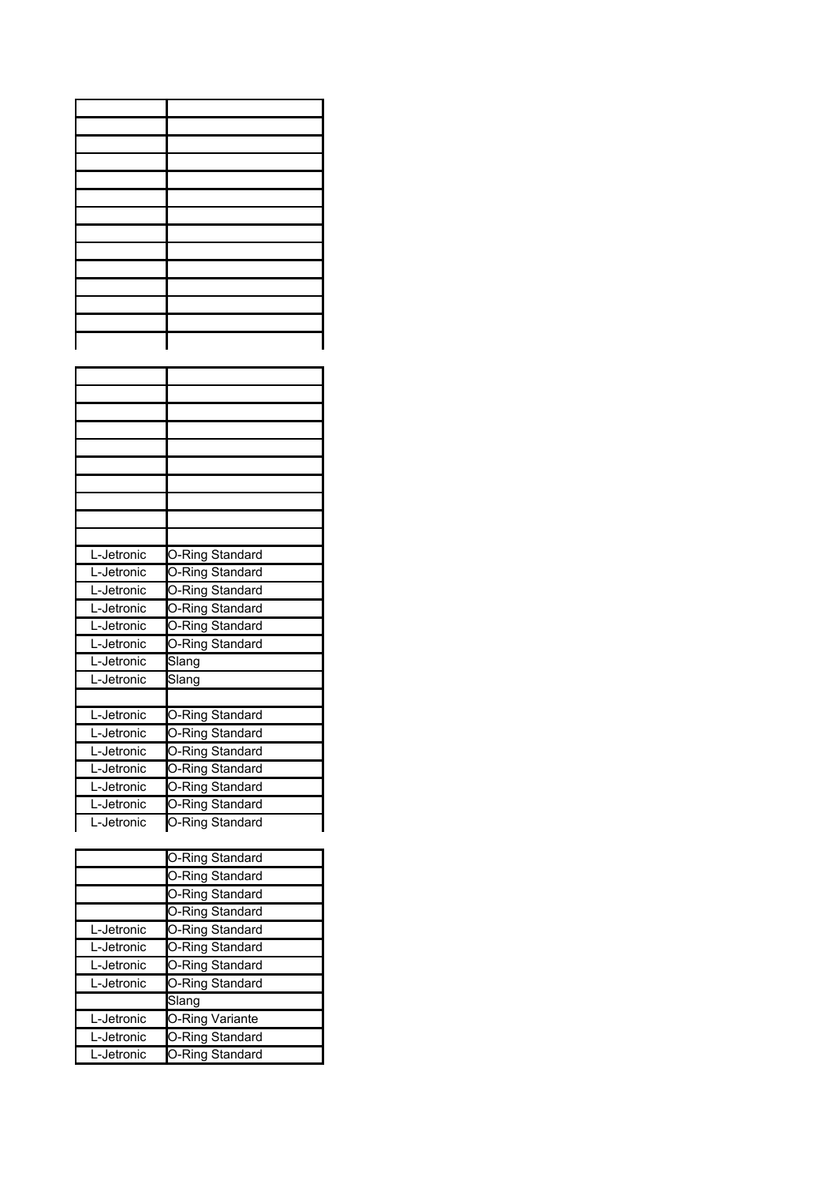| | |
|---|---|
| L-Jetronic | O-Ring Standard |
| L-Jetronic | O-Ring Standard |
| L-Jetronic | O-Ring Standard |
| L-Jetronic | O-Ring Standard |
| L-Jetronic | O-Ring Standard |
| L-Jetronic | O-Ring Standard |
| L-Jetronic | Slang |
| L-Jetronic | Slang |
| | |
| L-Jetronic | O-Ring Standard |
| L-Jetronic | O-Ring Standard |
| L-Jetronic | O-Ring Standard |
| L-Jetronic | O-Ring Standard |
| L-Jetronic | O-Ring Standard |
| L-Jetronic | O-Ring Standard |
| L-Jetronic | O-Ring Standard |

| | |
|---|---|
| | O-Ring Standard |
| | O-Ring Standard |
| | O-Ring Standard |
| | O-Ring Standard |
| L-Jetronic | O-Ring Standard |
| L-Jetronic | O-Ring Standard |
| L-Jetronic | O-Ring Standard |
| L-Jetronic | O-Ring Standard |
| | Slang |
| L-Jetronic | O-Ring Variante |
| L-Jetronic | O-Ring Standard |
| L-Jetronic | O-Ring Standard |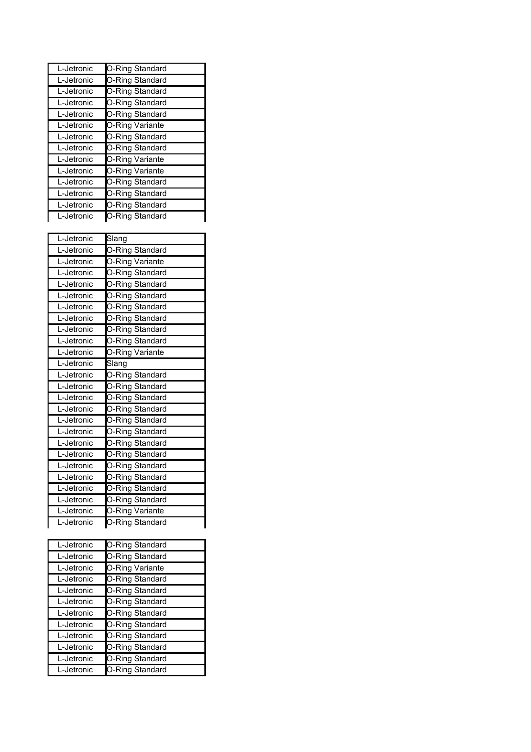| | |
|---|---|
| L-Jetronic | O-Ring Standard |
| L-Jetronic | O-Ring Standard |
| L-Jetronic | O-Ring Standard |
| L-Jetronic | O-Ring Standard |
| L-Jetronic | O-Ring Standard |
| L-Jetronic | O-Ring Variante |
| L-Jetronic | O-Ring Standard |
| L-Jetronic | O-Ring Standard |
| L-Jetronic | O-Ring Variante |
| L-Jetronic | O-Ring Variante |
| L-Jetronic | O-Ring Standard |
| L-Jetronic | O-Ring Standard |
| L-Jetronic | O-Ring Standard |
| L-Jetronic | O-Ring Standard |

| | |
|---|---|
| L-Jetronic | Slang |
| L-Jetronic | O-Ring Standard |
| L-Jetronic | O-Ring Variante |
| L-Jetronic | O-Ring Standard |
| L-Jetronic | O-Ring Standard |
| L-Jetronic | O-Ring Standard |
| L-Jetronic | O-Ring Standard |
| L-Jetronic | O-Ring Standard |
| L-Jetronic | O-Ring Standard |
| L-Jetronic | O-Ring Standard |
| L-Jetronic | O-Ring Variante |
| L-Jetronic | Slang |
| L-Jetronic | O-Ring Standard |
| L-Jetronic | O-Ring Standard |
| L-Jetronic | O-Ring Standard |
| L-Jetronic | O-Ring Standard |
| L-Jetronic | O-Ring Standard |
| L-Jetronic | O-Ring Standard |
| L-Jetronic | O-Ring Standard |
| L-Jetronic | O-Ring Standard |
| L-Jetronic | O-Ring Standard |
| L-Jetronic | O-Ring Standard |
| L-Jetronic | O-Ring Standard |
| L-Jetronic | O-Ring Standard |
| L-Jetronic | O-Ring Variante |
| L-Jetronic | O-Ring Standard |

| | |
|---|---|
| L-Jetronic | O-Ring Standard |
| L-Jetronic | O-Ring Standard |
| L-Jetronic | O-Ring Variante |
| L-Jetronic | O-Ring Standard |
| L-Jetronic | O-Ring Standard |
| L-Jetronic | O-Ring Standard |
| L-Jetronic | O-Ring Standard |
| L-Jetronic | O-Ring Standard |
| L-Jetronic | O-Ring Standard |
| L-Jetronic | O-Ring Standard |
| L-Jetronic | O-Ring Standard |
| L-Jetronic | O-Ring Standard |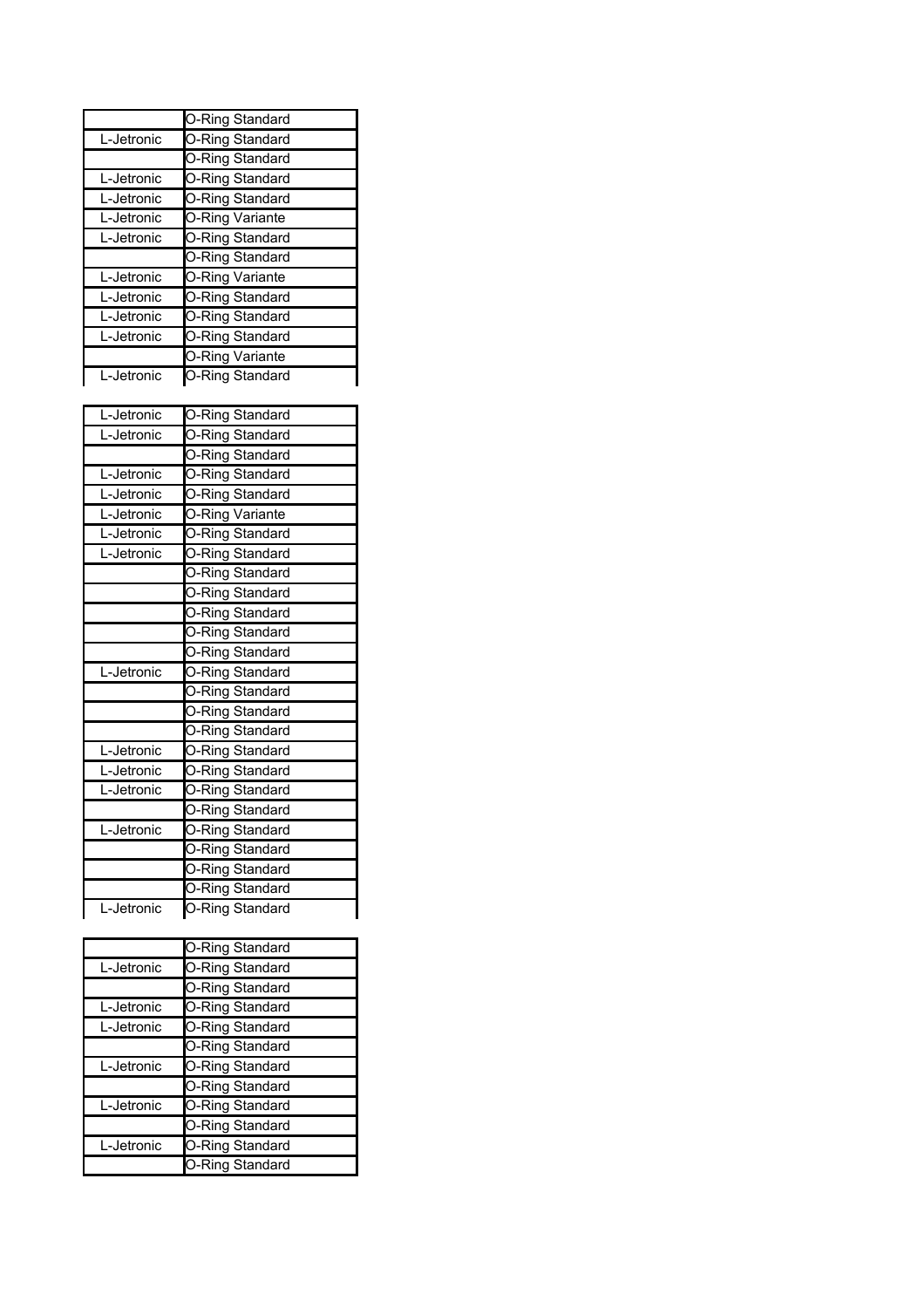| | |
|---|---|
| | O-Ring Standard |
| L-Jetronic | O-Ring Standard |
| | O-Ring Standard |
| L-Jetronic | O-Ring Standard |
| L-Jetronic | O-Ring Standard |
| L-Jetronic | O-Ring Variante |
| L-Jetronic | O-Ring Standard |
| | O-Ring Standard |
| L-Jetronic | O-Ring Variante |
| L-Jetronic | O-Ring Standard |
| L-Jetronic | O-Ring Standard |
| L-Jetronic | O-Ring Standard |
| | O-Ring Variante |
| L-Jetronic | O-Ring Standard |
| L-Jetronic | O-Ring Standard |
| L-Jetronic | O-Ring Standard |
| | O-Ring Standard |
| L-Jetronic | O-Ring Standard |
| L-Jetronic | O-Ring Standard |
| L-Jetronic | O-Ring Variante |
| L-Jetronic | O-Ring Standard |
| L-Jetronic | O-Ring Standard |
| | O-Ring Standard |
| | O-Ring Standard |
| | O-Ring Standard |
| | O-Ring Standard |
| | O-Ring Standard |
| L-Jetronic | O-Ring Standard |
| | O-Ring Standard |
| | O-Ring Standard |
| | O-Ring Standard |
| L-Jetronic | O-Ring Standard |
| L-Jetronic | O-Ring Standard |
| L-Jetronic | O-Ring Standard |
| | O-Ring Standard |
| L-Jetronic | O-Ring Standard |
| | O-Ring Standard |
| | O-Ring Standard |
| | O-Ring Standard |
| L-Jetronic | O-Ring Standard |
| | O-Ring Standard |
| L-Jetronic | O-Ring Standard |
| | O-Ring Standard |
| L-Jetronic | O-Ring Standard |
| L-Jetronic | O-Ring Standard |
| | O-Ring Standard |
| L-Jetronic | O-Ring Standard |
| | O-Ring Standard |
| L-Jetronic | O-Ring Standard |
| | O-Ring Standard |
| L-Jetronic | O-Ring Standard |
| | O-Ring Standard |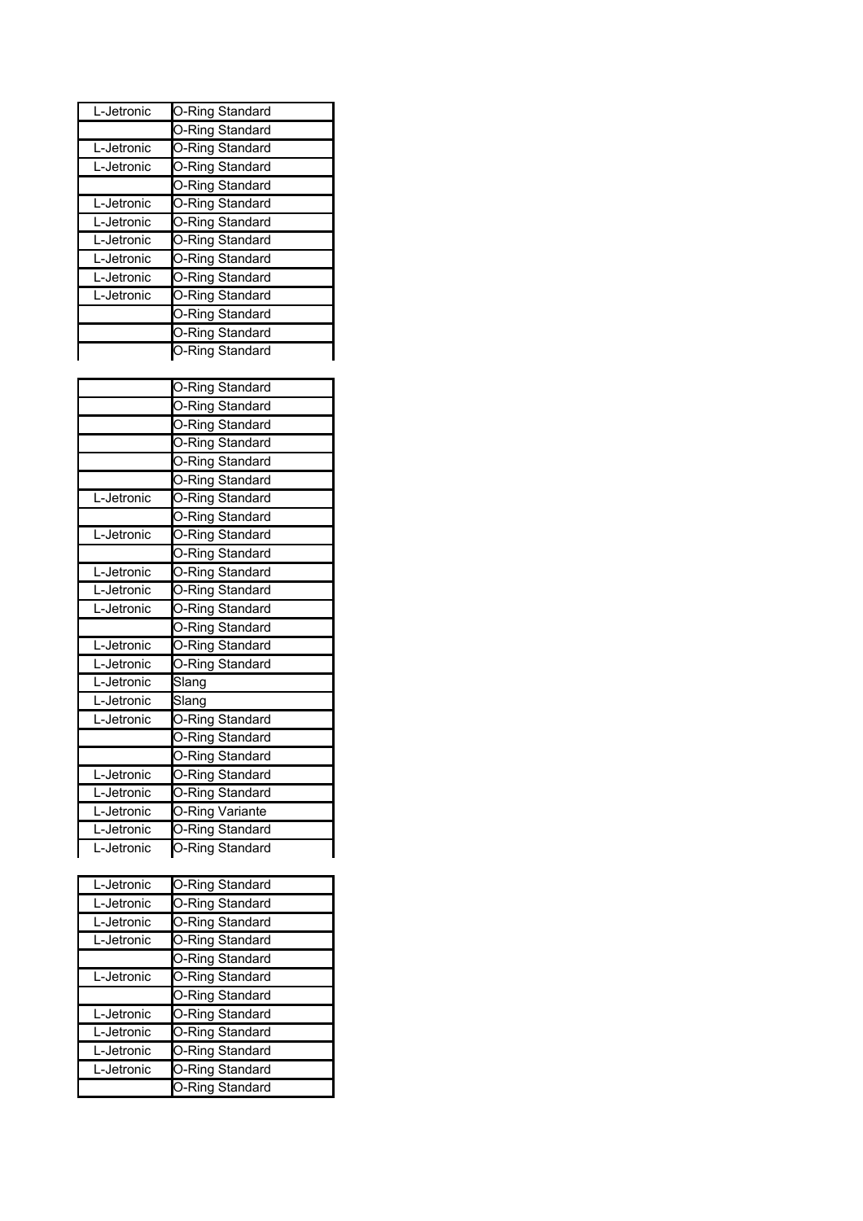| | |
|---|---|
| L-Jetronic | O-Ring Standard |
| | O-Ring Standard |
| L-Jetronic | O-Ring Standard |
| L-Jetronic | O-Ring Standard |
| | O-Ring Standard |
| L-Jetronic | O-Ring Standard |
| L-Jetronic | O-Ring Standard |
| L-Jetronic | O-Ring Standard |
| L-Jetronic | O-Ring Standard |
| L-Jetronic | O-Ring Standard |
| L-Jetronic | O-Ring Standard |
| | O-Ring Standard |
| | O-Ring Standard |
| | O-Ring Standard |

| | |
|---|---|
| | O-Ring Standard |
| | O-Ring Standard |
| | O-Ring Standard |
| | O-Ring Standard |
| | O-Ring Standard |
| | O-Ring Standard |
| L-Jetronic | O-Ring Standard |
| | O-Ring Standard |
| L-Jetronic | O-Ring Standard |
| | O-Ring Standard |
| L-Jetronic | O-Ring Standard |
| L-Jetronic | O-Ring Standard |
| L-Jetronic | O-Ring Standard |
| | O-Ring Standard |
| L-Jetronic | O-Ring Standard |
| L-Jetronic | O-Ring Standard |
| L-Jetronic | Slang |
| L-Jetronic | Slang |
| L-Jetronic | O-Ring Standard |
| | O-Ring Standard |
| | O-Ring Standard |
| L-Jetronic | O-Ring Standard |
| L-Jetronic | O-Ring Standard |
| L-Jetronic | O-Ring Variante |
| L-Jetronic | O-Ring Standard |
| L-Jetronic | O-Ring Standard |

| | |
|---|---|
| L-Jetronic | O-Ring Standard |
| L-Jetronic | O-Ring Standard |
| L-Jetronic | O-Ring Standard |
| L-Jetronic | O-Ring Standard |
| | O-Ring Standard |
| L-Jetronic | O-Ring Standard |
| | O-Ring Standard |
| L-Jetronic | O-Ring Standard |
| L-Jetronic | O-Ring Standard |
| L-Jetronic | O-Ring Standard |
| L-Jetronic | O-Ring Standard |
| | O-Ring Standard |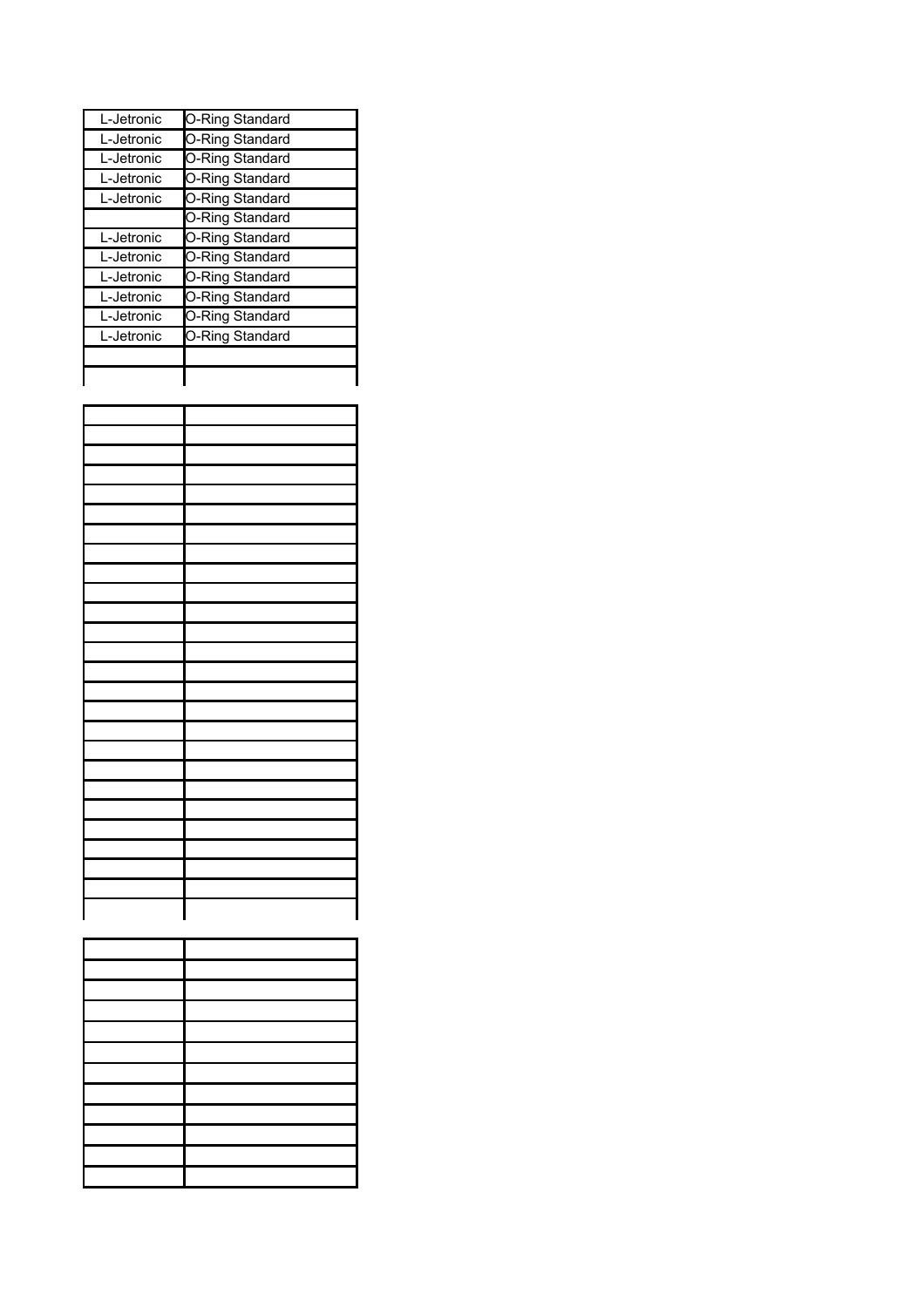| | |
|---|---|
| L-Jetronic | O-Ring Standard |
| L-Jetronic | O-Ring Standard |
| L-Jetronic | O-Ring Standard |
| L-Jetronic | O-Ring Standard |
| L-Jetronic | O-Ring Standard |
| | O-Ring Standard |
| L-Jetronic | O-Ring Standard |
| L-Jetronic | O-Ring Standard |
| L-Jetronic | O-Ring Standard |
| L-Jetronic | O-Ring Standard |
| L-Jetronic | O-Ring Standard |
| L-Jetronic | O-Ring Standard |
| | |
| | |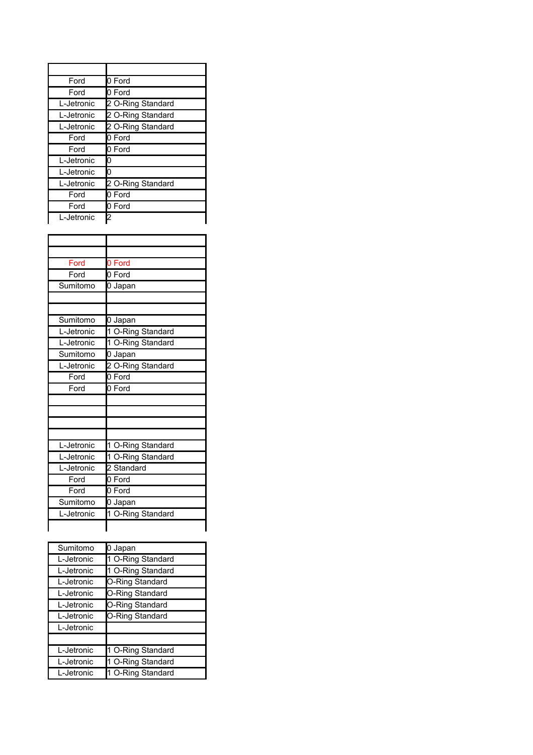| | |
|---|---|
| Ford | 0 Ford |
| Ford | 0 Ford |
| L-Jetronic | 2 O-Ring Standard |
| L-Jetronic | 2 O-Ring Standard |
| L-Jetronic | 2 O-Ring Standard |
| Ford | 0 Ford |
| Ford | 0 Ford |
| L-Jetronic | 0 |
| L-Jetronic | 0 |
| L-Jetronic | 2 O-Ring Standard |
| Ford | 0 Ford |
| Ford | 0 Ford |
| L-Jetronic | 2 |

| | |
|---|---|
| | |
| Ford | 0 Ford |
| Ford | 0 Ford |
| Sumitomo | 0 Japan |
| | |
| | |
| Sumitomo | 0 Japan |
| L-Jetronic | 1 O-Ring Standard |
| L-Jetronic | 1 O-Ring Standard |
| Sumitomo | 0 Japan |
| L-Jetronic | 2 O-Ring Standard |
| Ford | 0 Ford |
| Ford | 0 Ford |
| | |
| | |
| | |
| | |
| L-Jetronic | 1 O-Ring Standard |
| L-Jetronic | 1 O-Ring Standard |
| L-Jetronic | 2 Standard |
| Ford | 0 Ford |
| Ford | 0 Ford |
| Sumitomo | 0 Japan |
| L-Jetronic | 1 O-Ring Standard |
| | |

| | |
|---|---|
| Sumitomo | 0 Japan |
| L-Jetronic | 1 O-Ring Standard |
| L-Jetronic | 1 O-Ring Standard |
| L-Jetronic | O-Ring Standard |
| L-Jetronic | O-Ring Standard |
| L-Jetronic | O-Ring Standard |
| L-Jetronic | O-Ring Standard |
| L-Jetronic | |
| | |
| L-Jetronic | 1 O-Ring Standard |
| L-Jetronic | 1 O-Ring Standard |
| L-Jetronic | 1 O-Ring Standard |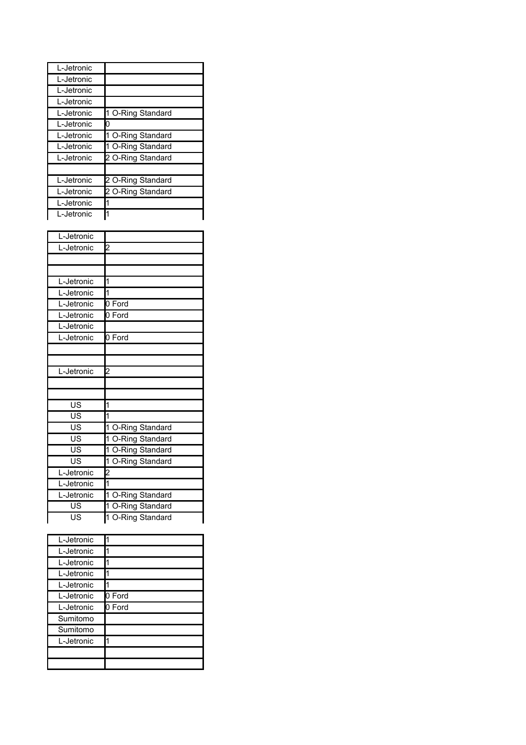| | |
|---|---|
| L-Jetronic | |
| L-Jetronic | |
| L-Jetronic | |
| L-Jetronic | |
| L-Jetronic | 1 O-Ring Standard |
| L-Jetronic | 0 |
| L-Jetronic | 1 O-Ring Standard |
| L-Jetronic | 1 O-Ring Standard |
| L-Jetronic | 2 O-Ring Standard |
| | |
| L-Jetronic | 2 O-Ring Standard |
| L-Jetronic | 2 O-Ring Standard |
| L-Jetronic | 1 |
| L-Jetronic | 1 |

| | |
|---|---|
| L-Jetronic | |
| L-Jetronic | 2 |
| | |
| | |
| L-Jetronic | 1 |
| L-Jetronic | 1 |
| L-Jetronic | 0 Ford |
| L-Jetronic | 0 Ford |
| L-Jetronic | |
| L-Jetronic | 0 Ford |
| | |
| | |
| L-Jetronic | 2 |
| | |
| | |
| US | 1 |
| US | 1 |
| US | 1 O-Ring Standard |
| US | 1 O-Ring Standard |
| US | 1 O-Ring Standard |
| US | 1 O-Ring Standard |
| L-Jetronic | 2 |
| L-Jetronic | 1 |
| L-Jetronic | 1 O-Ring Standard |
| US | 1 O-Ring Standard |
| US | 1 O-Ring Standard |

| | |
|---|---|
| L-Jetronic | 1 |
| L-Jetronic | 1 |
| L-Jetronic | 1 |
| L-Jetronic | 1 |
| L-Jetronic | 1 |
| L-Jetronic | 0 Ford |
| L-Jetronic | 0 Ford |
| Sumitomo | |
| Sumitomo | |
| L-Jetronic | 1 |
| | |
| | |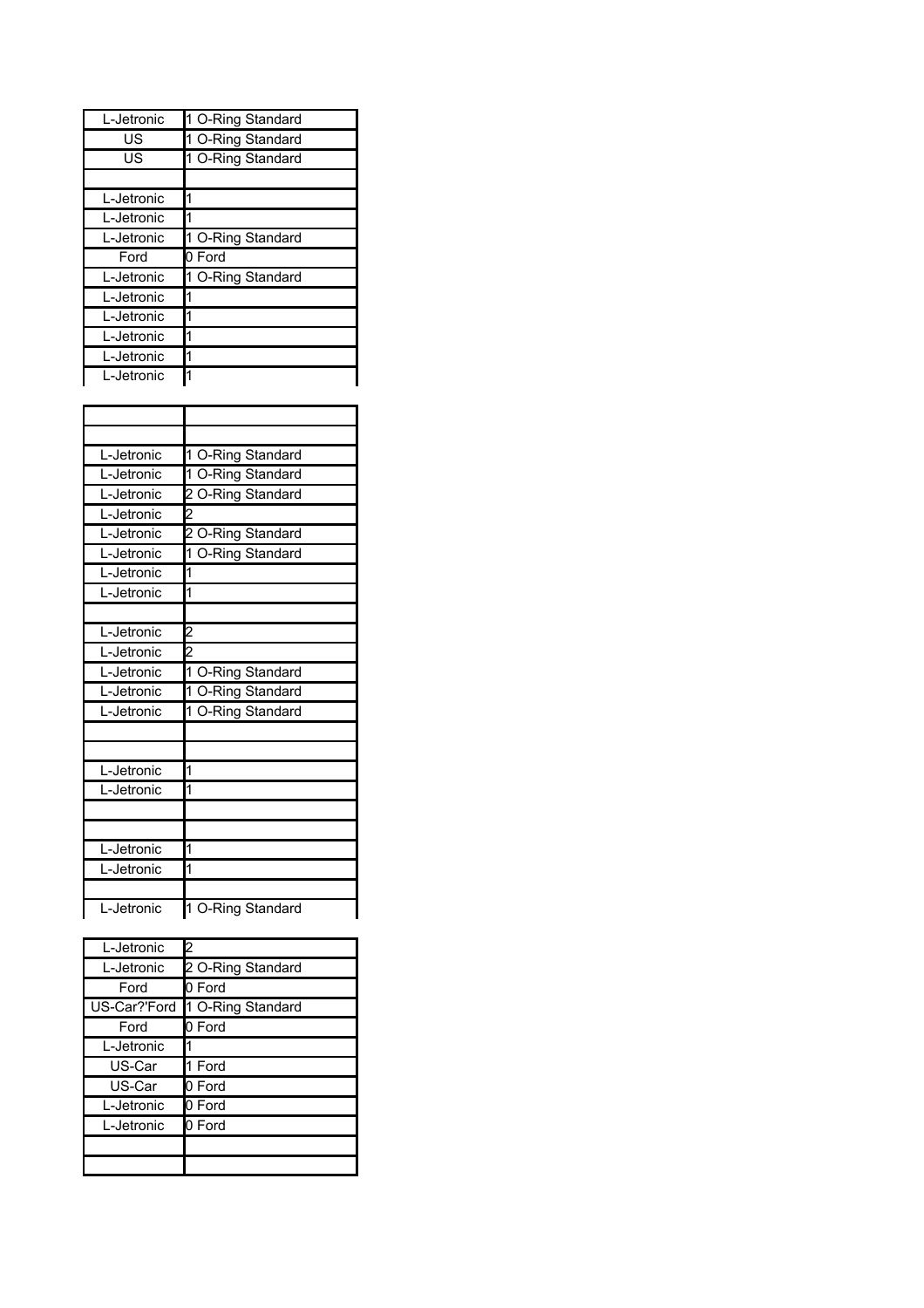| | |
|---|---|
| L-Jetronic | 1 O-Ring Standard |
| US | 1 O-Ring Standard |
| US | 1 O-Ring Standard |
| | |
| L-Jetronic | 1 |
| L-Jetronic | 1 |
| L-Jetronic | 1 O-Ring Standard |
| Ford | 0 Ford |
| L-Jetronic | 1 O-Ring Standard |
| L-Jetronic | 1 |
| L-Jetronic | 1 |
| L-Jetronic | 1 |
| L-Jetronic | 1 |
| L-Jetronic | 1 |

| | |
|---|---|
| | |
| | |
| L-Jetronic | 1 O-Ring Standard |
| L-Jetronic | 1 O-Ring Standard |
| L-Jetronic | 2 O-Ring Standard |
| L-Jetronic | 2 |
| L-Jetronic | 2 O-Ring Standard |
| L-Jetronic | 1 O-Ring Standard |
| L-Jetronic | 1 |
| L-Jetronic | 1 |
| | |
| L-Jetronic | 2 |
| L-Jetronic | 2 |
| L-Jetronic | 1 O-Ring Standard |
| L-Jetronic | 1 O-Ring Standard |
| L-Jetronic | 1 O-Ring Standard |
| | |
| | |
| L-Jetronic | 1 |
| L-Jetronic | 1 |
| | |
| | |
| L-Jetronic | 1 |
| L-Jetronic | 1 |
| | |
| L-Jetronic | 1 O-Ring Standard |

| | |
|---|---|
| L-Jetronic | 2 |
| L-Jetronic | 2 O-Ring Standard |
| Ford | 0 Ford |
| US-Car?'Ford | 1 O-Ring Standard |
| Ford | 0 Ford |
| L-Jetronic | 1 |
| US-Car | 1 Ford |
| US-Car | 0 Ford |
| L-Jetronic | 0 Ford |
| L-Jetronic | 0 Ford |
| | |
| | |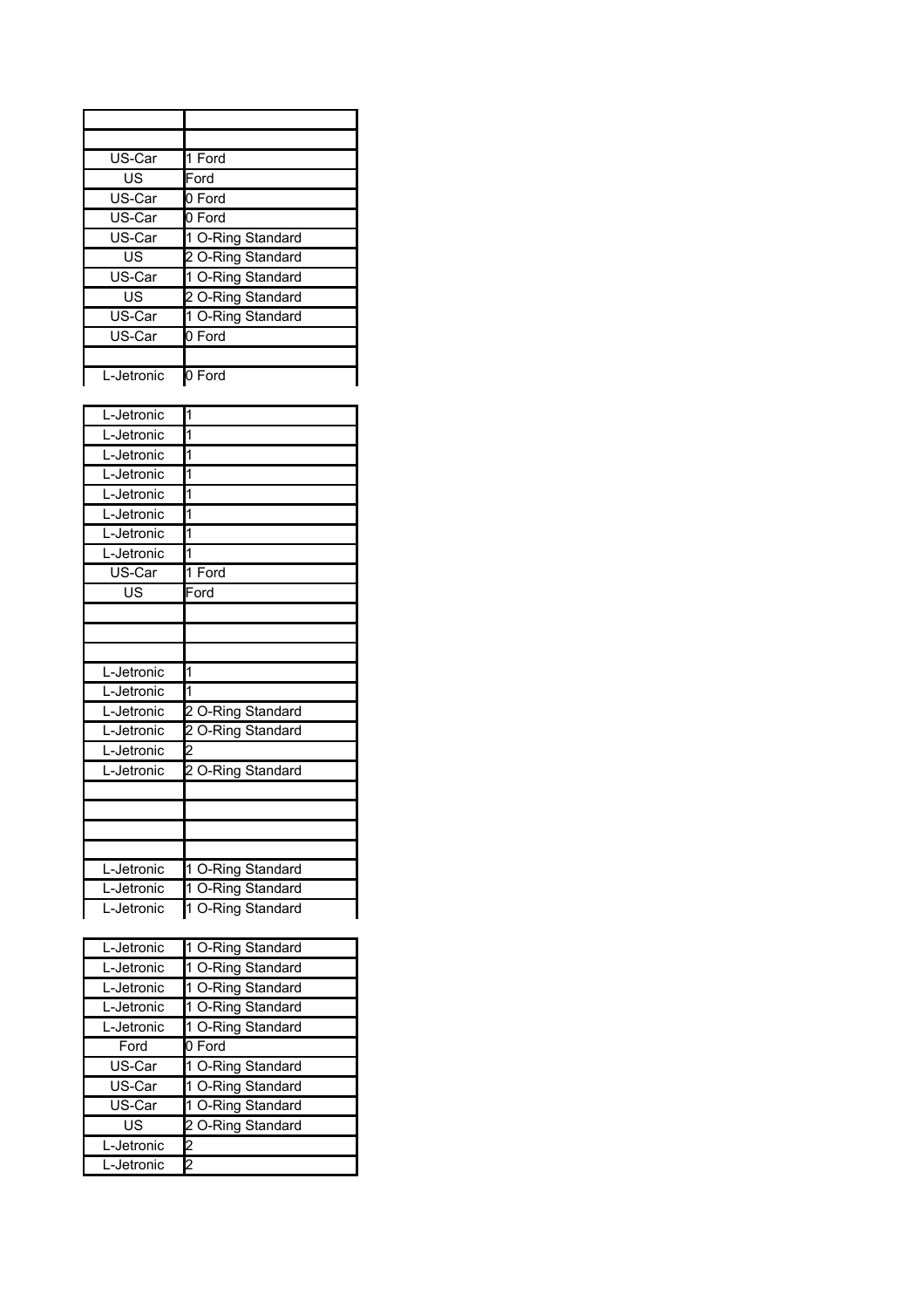| | |
|---|---|
| | |
| | |
| US-Car | 1 Ford |
| US | Ford |
| US-Car | 0 Ford |
| US-Car | 0 Ford |
| US-Car | 1 O-Ring Standard |
| US | 2 O-Ring Standard |
| US-Car | 1 O-Ring Standard |
| US | 2 O-Ring Standard |
| US-Car | 1 O-Ring Standard |
| US-Car | 0 Ford |
| | |
| L-Jetronic | 0 Ford |
| L-Jetronic | 1 |
| L-Jetronic | 1 |
| L-Jetronic | 1 |
| L-Jetronic | 1 |
| L-Jetronic | 1 |
| L-Jetronic | 1 |
| L-Jetronic | 1 |
| L-Jetronic | 1 |
| US-Car | 1 Ford |
| US | Ford |
| | |
| | |
| | |
| L-Jetronic | 1 |
| L-Jetronic | 1 |
| L-Jetronic | 2 O-Ring Standard |
| L-Jetronic | 2 O-Ring Standard |
| L-Jetronic | 2 |
| L-Jetronic | 2 O-Ring Standard |
| | |
| | |
| | |
| | |
| L-Jetronic | 1 O-Ring Standard |
| L-Jetronic | 1 O-Ring Standard |
| L-Jetronic | 1 O-Ring Standard |
| L-Jetronic | 1 O-Ring Standard |
| L-Jetronic | 1 O-Ring Standard |
| L-Jetronic | 1 O-Ring Standard |
| L-Jetronic | 1 O-Ring Standard |
| L-Jetronic | 1 O-Ring Standard |
| Ford | 0 Ford |
| US-Car | 1 O-Ring Standard |
| US-Car | 1 O-Ring Standard |
| US-Car | 1 O-Ring Standard |
| US | 2 O-Ring Standard |
| L-Jetronic | 2 |
| L-Jetronic | 2 |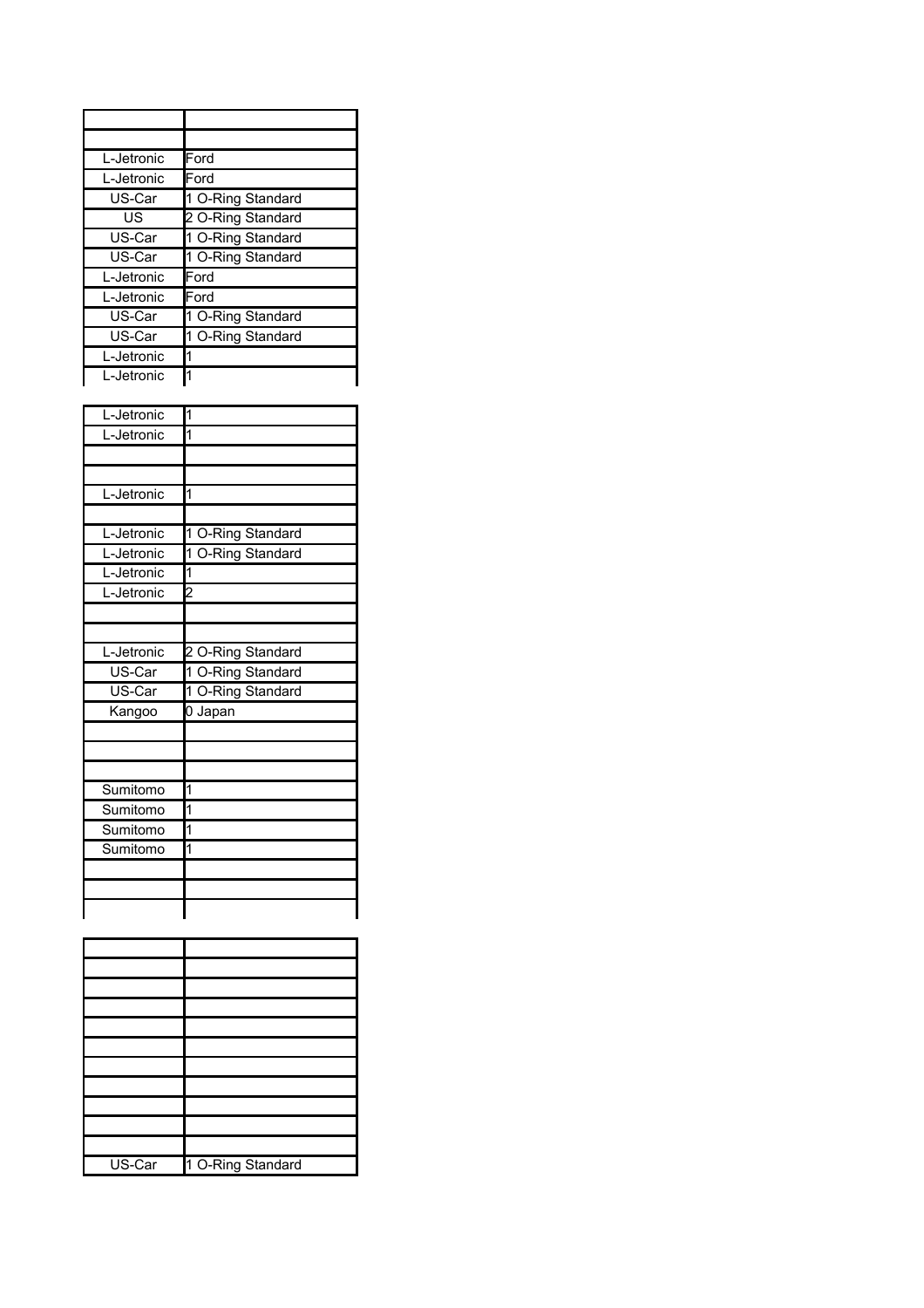| | |
|---|---|
| | |
| | |
| L-Jetronic | Ford |
| L-Jetronic | Ford |
| US-Car | 1 O-Ring Standard |
| US | 2 O-Ring Standard |
| US-Car | 1 O-Ring Standard |
| US-Car | 1 O-Ring Standard |
| L-Jetronic | Ford |
| L-Jetronic | Ford |
| US-Car | 1 O-Ring Standard |
| US-Car | 1 O-Ring Standard |
| L-Jetronic | 1 |
| L-Jetronic | 1 |

| | |
|---|---|
| L-Jetronic | 1 |
| L-Jetronic | 1 |
| | |
| | |
| L-Jetronic | 1 |
| | |
| L-Jetronic | 1 O-Ring Standard |
| L-Jetronic | 1 O-Ring Standard |
| L-Jetronic | 1 |
| L-Jetronic | 2 |
| | |
| | |
| L-Jetronic | 2 O-Ring Standard |
| US-Car | 1 O-Ring Standard |
| US-Car | 1 O-Ring Standard |
| Kangoo | 0 Japan |
| | |
| | |
| | |
| Sumitomo | 1 |
| Sumitomo | 1 |
| Sumitomo | 1 |
| Sumitomo | 1 |
| | |
| | |
| | |

| | |
|---|---|
| | |
| | |
| | |
| | |
| | |
| | |
| | |
| | |
| | |
| | |
| | |
| US-Car | 1 O-Ring Standard |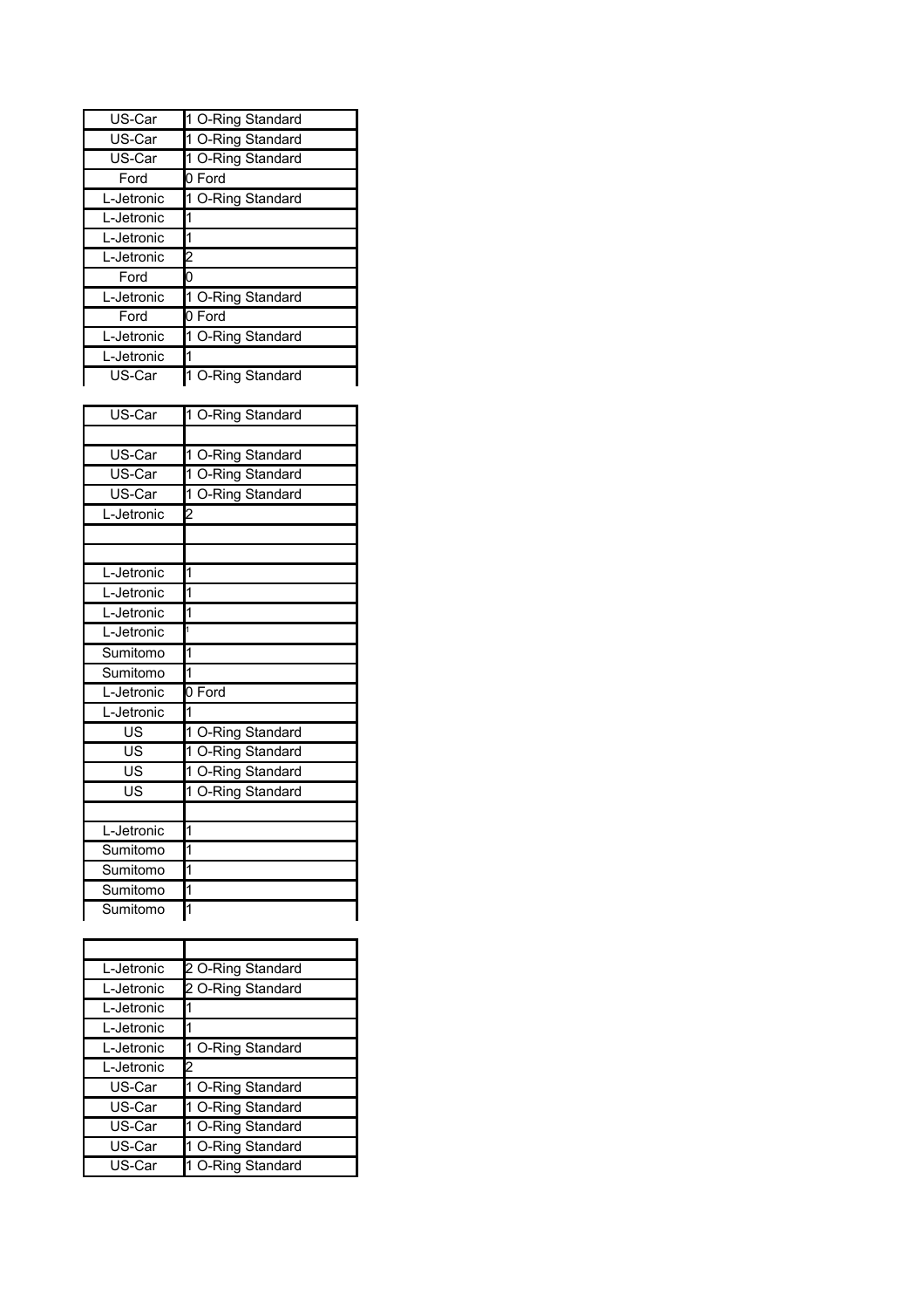| | |
|---|---|
| US-Car | 1 O-Ring Standard |
| US-Car | 1 O-Ring Standard |
| US-Car | 1 O-Ring Standard |
| Ford | 0 Ford |
| L-Jetronic | 1 O-Ring Standard |
| L-Jetronic | 1 |
| L-Jetronic | 1 |
| L-Jetronic | 2 |
| Ford | 0 |
| L-Jetronic | 1 O-Ring Standard |
| Ford | 0 Ford |
| L-Jetronic | 1 O-Ring Standard |
| L-Jetronic | 1 |
| US-Car | 1 O-Ring Standard |

| | |
|---|---|
| US-Car | 1 O-Ring Standard |
| | |
| US-Car | 1 O-Ring Standard |
| US-Car | 1 O-Ring Standard |
| US-Car | 1 O-Ring Standard |
| L-Jetronic | 2 |
| | |
| | |
| L-Jetronic | 1 |
| L-Jetronic | 1 |
| L-Jetronic | 1 |
| L-Jetronic | 1 |
| Sumitomo | 1 |
| Sumitomo | 1 |
| L-Jetronic | 0 Ford |
| L-Jetronic | 1 |
| US | 1 O-Ring Standard |
| US | 1 O-Ring Standard |
| US | 1 O-Ring Standard |
| US | 1 O-Ring Standard |
| | |
| L-Jetronic | 1 |
| Sumitomo | 1 |
| Sumitomo | 1 |
| Sumitomo | 1 |
| Sumitomo | 1 |

| | |
|---|---|
| | |
| L-Jetronic | 2 O-Ring Standard |
| L-Jetronic | 2 O-Ring Standard |
| L-Jetronic | 1 |
| L-Jetronic | 1 |
| L-Jetronic | 1 O-Ring Standard |
| L-Jetronic | 2 |
| US-Car | 1 O-Ring Standard |
| US-Car | 1 O-Ring Standard |
| US-Car | 1 O-Ring Standard |
| US-Car | 1 O-Ring Standard |
| US-Car | 1 O-Ring Standard |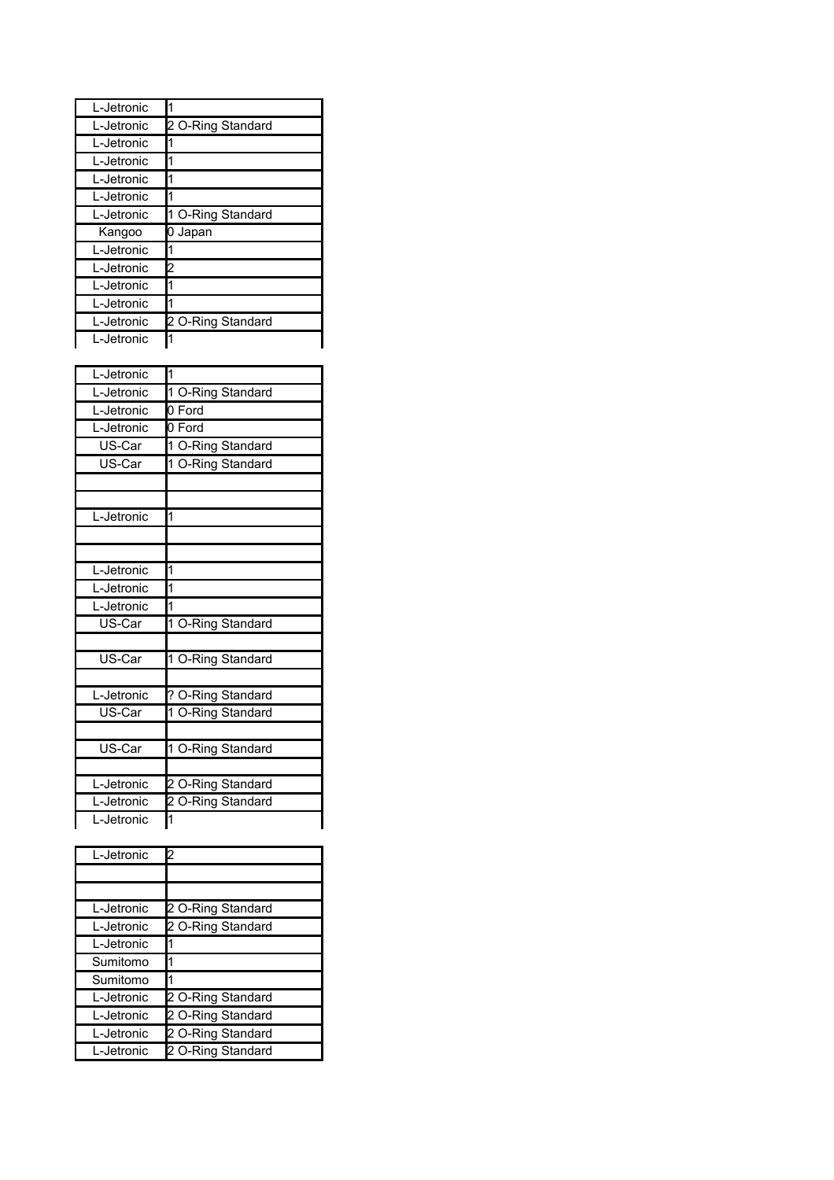| | |
|---|---|
| L-Jetronic | 1 |
| L-Jetronic | 2 O-Ring Standard |
| L-Jetronic | 1 |
| L-Jetronic | 1 |
| L-Jetronic | 1 |
| L-Jetronic | 1 |
| L-Jetronic | 1 O-Ring Standard |
| Kangoo | 0 Japan |
| L-Jetronic | 1 |
| L-Jetronic | 2 |
| L-Jetronic | 1 |
| L-Jetronic | 1 |
| L-Jetronic | 2 O-Ring Standard |
| L-Jetronic | 1 |
| L-Jetronic | 1 |
| L-Jetronic | 1 O-Ring Standard |
| L-Jetronic | 0 Ford |
| L-Jetronic | 0 Ford |
| US-Car | 1 O-Ring Standard |
| US-Car | 1 O-Ring Standard |
| | |
| | |
| L-Jetronic | 1 |
| | |
| | |
| L-Jetronic | 1 |
| L-Jetronic | 1 |
| L-Jetronic | 1 |
| US-Car | 1 O-Ring Standard |
| | |
| US-Car | 1 O-Ring Standard |
| | |
| L-Jetronic | ? O-Ring Standard |
| US-Car | 1 O-Ring Standard |
| | |
| US-Car | 1 O-Ring Standard |
| | |
| L-Jetronic | 2 O-Ring Standard |
| L-Jetronic | 2 O-Ring Standard |
| L-Jetronic | 1 |
| L-Jetronic | 2 |
| | |
| | |
| L-Jetronic | 2 O-Ring Standard |
| L-Jetronic | 2 O-Ring Standard |
| L-Jetronic | 1 |
| Sumitomo | 1 |
| Sumitomo | 1 |
| L-Jetronic | 2 O-Ring Standard |
| L-Jetronic | 2 O-Ring Standard |
| L-Jetronic | 2 O-Ring Standard |
| L-Jetronic | 2 O-Ring Standard |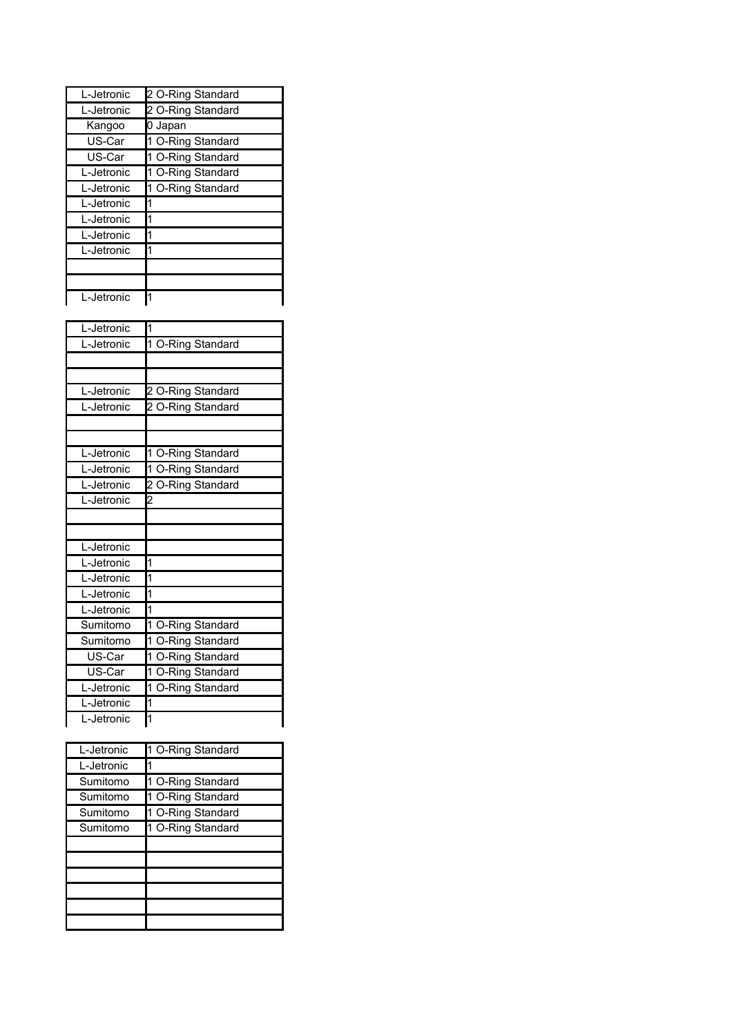| | |
|---|---|
| L-Jetronic | 2 O-Ring Standard |
| L-Jetronic | 2 O-Ring Standard |
| Kangoo | 0 Japan |
| US-Car | 1 O-Ring Standard |
| US-Car | 1 O-Ring Standard |
| L-Jetronic | 1 O-Ring Standard |
| L-Jetronic | 1 O-Ring Standard |
| L-Jetronic | 1 |
| L-Jetronic | 1 |
| L-Jetronic | 1 |
| L-Jetronic | 1 |
| | |
| | |
| L-Jetronic | 1 |

| | |
|---|---|
| L-Jetronic | 1 |
| L-Jetronic | 1 O-Ring Standard |
| | |
| | |
| L-Jetronic | 2 O-Ring Standard |
| L-Jetronic | 2 O-Ring Standard |
| | |
| | |
| L-Jetronic | 1 O-Ring Standard |
| L-Jetronic | 1 O-Ring Standard |
| L-Jetronic | 2 O-Ring Standard |
| L-Jetronic | 2 |
| | |
| | |
| L-Jetronic | |
| L-Jetronic | 1 |
| L-Jetronic | 1 |
| L-Jetronic | 1 |
| L-Jetronic | 1 |
| Sumitomo | 1 O-Ring Standard |
| Sumitomo | 1 O-Ring Standard |
| US-Car | 1 O-Ring Standard |
| US-Car | 1 O-Ring Standard |
| L-Jetronic | 1 O-Ring Standard |
| L-Jetronic | 1 |
| L-Jetronic | 1 |

| | |
|---|---|
| L-Jetronic | 1 O-Ring Standard |
| L-Jetronic | 1 |
| Sumitomo | 1 O-Ring Standard |
| Sumitomo | 1 O-Ring Standard |
| Sumitomo | 1 O-Ring Standard |
| Sumitomo | 1 O-Ring Standard |
| | |
| | |
| | |
| | |
| | |
| | |